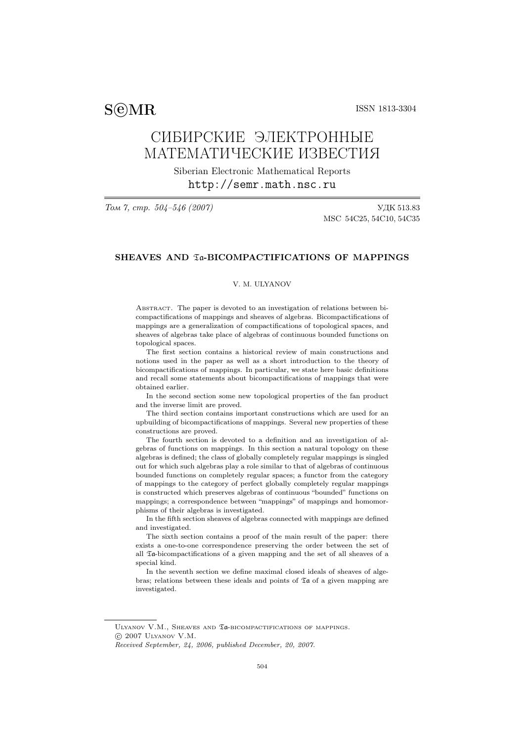S©MR ISSN 1813-3304

# СИБИРСКИЕ ЭЛЕКТРОННЫЕ МАТЕМАТИЧЕСКИЕ ИЗВЕСТИЯ

Siberian Electronic Mathematical Reports
http://semr.math.nsc.ru

*Том 7, стр. 504–546 (2007)* УДК 513.83
MSC 54C25, 54C10, 54C35

## SHEAVES AND $\mathfrak{Ta}$-BICOMPACTIFICATIONS OF MAPPINGS

V. M. ULYANOV

Abstract. The paper is devoted to an investigation of relations between bicompactifications of mappings and sheaves of algebras. Bicompactifications of mappings are a generalization of compactifications of topological spaces, and sheaves of algebras take place of algebras of continuous bounded functions on topological spaces.

The first section contains a historical review of main constructions and notions used in the paper as well as a short introduction to the theory of bicompactifications of mappings. In particular, we state here basic definitions and recall some statements about bicompactifications of mappings that were obtained earlier.

In the second section some new topological properties of the fan product and the inverse limit are proved.

The third section contains important constructions which are used for an upbuilding of bicompactifications of mappings. Several new properties of these constructions are proved.

The fourth section is devoted to a definition and an investigation of algebras of functions on mappings. In this section a natural topology on these algebras is defined; the class of globally completely regular mappings is singled out for which such algebras play a role similar to that of algebras of continuous bounded functions on completely regular spaces; a functor from the category of mappings to the category of perfect globally completely regular mappings is constructed which preserves algebras of continuous "bounded" functions on mappings; a correspondence between "mappings" of mappings and homomorphisms of their algebras is investigated.

In the fifth section sheaves of algebras connected with mappings are defined and investigated.

The sixth section contains a proof of the main result of the paper: there exists a one-to-one correspondence preserving the order between the set of all $\mathfrak{Ta}$-bicompactifications of a given mapping and the set of all sheaves of a special kind.

In the seventh section we define maximal closed ideals of sheaves of algebras; relations between these ideals and points of $\mathfrak{Ta}$ of a given mapping are investigated.

---

Ulyanov V.M., Sheaves and $\mathfrak{Ta}$-bicompactifications of mappings.
© 2007 Ulyanov V.M.
*Received September, 24, 2006, published December, 20, 2007.*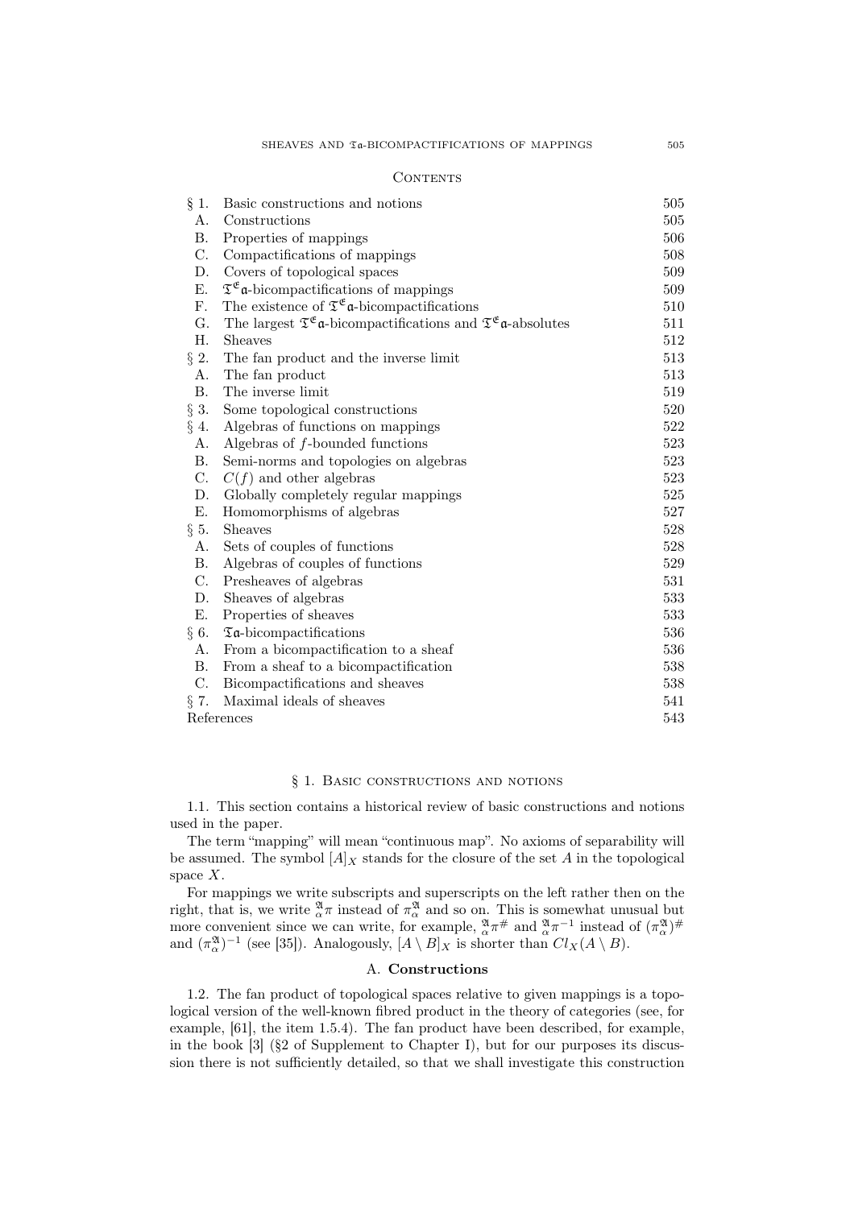## Contents

| | | |
|---|---|---|
| § 1. | Basic constructions and notions | 505 |
| A. | Constructions | 505 |
| B. | Properties of mappings | 506 |
| C. | Compactifications of mappings | 508 |
| D. | Covers of topological spaces | 509 |
| E. | $\mathfrak{T}^{\mathfrak{E}}\mathfrak{a}$-bicompactifications of mappings | 509 |
| F. | The existence of $\mathfrak{T}^{\mathfrak{E}}\mathfrak{a}$-bicompactifications | 510 |
| G. | The largest $\mathfrak{T}^{\mathfrak{E}}\mathfrak{a}$-bicompactifications and $\mathfrak{T}^{\mathfrak{E}}\mathfrak{a}$-absolutes | 511 |
| H. | Sheaves | 512 |
| § 2. | The fan product and the inverse limit | 513 |
| A. | The fan product | 513 |
| B. | The inverse limit | 519 |
| § 3. | Some topological constructions | 520 |
| § 4. | Algebras of functions on mappings | 522 |
| A. | Algebras of $f$-bounded functions | 523 |
| B. | Semi-norms and topologies on algebras | 523 |
| C. | $C(f)$ and other algebras | 523 |
| D. | Globally completely regular mappings | 525 |
| E. | Homomorphisms of algebras | 527 |
| § 5. | Sheaves | 528 |
| A. | Sets of couples of functions | 528 |
| B. | Algebras of couples of functions | 529 |
| C. | Presheaves of algebras | 531 |
| D. | Sheaves of algebras | 533 |
| E. | Properties of sheaves | 533 |
| § 6. | $\mathfrak{T}\mathfrak{a}$-bicompactifications | 536 |
| A. | From a bicompactification to a sheaf | 536 |
| B. | From a sheaf to a bicompactification | 538 |
| C. | Bicompactifications and sheaves | 538 |
| § 7. | Maximal ideals of sheaves | 541 |
| | References | 543 |

## § 1. Basic constructions and notions

1.1. This section contains a historical review of basic constructions and notions used in the paper.

The term "mapping" will mean "continuous map". No axioms of separability will be assumed. The symbol $[A]_X$ stands for the closure of the set $A$ in the topological space $X$.

For mappings we write subscripts and superscripts on the left rather then on the right, that is, we write ${}^{\mathfrak{A}}_{\alpha}\pi$ instead of $\pi^{\mathfrak{A}}_{\alpha}$ and so on. This is somewhat unusual but more convenient since we can write, for example, ${}^{\mathfrak{A}}_{\alpha}\pi^{\#}$ and ${}^{\mathfrak{A}}_{\alpha}\pi^{-1}$ instead of $(\pi^{\mathfrak{A}}_{\alpha})^{\#}$ and $(\pi^{\mathfrak{A}}_{\alpha})^{-1}$ (see [35]). Analogously, $[A \setminus B]_X$ is shorter than $Cl_X(A \setminus B)$.

### A. Constructions

1.2. The fan product of topological spaces relative to given mappings is a topological version of the well-known fibred product in the theory of categories (see, for example, [61], the item 1.5.4). The fan product have been described, for example, in the book [3] (§2 of Supplement to Chapter I), but for our purposes its discussion there is not sufficiently detailed, so that we shall investigate this construction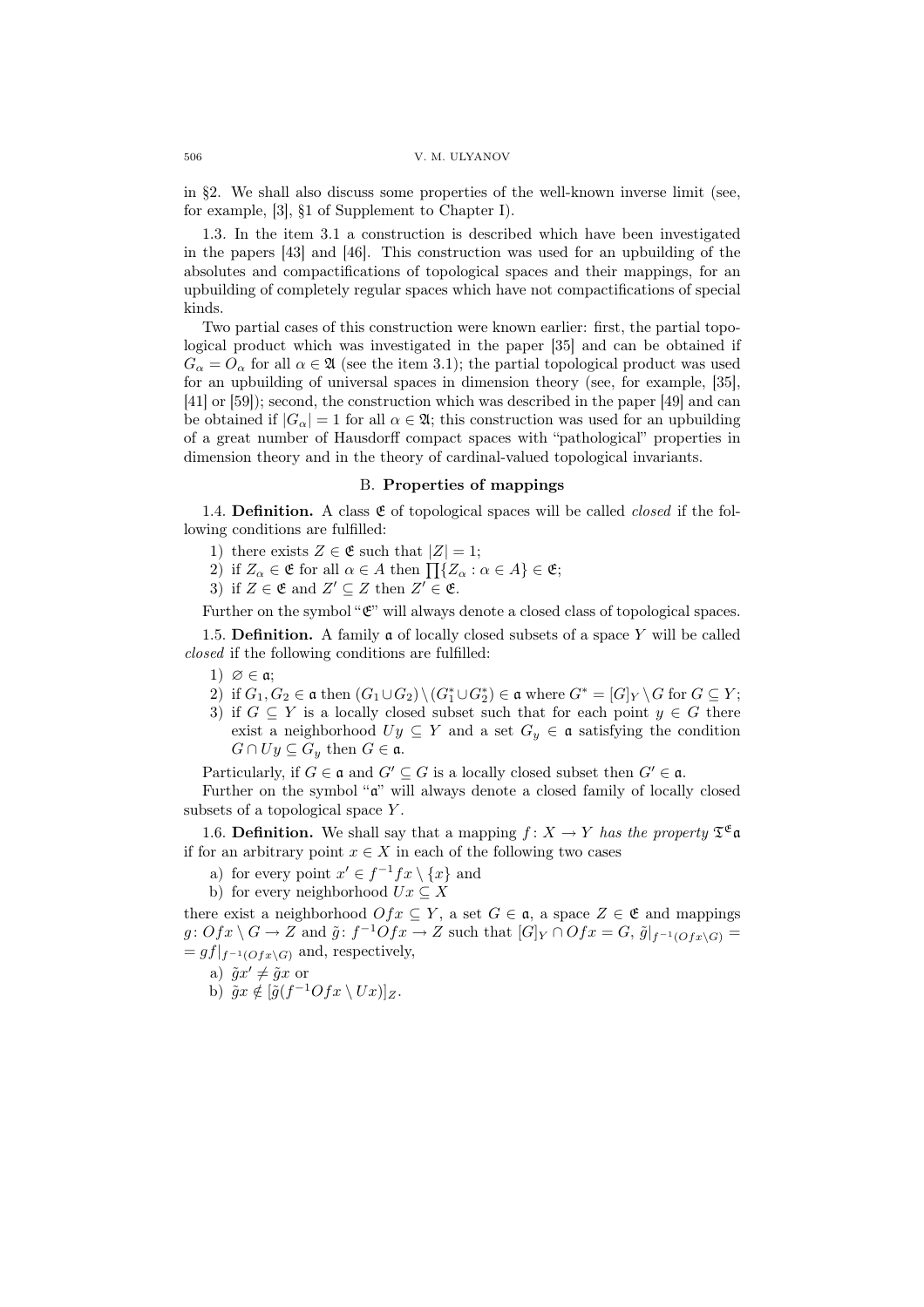in §2. We shall also discuss some properties of the well-known inverse limit (see, for example, [3], §1 of Supplement to Chapter I).

1.3. In the item 3.1 a construction is described which have been investigated in the papers [43] and [46]. This construction was used for an upbuilding of the absolutes and compactifications of topological spaces and their mappings, for an upbuilding of completely regular spaces which have not compactifications of special kinds.

Two partial cases of this construction were known earlier: first, the partial topological product which was investigated in the paper [35] and can be obtained if $G_\alpha = O_\alpha$ for all $\alpha \in \mathfrak{A}$ (see the item 3.1); the partial topological product was used for an upbuilding of universal spaces in dimension theory (see, for example, [35], [41] or [59]); second, the construction which was described in the paper [49] and can be obtained if $|G_\alpha| = 1$ for all $\alpha \in \mathfrak{A}$; this construction was used for an upbuilding of a great number of Hausdorff compact spaces with "pathological" properties in dimension theory and in the theory of cardinal-valued topological invariants.

### B. **Properties of mappings**

1.4. **Definition.** A class $\mathfrak{E}$ of topological spaces will be called *closed* if the following conditions are fulfilled:

1) there exists $Z \in \mathfrak{E}$ such that $|Z| = 1$;
2) if $Z_\alpha \in \mathfrak{E}$ for all $\alpha \in A$ then $\prod\{Z_\alpha : \alpha \in A\} \in \mathfrak{E}$;
3) if $Z \in \mathfrak{E}$ and $Z' \subseteq Z$ then $Z' \in \mathfrak{E}$.

Further on the symbol "$\mathfrak{E}$" will always denote a closed class of topological spaces.

1.5. **Definition.** A family $\mathfrak{a}$ of locally closed subsets of a space $Y$ will be called *closed* if the following conditions are fulfilled:

1) $\varnothing \in \mathfrak{a}$;
2) if $G_1, G_2 \in \mathfrak{a}$ then $(G_1 \cup G_2) \setminus (G_1^* \cup G_2^*) \in \mathfrak{a}$ where $G^* = [G]_Y \setminus G$ for $G \subseteq Y$;
3) if $G \subseteq Y$ is a locally closed subset such that for each point $y \in G$ there exist a neighborhood $Uy \subseteq Y$ and a set $G_y \in \mathfrak{a}$ satisfying the condition $G \cap Uy \subseteq G_y$ then $G \in \mathfrak{a}$.

Particularly, if $G \in \mathfrak{a}$ and $G' \subseteq G$ is a locally closed subset then $G' \in \mathfrak{a}$.

Further on the symbol "$\mathfrak{a}$" will always denote a closed family of locally closed subsets of a topological space $Y$.

1.6. **Definition.** We shall say that a mapping $f\colon X \to Y$ *has the property* $\mathfrak{T}^{\mathfrak{E}}\mathfrak{a}$ if for an arbitrary point $x \in X$ in each of the following two cases

a) for every point $x' \in f^{-1}fx \setminus \{x\}$ and
b) for every neighborhood $Ux \subseteq X$

there exist a neighborhood $Ofx \subseteq Y$, a set $G \in \mathfrak{a}$, a space $Z \in \mathfrak{E}$ and mappings $g\colon Ofx \setminus G \to Z$ and $\tilde{g}\colon f^{-1}Ofx \to Z$ such that $[G]_Y \cap Ofx = G$, $\tilde{g}|_{f^{-1}(Ofx \setminus G)} = gf|_{f^{-1}(Ofx\setminus G)}$ and, respectively,

a) $\tilde{g}x' \neq \tilde{g}x$ or
b) $\tilde{g}x \notin [\tilde{g}(f^{-1}Ofx \setminus Ux)]_Z$.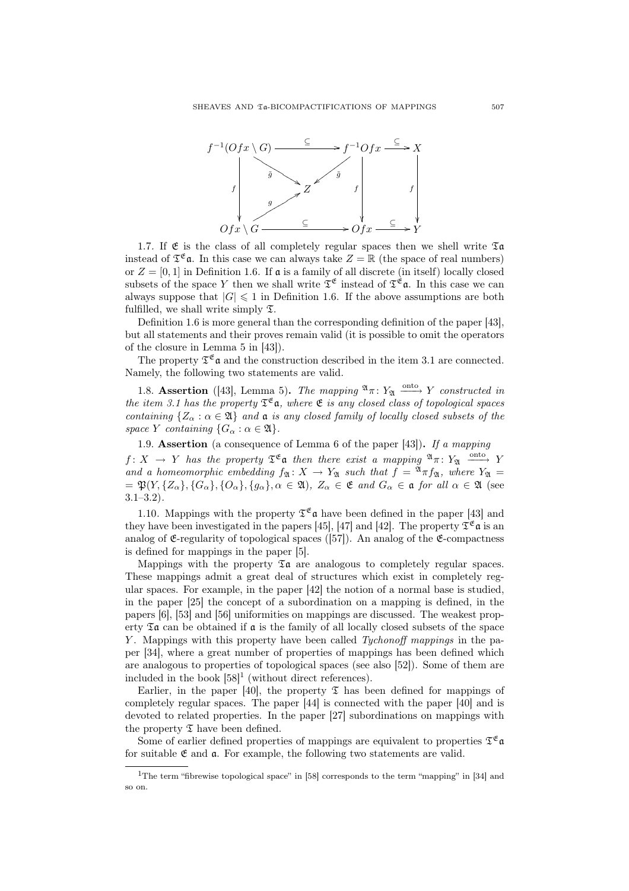$$
\begin{array}{ccccc}
f^{-1}(Ofx \setminus G) & \xrightarrow{\subseteq} & f^{-1}Ofx & \xrightarrow{\subseteq} & X \\
 & \searrow^{\tilde g} & \swarrow_{\tilde g} & & \\
\Big\downarrow f & & Z & \Big\downarrow f & \Big\downarrow f \\
 & \nearrow_{g} & & & \\
Ofx \setminus G & \xrightarrow{\subseteq} & Ofx & \xrightarrow{\subseteq} & Y
\end{array}
$$

1.7. If $\mathfrak{E}$ is the class of all completely regular spaces then we shell write $\mathfrak{T}\mathfrak{a}$ instead of $\mathfrak{T}^{\mathfrak{E}}\mathfrak{a}$. In this case we can always take $Z = \mathbb{R}$ (the space of real numbers) or $Z = [0, 1]$ in Definition 1.6. If $\mathfrak{a}$ is a family of all discrete (in itself) locally closed subsets of the space $Y$ then we shall write $\mathfrak{T}^{\mathfrak{E}}$ instead of $\mathfrak{T}^{\mathfrak{E}}\mathfrak{a}$. In this case we can always suppose that $|G| \leqslant 1$ in Definition 1.6. If the above assumptions are both fulfilled, we shall write simply $\mathfrak{T}$.

Definition 1.6 is more general than the corresponding definition of the paper [43], but all statements and their proves remain valid (it is possible to omit the operators of the closure in Lemma 5 in [43]).

The property $\mathfrak{T}^{\mathfrak{E}}\mathfrak{a}$ and the construction described in the item 3.1 are connected. Namely, the following two statements are valid.

1.8. **Assertion** ([43], Lemma 5)**.** *The mapping* ${}^{\mathfrak{A}}\pi \colon Y_{\mathfrak{A}} \xrightarrow{\text{onto}} Y$ *constructed in the item 3.1 has the property* $\mathfrak{T}^{\mathfrak{E}}\mathfrak{a}$, *where* $\mathfrak{E}$ *is any closed class of topological spaces containing* $\{Z_\alpha : \alpha \in \mathfrak{A}\}$ *and* $\mathfrak{a}$ *is any closed family of locally closed subsets of the space* $Y$ *containing* $\{G_\alpha : \alpha \in \mathfrak{A}\}$.

1.9. **Assertion** (a consequence of Lemma 6 of the paper [43])**.** *If a mapping* $f \colon X \to Y$ *has the property* $\mathfrak{T}^{\mathfrak{E}}\mathfrak{a}$ *then there exist a mapping* ${}^{\mathfrak{A}}\pi \colon Y_{\mathfrak{A}} \xrightarrow{\text{onto}} Y$ *and a homeomorphic embedding* $f_{\mathfrak{A}} \colon X \to Y_{\mathfrak{A}}$ *such that* $f = {}^{\mathfrak{A}}\pi f_{\mathfrak{A}}$, *where* $Y_{\mathfrak{A}} = \mathfrak{P}(Y, \{Z_\alpha\}, \{G_\alpha\}, \{O_\alpha\}, \{g_\alpha\}, \alpha \in \mathfrak{A})$, $Z_\alpha \in \mathfrak{E}$ *and* $G_\alpha \in \mathfrak{a}$ *for all* $\alpha \in \mathfrak{A}$ (see 3.1–3.2).

1.10. Mappings with the property $\mathfrak{T}^{\mathfrak{E}}\mathfrak{a}$ have been defined in the paper [43] and they have been investigated in the papers [45], [47] and [42]. The property $\mathfrak{T}^{\mathfrak{E}}\mathfrak{a}$ is an analog of $\mathfrak{E}$-regularity of topological spaces ([57]). An analog of the $\mathfrak{E}$-compactness is defined for mappings in the paper [5].

Mappings with the property $\mathfrak{T}\mathfrak{a}$ are analogous to completely regular spaces. These mappings admit a great deal of structures which exist in completely regular spaces. For example, in the paper [42] the notion of a normal base is studied, in the paper [25] the concept of a subordination on a mapping is defined, in the papers [6], [53] and [56] uniformities on mappings are discussed. The weakest property $\mathfrak{T}\mathfrak{a}$ can be obtained if $\mathfrak{a}$ is the family of all locally closed subsets of the space $Y$. Mappings with this property have been called *Tychonoff mappings* in the paper [34], where a great number of properties of mappings has been defined which are analogous to properties of topological spaces (see also [52]). Some of them are included in the book [58][1] (without direct references).

Earlier, in the paper [40], the property $\mathfrak{T}$ has been defined for mappings of completely regular spaces. The paper [44] is connected with the paper [40] and is devoted to related properties. In the paper [27] subordinations on mappings with the property $\mathfrak{T}$ have been defined.

Some of earlier defined properties of mappings are equivalent to properties $\mathfrak{T}^{\mathfrak{E}}\mathfrak{a}$ for suitable $\mathfrak{E}$ and $\mathfrak{a}$. For example, the following two statements are valid.

---

[1] The term "fibrewise topological space" in [58] corresponds to the term "mapping" in [34] and so on.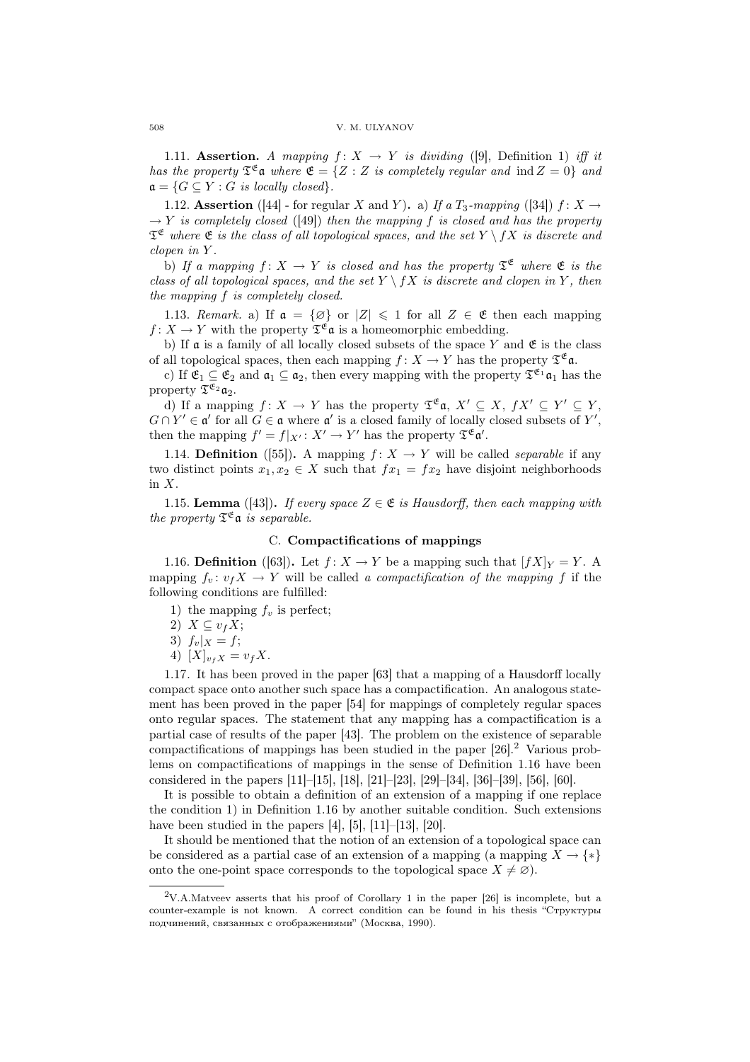1.11. **Assertion.** *A mapping $f\colon X \to Y$ is dividing* ([9], Definition 1) *iff it has the property $\mathfrak{T}^{\mathfrak{E}}\mathfrak{a}$ where $\mathfrak{E} = \{Z : Z$ is completely regular and $\operatorname{ind} Z = 0\}$ and $\mathfrak{a} = \{G \subseteq Y : G$ is locally closed$\}$.*

1.12. **Assertion** ([44] - for regular $X$ and $Y$)**.** a) *If a $T_3$-mapping* ([34]) *$f\colon X \to Y$ is completely closed* ([49]) *then the mapping $f$ is closed and has the property $\mathfrak{T}^{\mathfrak{E}}$ where $\mathfrak{E}$ is the class of all topological spaces, and the set $Y \setminus fX$ is discrete and clopen in $Y$.*

b) *If a mapping $f\colon X \to Y$ is closed and has the property $\mathfrak{T}^{\mathfrak{E}}$ where $\mathfrak{E}$ is the class of all topological spaces, and the set $Y \setminus fX$ is discrete and clopen in $Y$, then the mapping $f$ is completely closed.*

1.13. *Remark.* a) If $\mathfrak{a} = \{\varnothing\}$ or $|Z| \leqslant 1$ for all $Z \in \mathfrak{E}$ then each mapping $f\colon X \to Y$ with the property $\mathfrak{T}^{\mathfrak{E}}\mathfrak{a}$ is a homeomorphic embedding.

b) If $\mathfrak{a}$ is a family of all locally closed subsets of the space $Y$ and $\mathfrak{E}$ is the class of all topological spaces, then each mapping $f\colon X \to Y$ has the property $\mathfrak{T}^{\mathfrak{E}}\mathfrak{a}$.

c) If $\mathfrak{E}_1 \subseteq \mathfrak{E}_2$ and $\mathfrak{a}_1 \subseteq \mathfrak{a}_2$, then every mapping with the property $\mathfrak{T}^{\mathfrak{E}_1}\mathfrak{a}_1$ has the property $\mathfrak{T}^{\mathfrak{E}_2}\mathfrak{a}_2$.

d) If a mapping $f\colon X \to Y$ has the property $\mathfrak{T}^{\mathfrak{E}}\mathfrak{a}$, $X' \subseteq X$, $fX' \subseteq Y' \subseteq Y$, $G \cap Y' \in \mathfrak{a}'$ for all $G \in \mathfrak{a}$ where $\mathfrak{a}'$ is a closed family of locally closed subsets of $Y'$, then the mapping $f' = f|_{X'}\colon X' \to Y'$ has the property $\mathfrak{T}^{\mathfrak{E}}\mathfrak{a}'$.

1.14. **Definition** ([55])**.** A mapping $f\colon X \to Y$ will be called *separable* if any two distinct points $x_1, x_2 \in X$ such that $fx_1 = fx_2$ have disjoint neighborhoods in $X$.

1.15. **Lemma** ([43])**.** *If every space $Z \in \mathfrak{E}$ is Hausdorff, then each mapping with the property $\mathfrak{T}^{\mathfrak{E}}\mathfrak{a}$ is separable.*

### C. Compactifications of mappings

1.16. **Definition** ([63])**.** Let $f\colon X \to Y$ be a mapping such that $[fX]_Y = Y$. A mapping $f_v\colon v_f X \to Y$ will be called *a compactification of the mapping $f$* if the following conditions are fulfilled:

1) the mapping $f_v$ is perfect;
2) $X \subseteq v_f X$;
3) $f_v|_X = f$;
4) $[X]_{v_f X} = v_f X$.

1.17. It has been proved in the paper [63] that a mapping of a Hausdorff locally compact space onto another such space has a compactification. An analogous statement has been proved in the paper [54] for mappings of completely regular spaces onto regular spaces. The statement that any mapping has a compactification is a partial case of results of the paper [43]. The problem on the existence of separable compactifications of mappings has been studied in the paper [26].[2] Various problems on compactifications of mappings in the sense of Definition 1.16 have been considered in the papers [11]–[15], [18], [21]–[23], [29]–[34], [36]–[39], [56], [60].

It is possible to obtain a definition of an extension of a mapping if one replace the condition 1) in Definition 1.16 by another suitable condition. Such extensions have been studied in the papers [4], [5], [11]–[13], [20].

It should be mentioned that the notion of an extension of a topological space can be considered as a partial case of an extension of a mapping (a mapping $X \to \{*\}$ onto the one-point space corresponds to the topological space $X \neq \varnothing$).

---

[2] V.A.Matveev asserts that his proof of Corollary 1 in the paper [26] is incomplete, but a counter-example is not known. A correct condition can be found in his thesis "Структуры подчинений, связанных с отображениями" (Москва, 1990).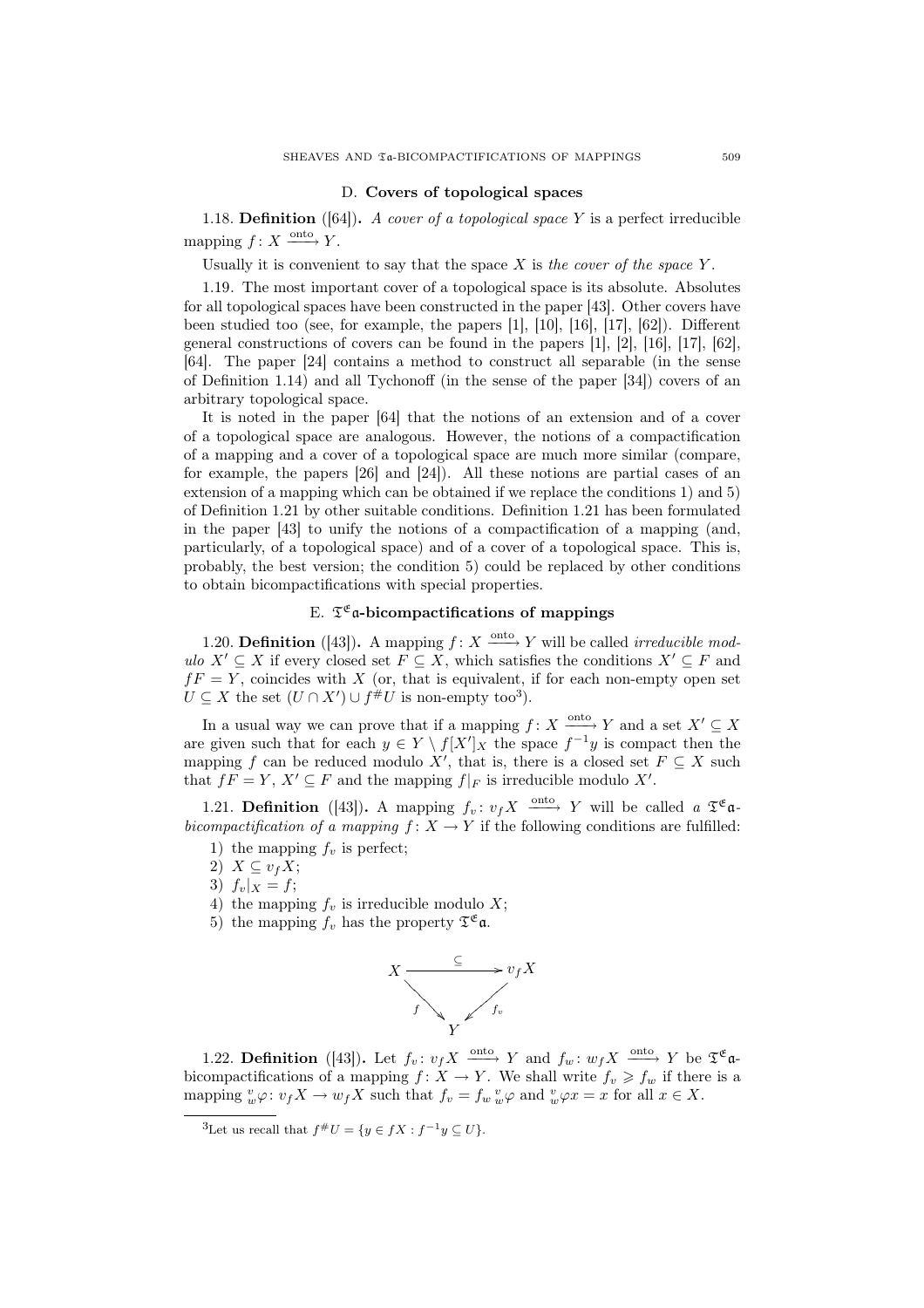### D. **Covers of topological spaces**

1.18. **Definition** ([64]). *A cover of a topological space $Y$* is a perfect irreducible mapping $f\colon X \xrightarrow{\text{onto}} Y$.

Usually it is convenient to say that the space $X$ is *the cover of the space $Y$*.

1.19. The most important cover of a topological space is its absolute. Absolutes for all topological spaces have been constructed in the paper [43]. Other covers have been studied too (see, for example, the papers [1], [10], [16], [17], [62]). Different general constructions of covers can be found in the papers [1], [2], [16], [17], [62], [64]. The paper [24] contains a method to construct all separable (in the sense of Definition 1.14) and all Tychonoff (in the sense of the paper [34]) covers of an arbitrary topological space.

It is noted in the paper [64] that the notions of an extension and of a cover of a topological space are analogous. However, the notions of a compactification of a mapping and a cover of a topological space are much more similar (compare, for example, the papers [26] and [24]). All these notions are partial cases of an extension of a mapping which can be obtained if we replace the conditions 1) and 5) of Definition 1.21 by other suitable conditions. Definition 1.21 has been formulated in the paper [43] to unify the notions of a compactification of a mapping (and, particularly, of a topological space) and of a cover of a topological space. This is, probably, the best version; the condition 5) could be replaced by other conditions to obtain bicompactifications with special properties.

### E. $\mathfrak{T}^{\mathfrak{E}}\mathfrak{a}$-**bicompactifications of mappings**

1.20. **Definition** ([43]). A mapping $f\colon X \xrightarrow{\text{onto}} Y$ will be called *irreducible modulo $X' \subseteq X$* if every closed set $F \subseteq X$, which satisfies the conditions $X' \subseteq F$ and $fF = Y$, coincides with $X$ (or, that is equivalent, if for each non-empty open set $U \subseteq X$ the set $(U \cap X') \cup f^{\#}U$ is non-empty too[3]).

In a usual way we can prove that if a mapping $f\colon X \xrightarrow{\text{onto}} Y$ and a set $X' \subseteq X$ are given such that for each $y \in Y \setminus f[X']_X$ the space $f^{-1}y$ is compact then the mapping $f$ can be reduced modulo $X'$, that is, there is a closed set $F \subseteq X$ such that $fF = Y$, $X' \subseteq F$ and the mapping $f|_F$ is irreducible modulo $X'$.

1.21. **Definition** ([43]). A mapping $f_v\colon v_fX \xrightarrow{\text{onto}} Y$ will be called *a $\mathfrak{T}^{\mathfrak{E}}\mathfrak{a}$-bicompactification of a mapping* $f\colon X \to Y$ if the following conditions are fulfilled:

1) the mapping $f_v$ is perfect;
2) $X \subseteq v_fX$;
3) $f_v|_X = f$;
4) the mapping $f_v$ is irreducible modulo $X$;
5) the mapping $f_v$ has the property $\mathfrak{T}^{\mathfrak{E}}\mathfrak{a}$.

$$
\begin{array}{ccc}
X & \xrightarrow{\ \subseteq\ } & v_fX \\
& {\scriptstyle f}\searrow \quad \swarrow{\scriptstyle f_v} & \\
& Y &
\end{array}
$$

1.22. **Definition** ([43]). Let $f_v\colon v_fX \xrightarrow{\text{onto}} Y$ and $f_w\colon w_fX \xrightarrow{\text{onto}} Y$ be $\mathfrak{T}^{\mathfrak{E}}\mathfrak{a}$-bicompactifications of a mapping $f\colon X \to Y$. We shall write $f_v \geqslant f_w$ if there is a mapping ${}^{v}_{w}\varphi\colon v_fX \to w_fX$ such that $f_v = f_w\, {}^{v}_{w}\varphi$ and ${}^{v}_{w}\varphi x = x$ for all $x \in X$.

---

[3] Let us recall that $f^{\#}U = \{y \in fX : f^{-1}y \subseteq U\}$.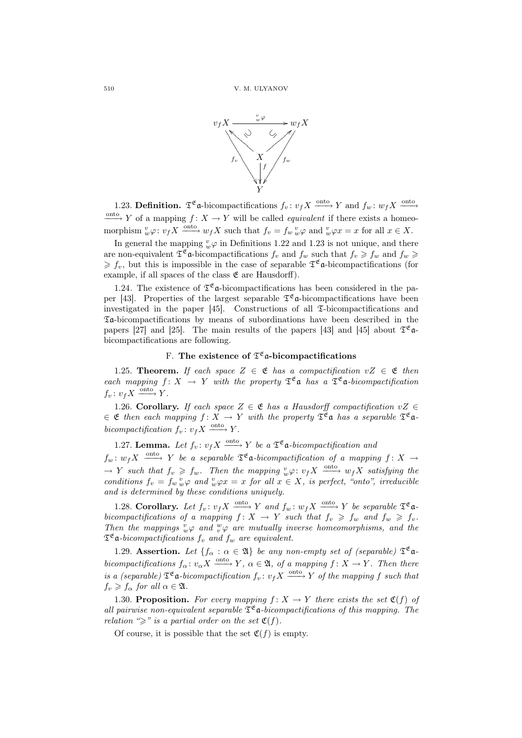$$\begin{array}{ccc} v_f X & \xrightarrow{\;{}^{v}_{w}\varphi\;} & w_f X \\ & \nwarrow \; \cup \quad \cup \; \nearrow & \\ f_v \searrow & X & \swarrow f_w \\ & \downarrow f & \\ & Y & \end{array}$$

1.23. **Definition.** $\mathfrak{T}^{\mathfrak{E}}\mathfrak{a}$-bicompactifications $f_v \colon v_f X \xrightarrow{\text{onto}} Y$ and $f_w \colon w_f X \xrightarrow{\text{onto}} Y$ of a mapping $f \colon X \to Y$ will be called *equivalent* if there exists a homeomorphism ${}^{v}_{w}\varphi \colon v_f X \xrightarrow{\text{onto}} w_f X$ such that $f_v = f_w \, {}^{v}_{w}\varphi$ and ${}^{v}_{w}\varphi x = x$ for all $x \in X$.

In general the mapping ${}^{v}_{w}\varphi$ in Definitions 1.22 and 1.23 is not unique, and there are non-equivalent $\mathfrak{T}^{\mathfrak{E}}\mathfrak{a}$-bicompactifications $f_v$ and $f_w$ such that $f_v \geqslant f_w$ and $f_w \geqslant f_v$, but this is impossible in the case of separable $\mathfrak{T}^{\mathfrak{E}}\mathfrak{a}$-bicompactifications (for example, if all spaces of the class $\mathfrak{E}$ are Hausdorff).

1.24. The existence of $\mathfrak{T}^{\mathfrak{E}}\mathfrak{a}$-bicompactifications has been considered in the paper [43]. Properties of the largest separable $\mathfrak{T}^{\mathfrak{E}}\mathfrak{a}$-bicompactifications have been investigated in the paper [45]. Constructions of all $\mathfrak{T}$-bicompactifications and $\mathfrak{T}\mathfrak{a}$-bicompactifications by means of subordinations have been described in the papers [27] and [25]. The main results of the papers [43] and [45] about $\mathfrak{T}^{\mathfrak{E}}\mathfrak{a}$-bicompactifications are following.

## F. The existence of $\mathfrak{T}^{\mathfrak{E}}\mathfrak{a}$-bicompactifications

1.25. **Theorem.** *If each space $Z \in \mathfrak{E}$ has a compactification $vZ \in \mathfrak{E}$ then each mapping $f \colon X \to Y$ with the property $\mathfrak{T}^{\mathfrak{E}}\mathfrak{a}$ has a $\mathfrak{T}^{\mathfrak{E}}\mathfrak{a}$-bicompactification $f_v \colon v_f X \xrightarrow{\text{onto}} Y$.*

1.26. **Corollary.** *If each space $Z \in \mathfrak{E}$ has a Hausdorff compactification $vZ \in \mathfrak{E}$ then each mapping $f \colon X \to Y$ with the property $\mathfrak{T}^{\mathfrak{E}}\mathfrak{a}$ has a separable $\mathfrak{T}^{\mathfrak{E}}\mathfrak{a}$-bicompactification $f_v \colon v_f X \xrightarrow{\text{onto}} Y$.*

1.27. **Lemma.** *Let $f_v \colon v_f X \xrightarrow{\text{onto}} Y$ be a $\mathfrak{T}^{\mathfrak{E}}\mathfrak{a}$-bicompactification and $f_w \colon w_f X \xrightarrow{\text{onto}} Y$ be a separable $\mathfrak{T}^{\mathfrak{E}}\mathfrak{a}$-bicompactification of a mapping $f \colon X \to Y$ such that $f_v \geqslant f_w$. Then the mapping ${}^{v}_{w}\varphi \colon v_f X \xrightarrow{\text{onto}} w_f X$ satisfying the conditions $f_v = f_w \, {}^{v}_{w}\varphi$ and ${}^{v}_{w}\varphi x = x$ for all $x \in X$, is perfect, "onto", irreducible and is determined by these conditions uniquely.*

1.28. **Corollary.** *Let $f_v \colon v_f X \xrightarrow{\text{onto}} Y$ and $f_w \colon w_f X \xrightarrow{\text{onto}} Y$ be separable $\mathfrak{T}^{\mathfrak{E}}\mathfrak{a}$-bicompactifications of a mapping $f \colon X \to Y$ such that $f_v \geqslant f_w$ and $f_w \geqslant f_v$. Then the mappings ${}^{v}_{w}\varphi$ and ${}^{w}_{v}\varphi$ are mutually inverse homeomorphisms, and the $\mathfrak{T}^{\mathfrak{E}}\mathfrak{a}$-bicompactifications $f_v$ and $f_w$ are equivalent.*

1.29. **Assertion.** *Let $\{f_\alpha : \alpha \in \mathfrak{A}\}$ be any non-empty set of (separable) $\mathfrak{T}^{\mathfrak{E}}\mathfrak{a}$-bicompactifications $f_\alpha \colon v_\alpha X \xrightarrow{\text{onto}} Y$, $\alpha \in \mathfrak{A}$, of a mapping $f \colon X \to Y$. Then there is a (separable) $\mathfrak{T}^{\mathfrak{E}}\mathfrak{a}$-bicompactification $f_v \colon v_f X \xrightarrow{\text{onto}} Y$ of the mapping $f$ such that $f_v \geqslant f_\alpha$ for all $\alpha \in \mathfrak{A}$.*

1.30. **Proposition.** *For every mapping $f \colon X \to Y$ there exists the set $\mathfrak{C}(f)$ of all pairwise non-equivalent separable $\mathfrak{T}^{\mathfrak{E}}\mathfrak{a}$-bicompactifications of this mapping. The relation "$\geqslant$" is a partial order on the set $\mathfrak{C}(f)$.*

Of course, it is possible that the set $\mathfrak{C}(f)$ is empty.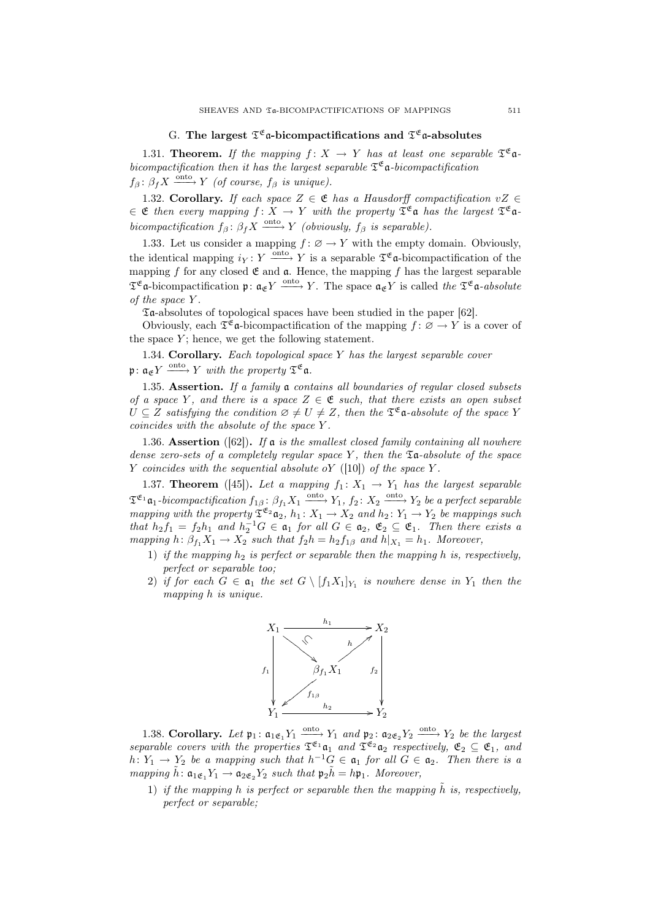### G. The largest $\mathfrak{T}^{\mathfrak{E}}\mathfrak{a}$-bicompactifications and $\mathfrak{T}^{\mathfrak{E}}\mathfrak{a}$-absolutes

1.31. **Theorem.** *If the mapping $f\colon X \to Y$ has at least one separable $\mathfrak{T}^{\mathfrak{E}}\mathfrak{a}$-bicompactification then it has the largest separable $\mathfrak{T}^{\mathfrak{E}}\mathfrak{a}$-bicompactification $f_\beta\colon \beta_f X \xrightarrow{\text{onto}} Y$ (of course, $f_\beta$ is unique).*

1.32. **Corollary.** *If each space $Z \in \mathfrak{E}$ has a Hausdorff compactification $vZ \in \mathfrak{E}$ then every mapping $f\colon X \to Y$ with the property $\mathfrak{T}^{\mathfrak{E}}\mathfrak{a}$ has the largest $\mathfrak{T}^{\mathfrak{E}}\mathfrak{a}$-bicompactification $f_\beta\colon \beta_f X \xrightarrow{\text{onto}} Y$ (obviously, $f_\beta$ is separable).*

1.33. Let us consider a mapping $f\colon \varnothing \to Y$ with the empty domain. Obviously, the identical mapping $i_Y\colon Y \xrightarrow{\text{onto}} Y$ is a separable $\mathfrak{T}^{\mathfrak{E}}\mathfrak{a}$-bicompactification of the mapping $f$ for any closed $\mathfrak{E}$ and $\mathfrak{a}$. Hence, the mapping $f$ has the largest separable $\mathfrak{T}^{\mathfrak{E}}\mathfrak{a}$-bicompactification $\mathfrak{p}\colon \mathfrak{a}_{\mathfrak{E}} Y \xrightarrow{\text{onto}} Y$. The space $\mathfrak{a}_{\mathfrak{E}} Y$ is called *the $\mathfrak{T}^{\mathfrak{E}}\mathfrak{a}$-absolute of the space $Y$*.

$\mathfrak{T}\mathfrak{a}$-absolutes of topological spaces have been studied in the paper [62].

Obviously, each $\mathfrak{T}^{\mathfrak{E}}\mathfrak{a}$-bicompactification of the mapping $f\colon \varnothing \to Y$ is a cover of the space $Y$; hence, we get the following statement.

1.34. **Corollary.** *Each topological space $Y$ has the largest separable cover $\mathfrak{p}\colon \mathfrak{a}_{\mathfrak{E}} Y \xrightarrow{\text{onto}} Y$ with the property $\mathfrak{T}^{\mathfrak{E}}\mathfrak{a}$.*

1.35. **Assertion.** *If a family $\mathfrak{a}$ contains all boundaries of regular closed subsets of a space $Y$, and there is a space $Z \in \mathfrak{E}$ such, that there exists an open subset $U \subseteq Z$ satisfying the condition $\varnothing \neq U \neq Z$, then the $\mathfrak{T}^{\mathfrak{E}}\mathfrak{a}$-absolute of the space $Y$ coincides with the absolute of the space $Y$.*

1.36. **Assertion** ([62]). *If $\mathfrak{a}$ is the smallest closed family containing all nowhere dense zero-sets of a completely regular space $Y$, then the $\mathfrak{T}\mathfrak{a}$-absolute of the space $Y$ coincides with the sequential absolute $oY$ ([10]) of the space $Y$.*

1.37. **Theorem** ([45]). *Let a mapping $f_1\colon X_1 \to Y_1$ has the largest separable $\mathfrak{T}^{\mathfrak{E}_1}\mathfrak{a}_1$-bicompactification $f_{1\beta}\colon \beta_{f_1} X_1 \xrightarrow{\text{onto}} Y_1$, $f_2\colon X_2 \xrightarrow{\text{onto}} Y_2$ be a perfect separable mapping with the property $\mathfrak{T}^{\mathfrak{E}_2}\mathfrak{a}_2$, $h_1\colon X_1 \to X_2$ and $h_2\colon Y_1 \to Y_2$ be mappings such that $h_2 f_1 = f_2 h_1$ and $h_2^{-1}G \in \mathfrak{a}_1$ for all $G \in \mathfrak{a}_2$, $\mathfrak{E}_2 \subseteq \mathfrak{E}_1$. Then there exists a mapping $h\colon \beta_{f_1} X_1 \to X_2$ such that $f_2 h = h_2 f_{1\beta}$ and $h|_{X_1} = h_1$. Moreover,*

1) *if the mapping $h_2$ is perfect or separable then the mapping $h$ is, respectively, perfect or separable too;*
2) *if for each $G \in \mathfrak{a}_1$ the set $G \setminus [f_1 X_1]_{Y_1}$ is nowhere dense in $Y_1$ then the mapping $h$ is unique.*

$$
\begin{array}{ccc}
X_1 & \xrightarrow{h_1} & X_2 \\
\downarrow{\scriptstyle f_1} & \searrow^{\subseteq} \;\; \beta_{f_1} X_1 \;\; \nearrow^{h} & \downarrow{\scriptstyle f_2} \\
 & \swarrow_{f_{1\beta}} & \\
Y_1 & \xrightarrow{h_2} & Y_2
\end{array}
$$

1.38. **Corollary.** *Let $\mathfrak{p}_1\colon \mathfrak{a}_{1\mathfrak{E}_1} Y_1 \xrightarrow{\text{onto}} Y_1$ and $\mathfrak{p}_2\colon \mathfrak{a}_{2\mathfrak{E}_2} Y_2 \xrightarrow{\text{onto}} Y_2$ be the largest separable covers with the properties $\mathfrak{T}^{\mathfrak{E}_1}\mathfrak{a}_1$ and $\mathfrak{T}^{\mathfrak{E}_2}\mathfrak{a}_2$ respectively, $\mathfrak{E}_2 \subseteq \mathfrak{E}_1$, and $h\colon Y_1 \to Y_2$ be a mapping such that $h^{-1}G \in \mathfrak{a}_1$ for all $G \in \mathfrak{a}_2$. Then there is a mapping $\tilde{h}\colon \mathfrak{a}_{1\mathfrak{E}_1} Y_1 \to \mathfrak{a}_{2\mathfrak{E}_2} Y_2$ such that $\mathfrak{p}_2 \tilde{h} = h \mathfrak{p}_1$. Moreover,*

1) *if the mapping $h$ is perfect or separable then the mapping $\tilde{h}$ is, respectively, perfect or separable;*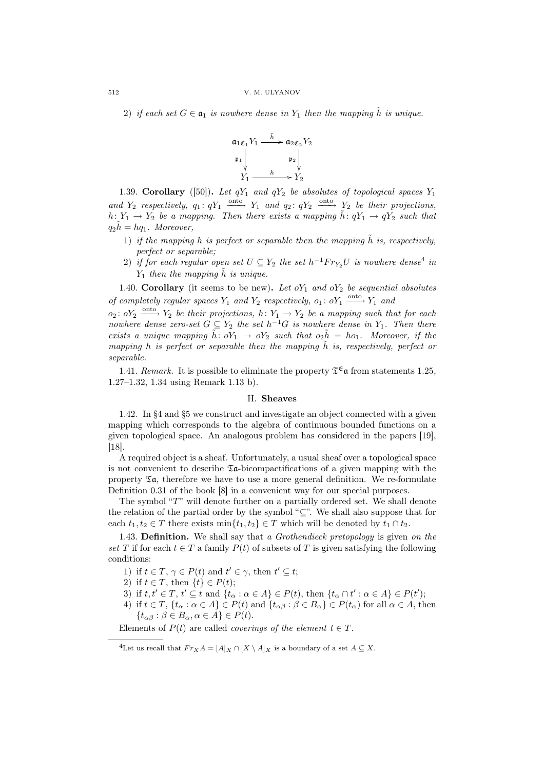2) *if each set $G \in \mathfrak{a}_1$ is nowhere dense in $Y_1$ then the mapping $\tilde{h}$ is unique.*

$$\begin{array}{ccc} \mathfrak{a}_{1\mathfrak{E}_1}Y_1 & \xrightarrow{\tilde{h}} & \mathfrak{a}_{2\mathfrak{E}_2}Y_2 \\ \downarrow{\scriptstyle \mathfrak{p}_1} & & \downarrow{\scriptstyle \mathfrak{p}_2} \\ Y_1 & \xrightarrow{h} & Y_2 \end{array}$$

1.39. **Corollary** ([50])**.** *Let $qY_1$ and $qY_2$ be absolutes of topological spaces $Y_1$ and $Y_2$ respectively, $q_1\colon qY_1 \xrightarrow{\text{onto}} Y_1$ and $q_2\colon qY_2 \xrightarrow{\text{onto}} Y_2$ be their projections, $h\colon Y_1 \to Y_2$ be a mapping. Then there exists a mapping $\tilde{h}\colon qY_1 \to qY_2$ such that $q_2\tilde{h} = hq_1$. Moreover,*

1) *if the mapping $h$ is perfect or separable then the mapping $\tilde{h}$ is, respectively, perfect or separable;*
2) *if for each regular open set $U \subseteq Y_2$ the set $h^{-1}Fr_{Y_2}U$ is nowhere dense[4] in $Y_1$ then the mapping $\tilde{h}$ is unique.*

1.40. **Corollary** (it seems to be new)**.** *Let $oY_1$ and $oY_2$ be sequential absolutes of completely regular spaces $Y_1$ and $Y_2$ respectively, $o_1\colon oY_1 \xrightarrow{\text{onto}} Y_1$ and $o_2\colon oY_2 \xrightarrow{\text{onto}} Y_2$ be their projections, $h\colon Y_1 \to Y_2$ be a mapping such that for each nowhere dense zero-set $G \subseteq Y_2$ the set $h^{-1}G$ is nowhere dense in $Y_1$. Then there exists a unique mapping $\tilde{h}\colon oY_1 \to oY_2$ such that $o_2\tilde{h} = ho_1$. Moreover, if the mapping $h$ is perfect or separable then the mapping $\tilde{h}$ is, respectively, perfect or separable.*

1.41. *Remark.* It is possible to eliminate the property $\mathfrak{T}^{\mathfrak{E}}\mathfrak{a}$ from statements 1.25, 1.27–1.32, 1.34 using Remark 1.13 b).

## H. Sheaves

1.42. In §4 and §5 we construct and investigate an object connected with a given mapping which corresponds to the algebra of continuous bounded functions on a given topological space. An analogous problem has considered in the papers [19], [18].

A required object is a sheaf. Unfortunately, a usual sheaf over a topological space is not convenient to describe $\mathfrak{T}\mathfrak{a}$-bicompactifications of a given mapping with the property $\mathfrak{T}\mathfrak{a}$, therefore we have to use a more general definition. We re-formulate Definition 0.31 of the book [8] in a convenient way for our special purposes.

The symbol "$T$" will denote further on a partially ordered set. We shall denote the relation of the partial order by the symbol "$\subseteq$". We shall also suppose that for each $t_1, t_2 \in T$ there exists $\min\{t_1, t_2\} \in T$ which will be denoted by $t_1 \cap t_2$.

1.43. **Definition.** We shall say that *a Grothendieck pretopology* is given *on the set* $T$ if for each $t \in T$ a family $P(t)$ of subsets of $T$ is given satisfying the following conditions:

1) if $t \in T$, $\gamma \in P(t)$ and $t' \in \gamma$, then $t' \subseteq t$;
2) if $t \in T$, then $\{t\} \in P(t)$;
3) if $t, t' \in T$, $t' \subseteq t$ and $\{t_\alpha : \alpha \in A\} \in P(t)$, then $\{t_\alpha \cap t' : \alpha \in A\} \in P(t')$;
4) if $t \in T$, $\{t_\alpha : \alpha \in A\} \in P(t)$ and $\{t_{\alpha\beta} : \beta \in B_\alpha\} \in P(t_\alpha)$ for all $\alpha \in A$, then $\{t_{\alpha\beta} : \beta \in B_\alpha, \alpha \in A\} \in P(t)$.

Elements of $P(t)$ are called *coverings of the element* $t \in T$.

[4] Let us recall that $Fr_X A = [A]_X \cap [X \setminus A]_X$ is a boundary of a set $A \subseteq X$.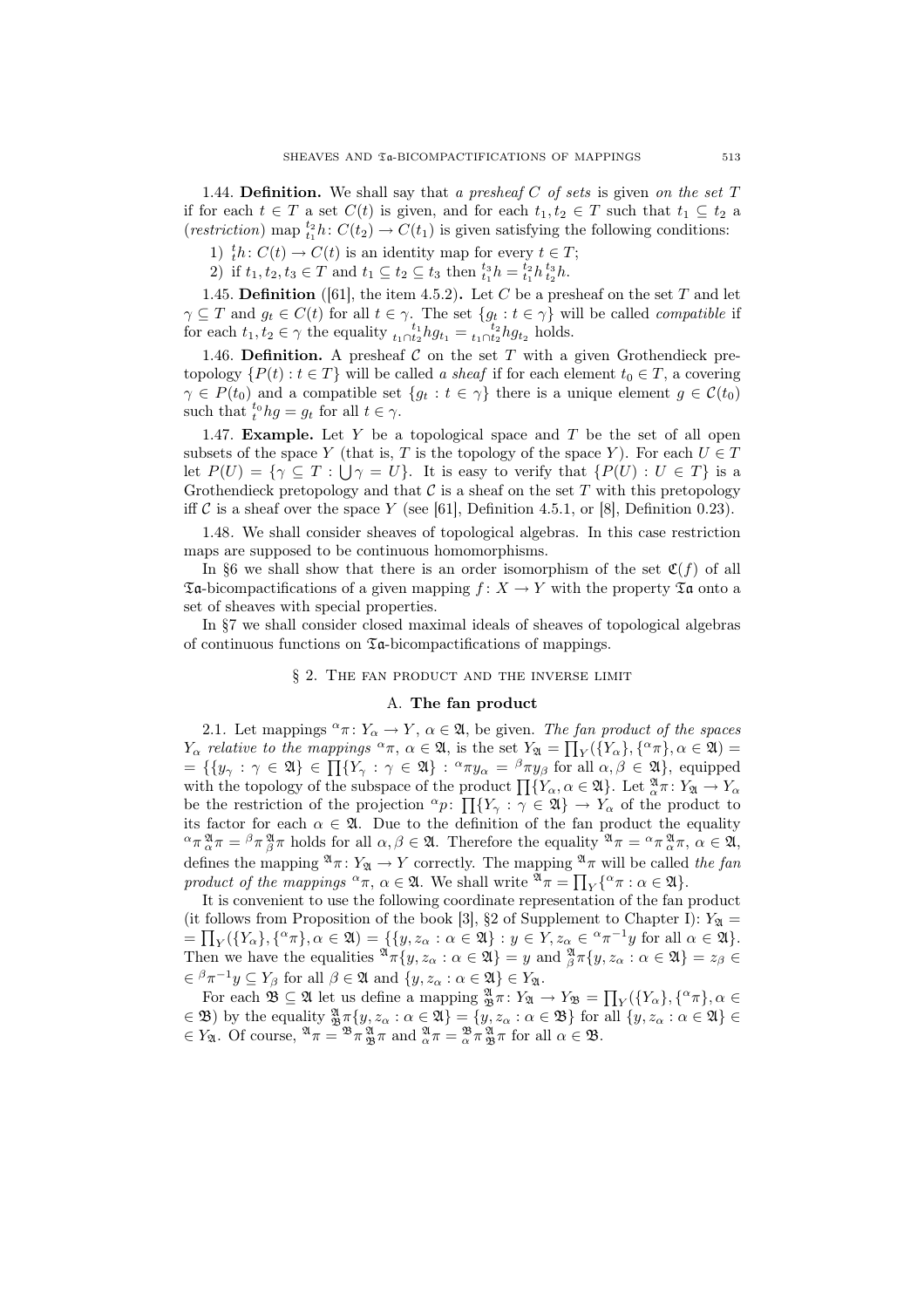1.44. **Definition.** We shall say that *a presheaf $C$ of sets* is given *on the set $T$* if for each $t \in T$ a set $C(t)$ is given, and for each $t_1, t_2 \in T$ such that $t_1 \subseteq t_2$ a (*restriction*) map ${}^{t_2}_{t_1}h \colon C(t_2) \to C(t_1)$ is given satisfying the following conditions:

1) ${}^{t}_{t}h \colon C(t) \to C(t)$ is an identity map for every $t \in T$;

2) if $t_1, t_2, t_3 \in T$ and $t_1 \subseteq t_2 \subseteq t_3$ then ${}^{t_3}_{t_1}h = {}^{t_2}_{t_1}h\,{}^{t_3}_{t_2}h$.

1.45. **Definition** ([61], the item 4.5.2)**.** Let $C$ be a presheaf on the set $T$ and let $\gamma \subseteq T$ and $g_t \in C(t)$ for all $t \in \gamma$. The set $\{g_t : t \in \gamma\}$ will be called *compatible* if for each $t_1, t_2 \in \gamma$ the equality ${}^{t_1}_{t_1 \cap t_2}hg_{t_1} = {}^{t_2}_{t_1 \cap t_2}hg_{t_2}$ holds.

1.46. **Definition.** A presheaf $\mathcal{C}$ on the set $T$ with a given Grothendieck pretopology $\{P(t) : t \in T\}$ will be called *a sheaf* if for each element $t_0 \in T$, a covering $\gamma \in P(t_0)$ and a compatible set $\{g_t : t \in \gamma\}$ there is a unique element $g \in \mathcal{C}(t_0)$ such that ${}^{t_0}_{t}hg = g_t$ for all $t \in \gamma$.

1.47. **Example.** Let $Y$ be a topological space and $T$ be the set of all open subsets of the space $Y$ (that is, $T$ is the topology of the space $Y$). For each $U \in T$ let $P(U) = \{\gamma \subseteq T : \bigcup \gamma = U\}$. It is easy to verify that $\{P(U) : U \in T\}$ is a Grothendieck pretopology and that $\mathcal{C}$ is a sheaf on the set $T$ with this pretopology iff $\mathcal{C}$ is a sheaf over the space $Y$ (see [61], Definition 4.5.1, or [8], Definition 0.23).

1.48. We shall consider sheaves of topological algebras. In this case restriction maps are supposed to be continuous homomorphisms.

In §6 we shall show that there is an order isomorphism of the set $\mathfrak{C}(f)$ of all $\mathfrak{Ta}$-bicompactifications of a given mapping $f \colon X \to Y$ with the property $\mathfrak{Ta}$ onto a set of sheaves with special properties.

In §7 we shall consider closed maximal ideals of sheaves of topological algebras of continuous functions on $\mathfrak{Ta}$-bicompactifications of mappings.

## § 2. The fan product and the inverse limit

### A. The fan product

2.1. Let mappings ${}^{\alpha}\pi \colon Y_\alpha \to Y$, $\alpha \in \mathfrak{A}$, be given. *The fan product of the spaces $Y_\alpha$ relative to the mappings ${}^{\alpha}\pi$*, $\alpha \in \mathfrak{A}$, is the set $Y_{\mathfrak{A}} = \prod_Y(\{Y_\alpha\}, \{{}^{\alpha}\pi\}, \alpha \in \mathfrak{A}) = \{\{y_\gamma : \gamma \in \mathfrak{A}\} \in \prod\{Y_\gamma : \gamma \in \mathfrak{A}\} : {}^{\alpha}\pi y_\alpha = {}^{\beta}\pi y_\beta$ for all $\alpha, \beta \in \mathfrak{A}\}$, equipped with the topology of the subspace of the product $\prod\{Y_\alpha, \alpha \in \mathfrak{A}\}$. Let ${}^{\mathfrak{A}}_{\alpha}\pi \colon Y_{\mathfrak{A}} \to Y_\alpha$ be the restriction of the projection ${}^{\alpha}p \colon \prod\{Y_\gamma : \gamma \in \mathfrak{A}\} \to Y_\alpha$ of the product to its factor for each $\alpha \in \mathfrak{A}$. Due to the definition of the fan product the equality ${}^{\alpha}\pi\,{}^{\mathfrak{A}}_{\alpha}\pi = {}^{\beta}\pi\,{}^{\mathfrak{A}}_{\beta}\pi$ holds for all $\alpha, \beta \in \mathfrak{A}$. Therefore the equality ${}^{\mathfrak{A}}\pi = {}^{\alpha}\pi\,{}^{\mathfrak{A}}_{\alpha}\pi$, $\alpha \in \mathfrak{A}$, defines the mapping ${}^{\mathfrak{A}}\pi \colon Y_{\mathfrak{A}} \to Y$ correctly. The mapping ${}^{\mathfrak{A}}\pi$ will be called *the fan product of the mappings ${}^{\alpha}\pi$*, $\alpha \in \mathfrak{A}$. We shall write ${}^{\mathfrak{A}}\pi = \prod_Y\{{}^{\alpha}\pi : \alpha \in \mathfrak{A}\}$.

It is convenient to use the following coordinate representation of the fan product (it follows from Proposition of the book [3], §2 of Supplement to Chapter I): $Y_{\mathfrak{A}} = \prod_Y(\{Y_\alpha\}, \{{}^{\alpha}\pi\}, \alpha \in \mathfrak{A}) = \{\{y, z_\alpha : \alpha \in \mathfrak{A}\} : y \in Y, z_\alpha \in {}^{\alpha}\pi^{-1}y$ for all $\alpha \in \mathfrak{A}\}$. Then we have the equalities ${}^{\mathfrak{A}}\pi\{y, z_\alpha : \alpha \in \mathfrak{A}\} = y$ and ${}^{\mathfrak{A}}_{\beta}\pi\{y, z_\alpha : \alpha \in \mathfrak{A}\} = z_\beta \in {}^{\beta}\pi^{-1}y \subseteq Y_\beta$ for all $\beta \in \mathfrak{A}$ and $\{y, z_\alpha : \alpha \in \mathfrak{A}\} \in Y_{\mathfrak{A}}$.

For each $\mathfrak{B} \subseteq \mathfrak{A}$ let us define a mapping ${}^{\mathfrak{A}}_{\mathfrak{B}}\pi \colon Y_{\mathfrak{A}} \to Y_{\mathfrak{B}} = \prod_Y(\{Y_\alpha\}, \{{}^{\alpha}\pi\}, \alpha \in \mathfrak{B})$ by the equality ${}^{\mathfrak{A}}_{\mathfrak{B}}\pi\{y, z_\alpha : \alpha \in \mathfrak{A}\} = \{y, z_\alpha : \alpha \in \mathfrak{B}\}$ for all $\{y, z_\alpha : \alpha \in \mathfrak{A}\} \in Y_{\mathfrak{A}}$. Of course, ${}^{\mathfrak{A}}\pi = {}^{\mathfrak{B}}\pi\,{}^{\mathfrak{A}}_{\mathfrak{B}}\pi$ and ${}^{\mathfrak{A}}_{\alpha}\pi = {}^{\mathfrak{B}}_{\alpha}\pi\,{}^{\mathfrak{A}}_{\mathfrak{B}}\pi$ for all $\alpha \in \mathfrak{B}$.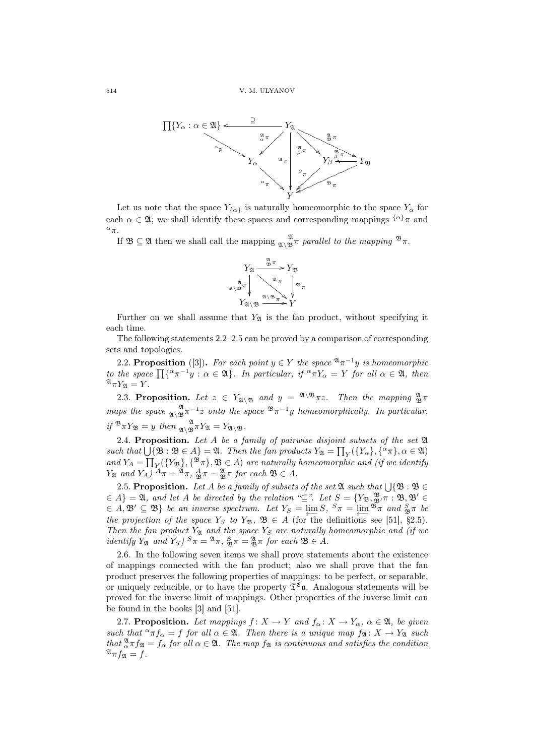$$
\begin{array}{ccccccc}
\prod\{Y_\alpha : \alpha \in \mathfrak{A}\} & \xleftarrow{\ \supseteq\ } & & Y_{\mathfrak{A}} & & & \\
& \searrow^{{}^{\alpha}p} & \swarrow_{{}^{\mathfrak{A}}_{\alpha}\pi} & \downarrow{}^{\mathfrak{A}}\pi & \searrow^{{}^{\mathfrak{A}}_{\beta}\pi} & \searrow^{{}^{\mathfrak{A}}_{\mathfrak{B}}\pi} & \\
& & Y_\alpha & & Y_\beta & \xleftarrow{\ {}^{\mathfrak{B}}_{\beta}\pi\ } & Y_{\mathfrak{B}} \\
& & \searrow_{{}^{\alpha}\pi} & \downarrow & \swarrow_{{}^{\beta}\pi} & \swarrow_{{}^{\mathfrak{B}}\pi} & \\
& & & Y & & &
\end{array}
$$

Let us note that the space $Y_{\{\alpha\}}$ is naturally homeomorphic to the space $Y_\alpha$ for each $\alpha \in \mathfrak{A}$; we shall identify these spaces and corresponding mappings ${}^{\{\alpha\}}\pi$ and ${}^{\alpha}\pi$.

If $\mathfrak{B} \subseteq \mathfrak{A}$ then we shall call the mapping ${}^{\mathfrak{A}}_{\mathfrak{A}\setminus\mathfrak{B}}\pi$ *parallel to the mapping* ${}^{\mathfrak{B}}\pi$.

$$
\begin{array}{ccc}
Y_{\mathfrak{A}} & \xrightarrow{\ {}^{\mathfrak{A}}_{\mathfrak{B}}\pi\ } & Y_{\mathfrak{B}} \\
{\scriptstyle {}^{\mathfrak{A}}_{\mathfrak{A}\setminus\mathfrak{B}}\pi}\downarrow & \searrow^{{}^{\mathfrak{A}}\pi} & \downarrow{\scriptstyle {}^{\mathfrak{B}}\pi} \\
Y_{\mathfrak{A}\setminus\mathfrak{B}} & \xrightarrow{\ {}^{\mathfrak{A}\setminus\mathfrak{B}}\pi\ } & Y
\end{array}
$$

Further on we shall assume that $Y_{\mathfrak{A}}$ is the fan product, without specifying it each time.

The following statements 2.2–2.5 can be proved by a comparison of corresponding sets and topologies.

2.2. **Proposition** ([3]). *For each point $y \in Y$ the space ${}^{\mathfrak{A}}\pi^{-1}y$ is homeomorphic to the space $\prod\{{}^{\alpha}\pi^{-1}y : \alpha \in \mathfrak{A}\}$. In particular, if ${}^{\alpha}\pi Y_\alpha = Y$ for all $\alpha \in \mathfrak{A}$, then ${}^{\mathfrak{A}}\pi Y_{\mathfrak{A}} = Y$.*

2.3. **Proposition.** *Let $z \in Y_{\mathfrak{A}\setminus\mathfrak{B}}$ and $y = {}^{\mathfrak{A}\setminus\mathfrak{B}}\pi z$. Then the mapping ${}^{\mathfrak{A}}_{\mathfrak{B}}\pi$ maps the space ${}^{\mathfrak{A}}_{\mathfrak{A}\setminus\mathfrak{B}}\pi^{-1}z$ onto the space ${}^{\mathfrak{B}}\pi^{-1}y$ homeomorphically. In particular, if ${}^{\mathfrak{B}}\pi Y_{\mathfrak{B}} = y$ then ${}^{\mathfrak{A}}_{\mathfrak{A}\setminus\mathfrak{B}}\pi Y_{\mathfrak{A}} = Y_{\mathfrak{A}\setminus\mathfrak{B}}$.*

2.4. **Proposition.** *Let $A$ be a family of pairwise disjoint subsets of the set $\mathfrak{A}$ such that $\bigcup\{\mathfrak{B} : \mathfrak{B} \in A\} = \mathfrak{A}$. Then the fan products $Y_{\mathfrak{A}} = \prod_Y(\{Y_\alpha\}, \{{}^{\alpha}\pi\}, \alpha \in \mathfrak{A})$ and $Y_A = \prod_Y(\{Y_{\mathfrak{B}}\}, \{{}^{\mathfrak{B}}\pi\}, \mathfrak{B} \in A)$ are naturally homeomorphic and (if we identify $Y_{\mathfrak{A}}$ and $Y_A$) ${}^{A}\pi = {}^{\mathfrak{A}}\pi$, ${}^{A}_{\mathfrak{B}}\pi = {}^{\mathfrak{A}}_{\mathfrak{B}}\pi$ for each $\mathfrak{B} \in A$.*

2.5. **Proposition.** *Let $A$ be a family of subsets of the set $\mathfrak{A}$ such that $\bigcup\{\mathfrak{B} : \mathfrak{B} \in A\} = \mathfrak{A}$, and let $A$ be directed by the relation "$\subseteq$". Let $S = \{Y_{\mathfrak{B}}, {}^{\mathfrak{B}}_{\mathfrak{B}'}\pi : \mathfrak{B}, \mathfrak{B}' \in A, \mathfrak{B}' \subseteq \mathfrak{B}\}$ be an inverse spectrum. Let $Y_S = \varprojlim S$, ${}^{S}\pi = \varprojlim {}^{\mathfrak{B}}\pi$ and ${}^{S}_{\mathfrak{B}}\pi$ be the projection of the space $Y_S$ to $Y_{\mathfrak{B}}$, $\mathfrak{B} \in A$ (for the definitions see [51], §2.5). Then the fan product $Y_{\mathfrak{A}}$ and the space $Y_S$ are naturally homeomorphic and (if we identify $Y_{\mathfrak{A}}$ and $Y_S$) ${}^{S}\pi = {}^{\mathfrak{A}}\pi$, ${}^{S}_{\mathfrak{B}}\pi = {}^{\mathfrak{A}}_{\mathfrak{B}}\pi$ for each $\mathfrak{B} \in A$.*

2.6. In the following seven items we shall prove statements about the existence of mappings connected with the fan product; also we shall prove that the fan product preserves the following properties of mappings: to be perfect, or separable, or uniquely reducible, or to have the property $\mathfrak{T}^{\mathfrak{E}}\mathfrak{a}$. Analogous statements will be proved for the inverse limit of mappings. Other properties of the inverse limit can be found in the books [3] and [51].

2.7. **Proposition.** *Let mappings $f\colon X \to Y$ and $f_\alpha\colon X \to Y_\alpha$, $\alpha \in \mathfrak{A}$, be given such that ${}^{\alpha}\pi f_\alpha = f$ for all $\alpha \in \mathfrak{A}$. Then there is a unique map $f_{\mathfrak{A}}\colon X \to Y_{\mathfrak{A}}$ such that ${}^{\mathfrak{A}}_{\alpha}\pi f_{\mathfrak{A}} = f_\alpha$ for all $\alpha \in \mathfrak{A}$. The map $f_{\mathfrak{A}}$ is continuous and satisfies the condition ${}^{\mathfrak{A}}\pi f_{\mathfrak{A}} = f$.*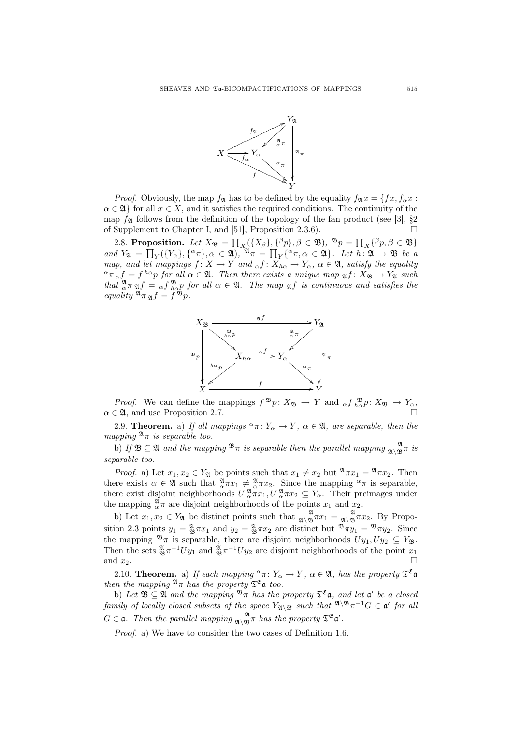$$
\begin{array}{ccc}
 & & Y_{\mathfrak{A}} \\
 & \overset{f_{\mathfrak{A}}}{\nearrow} & \uparrow {}^{\mathfrak{A}}_{\alpha}\pi \quad \downarrow {}^{\mathfrak{A}}\pi \\
X & \xrightarrow{f_\alpha} Y_\alpha & \xrightarrow{{}^{\alpha}\pi} \\
 & \underset{f}{\searrow} & Y
\end{array}
$$

*Proof.* Obviously, the map $f_{\mathfrak{A}}$ has to be defined by the equality $f_{\mathfrak{A}}x = \{fx, f_\alpha x : \alpha \in \mathfrak{A}\}$ for all $x \in X$, and it satisfies the required conditions. The continuity of the map $f_{\mathfrak{A}}$ follows from the definition of the topology of the fan product (see [3], §2 of Supplement to Chapter I, and [51], Proposition 2.3.6). $\square$

2.8. **Proposition.** *Let $X_{\mathfrak{B}} = \prod_X(\{X_\beta\}, \{{}^{\beta}p\}, \beta \in \mathfrak{B})$, ${}^{\mathfrak{B}}p = \prod_X\{{}^{\beta}p, \beta \in \mathfrak{B}\}$ and $Y_{\mathfrak{A}} = \prod_Y(\{Y_\alpha\}, \{{}^{\alpha}\pi\}, \alpha \in \mathfrak{A})$, ${}^{\mathfrak{A}}\pi = \prod_Y\{{}^{\alpha}\pi, \alpha \in \mathfrak{A}\}$. Let $h\colon \mathfrak{A} \to \mathfrak{B}$ be a map, and let mappings $f\colon X \to Y$ and ${}_{\alpha}f\colon X_{h\alpha} \to Y_\alpha$, $\alpha \in \mathfrak{A}$, satisfy the equality ${}^{\alpha}\pi\, {}_{\alpha}f = f\, {}^{h\alpha}p$ for all $\alpha \in \mathfrak{A}$. Then there exists a unique map ${}_{\mathfrak{A}}f\colon X_{\mathfrak{B}} \to Y_{\mathfrak{A}}$ such that ${}^{\mathfrak{A}}_{\alpha}\pi\, {}_{\mathfrak{A}}f = {}_{\alpha}f\, {}^{\mathfrak{B}}_{h\alpha}p$ for all $\alpha \in \mathfrak{A}$. The map ${}_{\mathfrak{A}}f$ is continuous and satisfies the equality ${}^{\mathfrak{A}}\pi\, {}_{\mathfrak{A}}f = f\, {}^{\mathfrak{B}}p$.*

$$
\begin{array}{ccccccc}
X_{\mathfrak{B}} & & & \xrightarrow{\ {}_{\mathfrak{A}}f\ } & & & Y_{\mathfrak{A}} \\
 & \searrow^{{}^{\mathfrak{B}}_{h\alpha}p} & & & & \swarrow^{{}^{\mathfrak{A}}_{\alpha}\pi} & \\
{}^{\mathfrak{B}}p \downarrow & & X_{h\alpha} & \xrightarrow{\ {}_{\alpha}f\ } & Y_\alpha & & \downarrow {}^{\mathfrak{A}}\pi \\
 & \swarrow_{{}^{h\alpha}p} & & & & \searrow_{{}^{\alpha}\pi} & \\
X & & & \xrightarrow{\ f\ } & & & Y
\end{array}
$$

*Proof.* We can define the mappings $f\, {}^{\mathfrak{B}}p\colon X_{\mathfrak{B}} \to Y$ and ${}_{\alpha}f\, {}^{\mathfrak{B}}_{h\alpha}p\colon X_{\mathfrak{B}} \to Y_\alpha$, $\alpha \in \mathfrak{A}$, and use Proposition 2.7. $\square$

2.9. **Theorem.** a) *If all mappings ${}^{\alpha}\pi\colon Y_\alpha \to Y$, $\alpha \in \mathfrak{A}$, are separable, then the mapping ${}^{\mathfrak{A}}\pi$ is separable too.*

b) *If $\mathfrak{B} \subseteq \mathfrak{A}$ and the mapping ${}^{\mathfrak{B}}\pi$ is separable then the parallel mapping ${}^{\mathfrak{A}}_{\mathfrak{A}\setminus\mathfrak{B}}\pi$ is separable too.*

*Proof.* a) Let $x_1, x_2 \in Y_{\mathfrak{A}}$ be points such that $x_1 \neq x_2$ but ${}^{\mathfrak{A}}\pi x_1 = {}^{\mathfrak{A}}\pi x_2$. Then there exists $\alpha \in \mathfrak{A}$ such that ${}^{\mathfrak{A}}_{\alpha}\pi x_1 \neq {}^{\mathfrak{A}}_{\alpha}\pi x_2$. Since the mapping ${}^{\alpha}\pi$ is separable, there exist disjoint neighborhoods $U\,{}^{\mathfrak{A}}_{\alpha}\pi x_1, U\,{}^{\mathfrak{A}}_{\alpha}\pi x_2 \subseteq Y_\alpha$. Their preimages under the mapping ${}^{\mathfrak{A}}_{\alpha}\pi$ are disjoint neighborhoods of the points $x_1$ and $x_2$.

b) Let $x_1, x_2 \in Y_{\mathfrak{A}}$ be distinct points such that ${}^{\mathfrak{A}}_{\mathfrak{A}\setminus\mathfrak{B}}\pi x_1 = {}^{\mathfrak{A}}_{\mathfrak{A}\setminus\mathfrak{B}}\pi x_2$. By Proposition 2.3 points $y_1 = {}^{\mathfrak{A}}_{\mathfrak{B}}\pi x_1$ and $y_2 = {}^{\mathfrak{A}}_{\mathfrak{B}}\pi x_2$ are distinct but ${}^{\mathfrak{B}}\pi y_1 = {}^{\mathfrak{B}}\pi y_2$. Since the mapping ${}^{\mathfrak{B}}\pi$ is separable, there are disjoint neighborhoods $Uy_1, Uy_2 \subseteq Y_{\mathfrak{B}}$. Then the sets ${}^{\mathfrak{A}}_{\mathfrak{B}}\pi^{-1}Uy_1$ and ${}^{\mathfrak{A}}_{\mathfrak{B}}\pi^{-1}Uy_2$ are disjoint neighborhoods of the point $x_1$ and $x_2$. $\square$

2.10. **Theorem.** a) *If each mapping ${}^{\alpha}\pi\colon Y_\alpha \to Y$, $\alpha \in \mathfrak{A}$, has the property $\mathfrak{T}^{\mathfrak{E}}\mathfrak{a}$ then the mapping ${}^{\mathfrak{A}}\pi$ has the property $\mathfrak{T}^{\mathfrak{E}}\mathfrak{a}$ too.*

b) *Let $\mathfrak{B} \subseteq \mathfrak{A}$ and the mapping ${}^{\mathfrak{B}}\pi$ has the property $\mathfrak{T}^{\mathfrak{E}}\mathfrak{a}$, and let $\mathfrak{a}'$ be a closed family of locally closed subsets of the space $Y_{\mathfrak{A}\setminus\mathfrak{B}}$ such that ${}^{\mathfrak{A}\setminus\mathfrak{B}}\pi^{-1}G \in \mathfrak{a}'$ for all $G \in \mathfrak{a}$. Then the parallel mapping ${}^{\mathfrak{A}}_{\mathfrak{A}\setminus\mathfrak{B}}\pi$ has the property $\mathfrak{T}^{\mathfrak{E}}\mathfrak{a}'$.*

*Proof.* a) We have to consider the two cases of Definition 1.6.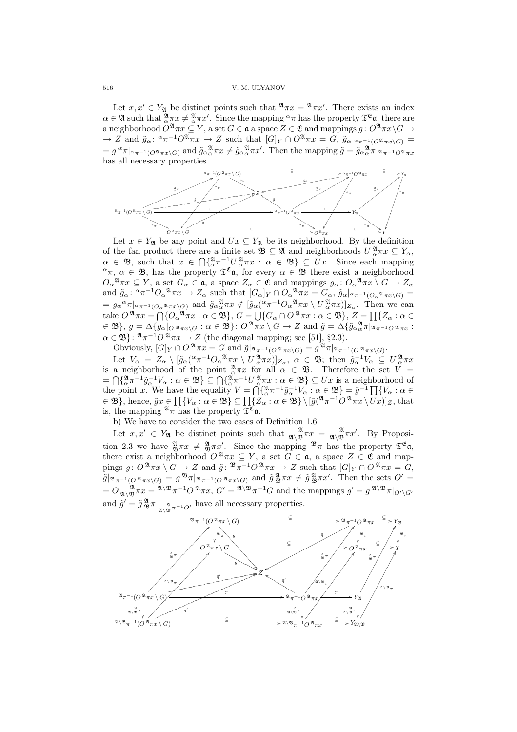Let $x, x' \in Y_{\mathfrak{A}}$ be distinct points such that ${}^{\mathfrak{A}}\pi x = {}^{\mathfrak{A}}\pi x'$. There exists an index $\alpha \in \mathfrak{A}$ such that ${}^{\mathfrak{A}}_{\alpha}\pi x \neq {}^{\mathfrak{A}}_{\alpha}\pi x'$. Since the mapping ${}^{\alpha}\pi$ has the property $\mathfrak{T}^{\mathfrak{E}}\mathfrak{a}$, there are a neighborhood $O^{\mathfrak{A}}\pi x \subseteq Y$, a set $G \in \mathfrak{a}$ a space $Z \in \mathfrak{E}$ and mappings $g\colon O^{\mathfrak{A}}\pi x \setminus G \to Z$ and $\tilde{g}_{\alpha}\colon {}^{\alpha}\pi^{-1}O^{\mathfrak{A}}\pi x \to Z$ such that $[G]_Y \cap O^{\mathfrak{A}}\pi x = G$, $\tilde{g}_{\alpha}|_{{}^{\alpha}\pi^{-1}(O^{\mathfrak{A}}\pi x\setminus G)} = g\,{}^{\alpha}\pi|_{{}^{\alpha}\pi^{-1}(O^{\mathfrak{A}}\pi x\setminus G)}$ and $\tilde{g}_{\alpha}{}^{\mathfrak{A}}_{\alpha}\pi x \neq \tilde{g}_{\alpha}{}^{\mathfrak{A}}_{\alpha}\pi x'$. Then the mapping $\tilde{g} = \tilde{g}_{\alpha}{}^{\mathfrak{A}}_{\alpha}\pi|_{{}^{\mathfrak{A}}\pi^{-1}O^{\mathfrak{A}}\pi x}$ has all necessary properties.

Let $x \in Y_{\mathfrak{A}}$ be any point and $Ux \subseteq Y_{\mathfrak{A}}$ be its neighborhood. By the definition of the fan product there are a finite set $\mathfrak{B} \subseteq \mathfrak{A}$ and neighborhoods $U{}^{\mathfrak{A}}_{\alpha}\pi x \subseteq Y_{\alpha}$, $\alpha \in \mathfrak{B}$, such that $x \in \bigcap\{{}^{\mathfrak{A}}_{\alpha}\pi^{-1}U{}^{\mathfrak{A}}_{\alpha}\pi x : \alpha \in \mathfrak{B}\} \subseteq Ux$. Since each mapping ${}^{\alpha}\pi$, $\alpha \in \mathfrak{B}$, has the property $\mathfrak{T}^{\mathfrak{E}}\mathfrak{a}$, for every $\alpha \in \mathfrak{B}$ there exist a neighborhood $O_{\alpha}{}^{\mathfrak{A}}\pi x \subseteq Y$, a set $G_{\alpha} \in \mathfrak{a}$, a space $Z_{\alpha} \in \mathfrak{E}$ and mappings $g_{\alpha}\colon O_{\alpha}{}^{\mathfrak{A}}\pi x \setminus G \to Z_{\alpha}$ and $\tilde{g}_{\alpha}\colon {}^{\alpha}\pi^{-1}O_{\alpha}{}^{\mathfrak{A}}\pi x \to Z_{\alpha}$ such that $[G_{\alpha}]_Y \cap O_{\alpha}{}^{\mathfrak{A}}\pi x = G_{\alpha}$, $\tilde{g}_{\alpha}|_{{}^{\alpha}\pi^{-1}(O_{\alpha}{}^{\mathfrak{A}}\pi x\setminus G)} = g_{\alpha}{}^{\alpha}\pi|_{{}^{\alpha}\pi^{-1}(O_{\alpha}{}^{\mathfrak{A}}\pi x\setminus G)}$ and $\tilde{g}_{\alpha}{}^{\mathfrak{A}}_{\alpha}\pi x \notin [\tilde{g}_{\alpha}({}^{\alpha}\pi^{-1}O_{\alpha}{}^{\mathfrak{A}}\pi x \setminus U{}^{\mathfrak{A}}_{\alpha}\pi x)]_{Z_{\alpha}}$. Then we can take $O{}^{\mathfrak{A}}\pi x = \bigcap\{O_{\alpha}{}^{\mathfrak{A}}\pi x : \alpha \in \mathfrak{B}\}$, $G = \bigcup\{G_{\alpha} \cap O{}^{\mathfrak{A}}\pi x : \alpha \in \mathfrak{B}\}$, $Z = \prod\{Z_{\alpha} : \alpha \in \mathfrak{B}\}$, $g = \Delta\{g_{\alpha}|_{O{}^{\mathfrak{A}}\pi x\setminus G} : \alpha \in \mathfrak{B}\}\colon O{}^{\mathfrak{A}}\pi x \setminus G \to Z$ and $\tilde{g} = \Delta\{\tilde{g}_{\alpha}{}^{\mathfrak{A}}_{\alpha}\pi|_{{}^{\mathfrak{A}}\pi^{-1}O{}^{\mathfrak{A}}\pi x} : \alpha \in \mathfrak{B}\}\colon {}^{\mathfrak{A}}\pi^{-1}O{}^{\mathfrak{A}}\pi x \to Z$ (the diagonal mapping; see [51], §2.3).

Obviously, $[G]_Y \cap O{}^{\mathfrak{A}}\pi x = G$ and $\tilde{g}|_{{}^{\mathfrak{A}}\pi^{-1}(O{}^{\mathfrak{A}}\pi x\setminus G)} = g{}^{\mathfrak{A}}\pi|_{{}^{\mathfrak{A}}\pi^{-1}(O{}^{\mathfrak{A}}\pi x\setminus G)}$.

Let $V_{\alpha} = Z_{\alpha} \setminus [\tilde{g}_{\alpha}({}^{\alpha}\pi^{-1}O_{\alpha}{}^{\mathfrak{A}}\pi x \setminus U{}^{\mathfrak{A}}_{\alpha}\pi x)]_{Z_{\alpha}}$, $\alpha \in \mathfrak{B}$; then $\tilde{g}_{\alpha}^{-1}V_{\alpha} \subseteq U{}^{\mathfrak{A}}_{\alpha}\pi x$ is a neighborhood of the point ${}^{\mathfrak{A}}_{\alpha}\pi x$ for all $\alpha \in \mathfrak{B}$. Therefore the set $V = \bigcap\{{}^{\mathfrak{A}}_{\alpha}\pi^{-1}\tilde{g}_{\alpha}^{-1}V_{\alpha} : \alpha \in \mathfrak{B}\} \subseteq \bigcap\{{}^{\mathfrak{A}}_{\alpha}\pi^{-1}U{}^{\mathfrak{A}}_{\alpha}\pi x : \alpha \in \mathfrak{B}\} \subseteq Ux$ is a neighborhood of the point $x$. We have the equality $V = \bigcap\{{}^{\mathfrak{A}}_{\alpha}\pi^{-1}\tilde{g}_{\alpha}^{-1}V_{\alpha} : \alpha \in \mathfrak{B}\} = \tilde{g}^{-1}\prod\{V_{\alpha} : \alpha \in \mathfrak{B}\}$, hence, $\tilde{g}x \in \prod\{V_{\alpha} : \alpha \in \mathfrak{B}\} \subseteq \prod\{Z_{\alpha} : \alpha \in \mathfrak{B}\} \setminus [\tilde{g}({}^{\mathfrak{A}}\pi^{-1}O{}^{\mathfrak{A}}\pi x \setminus Ux)]_Z$, that is, the mapping ${}^{\mathfrak{A}}\pi$ has the property $\mathfrak{T}^{\mathfrak{E}}\mathfrak{a}$.

b) We have to consider the two cases of Definition 1.6

Let $x, x' \in Y_{\mathfrak{A}}$ be distinct points such that ${}^{\mathfrak{A}}_{\mathfrak{A}\setminus\mathfrak{B}}\pi x = {}^{\mathfrak{A}}_{\mathfrak{A}\setminus\mathfrak{B}}\pi x'$. By Proposition 2.3 we have ${}^{\mathfrak{A}}_{\mathfrak{B}}\pi x \neq {}^{\mathfrak{A}}_{\mathfrak{B}}\pi x'$. Since the mapping ${}^{\mathfrak{B}}\pi$ has the property $\mathfrak{T}^{\mathfrak{E}}\mathfrak{a}$, there exist a neighborhood $O{}^{\mathfrak{A}}\pi x \subseteq Y$, a set $G \in \mathfrak{a}$, a space $Z \in \mathfrak{E}$ and mappings $g\colon O{}^{\mathfrak{A}}\pi x \setminus G \to Z$ and $\tilde{g}\colon {}^{\mathfrak{B}}\pi^{-1}O{}^{\mathfrak{A}}\pi x \to Z$ such that $[G]_Y \cap O{}^{\mathfrak{A}}\pi x = G$, $\tilde{g}|_{{}^{\mathfrak{B}}\pi^{-1}(O{}^{\mathfrak{A}}\pi x\setminus G)} = g{}^{\mathfrak{B}}\pi|_{{}^{\mathfrak{B}}\pi^{-1}(O{}^{\mathfrak{A}}\pi x\setminus G)}$ and $\tilde{g}{}^{\mathfrak{A}}_{\mathfrak{B}}\pi x \neq \tilde{g}{}^{\mathfrak{A}}_{\mathfrak{B}}\pi x'$. Then the sets $O' = O{}^{\mathfrak{A}}_{\mathfrak{A}\setminus\mathfrak{B}}\pi x = {}^{\mathfrak{A}\setminus\mathfrak{B}}\pi^{-1}O{}^{\mathfrak{A}}\pi x$, $G' = {}^{\mathfrak{A}\setminus\mathfrak{B}}\pi^{-1}G$ and the mappings $g' = g{}^{\mathfrak{A}\setminus\mathfrak{B}}\pi|_{O'\setminus G'}$ and $\tilde{g}' = \tilde{g}{}^{\mathfrak{A}}_{\mathfrak{B}}\pi|_{{}^{\mathfrak{A}}_{\mathfrak{A}\setminus\mathfrak{B}}\pi^{-1}O'}$ have all necessary properties.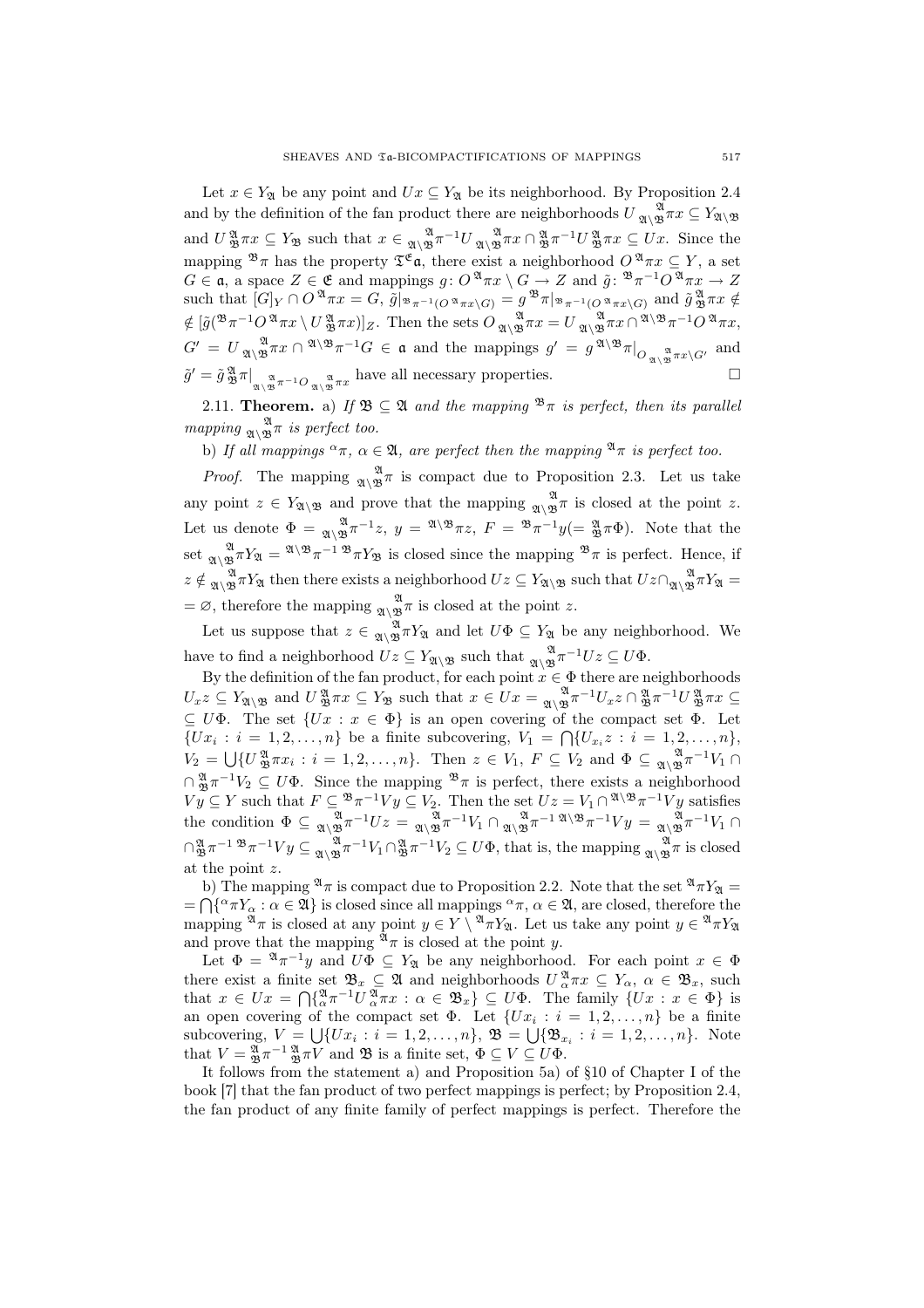Let $x \in Y_{\mathfrak{A}}$ be any point and $Ux \subseteq Y_{\mathfrak{A}}$ be its neighborhood. By Proposition 2.4 and by the definition of the fan product there are neighborhoods $U\,{}_{\mathfrak{A}\setminus\mathfrak{B}}^{\ \ \mathfrak{A}}\pi x \subseteq Y_{\mathfrak{A}\setminus\mathfrak{B}}$ and $U\,{}_{\mathfrak{B}}^{\mathfrak{A}}\pi x \subseteq Y_{\mathfrak{B}}$ such that $x \in {}_{\mathfrak{A}\setminus\mathfrak{B}}^{\ \ \mathfrak{A}}\pi^{-1}U\,{}_{\mathfrak{A}\setminus\mathfrak{B}}^{\ \ \mathfrak{A}}\pi x \cap {}_{\mathfrak{B}}^{\mathfrak{A}}\pi^{-1}U\,{}_{\mathfrak{B}}^{\mathfrak{A}}\pi x \subseteq Ux$. Since the mapping ${}^{\mathfrak{B}}\pi$ has the property $\mathfrak{T}^{\mathfrak{E}}\mathfrak{a}$, there exist a neighborhood $O\,{}^{\mathfrak{A}}\pi x \subseteq Y$, a set $G \in \mathfrak{a}$, a space $Z \in \mathfrak{E}$ and mappings $g\colon O\,{}^{\mathfrak{A}}\pi x \setminus G \to Z$ and $\tilde{g}\colon {}^{\mathfrak{B}}\pi^{-1}O\,{}^{\mathfrak{A}}\pi x \to Z$ such that $[G]_Y \cap O\,{}^{\mathfrak{A}}\pi x = G$, $\tilde{g}|_{{}^{\mathfrak{B}}\pi^{-1}(O\,{}^{\mathfrak{A}}\pi x\setminus G)} = g\,{}^{\mathfrak{B}}\pi|_{{}^{\mathfrak{B}}\pi^{-1}(O\,{}^{\mathfrak{A}}\pi x\setminus G)}$ and $\tilde{g}\,{}_{\mathfrak{B}}^{\mathfrak{A}}\pi x \notin$ $\notin [\tilde{g}({}^{\mathfrak{B}}\pi^{-1}O\,{}^{\mathfrak{A}}\pi x \setminus U\,{}_{\mathfrak{B}}^{\mathfrak{A}}\pi x)]_Z$. Then the sets $O\,{}_{\mathfrak{A}\setminus\mathfrak{B}}^{\ \ \mathfrak{A}}\pi x = U\,{}_{\mathfrak{A}\setminus\mathfrak{B}}^{\ \ \mathfrak{A}}\pi x \cap {}^{\mathfrak{A}\setminus\mathfrak{B}}\pi^{-1}O\,{}^{\mathfrak{A}}\pi x$, $G' = U\,{}_{\mathfrak{A}\setminus\mathfrak{B}}^{\ \ \mathfrak{A}}\pi x \cap {}^{\mathfrak{A}\setminus\mathfrak{B}}\pi^{-1}G \in \mathfrak{a}$ and the mappings $g' = g\,{}^{\mathfrak{A}\setminus\mathfrak{B}}\pi|_{O\,{}_{\mathfrak{A}\setminus\mathfrak{B}}^{\ \ \mathfrak{A}}\pi x\setminus G'}$ and $\tilde{g}' = \tilde{g}\,{}_{\mathfrak{B}}^{\mathfrak{A}}\pi|_{{}_{\mathfrak{A}\setminus\mathfrak{B}}^{\ \ \mathfrak{A}}\pi^{-1}O\,{}_{\mathfrak{A}\setminus\mathfrak{B}}^{\ \ \mathfrak{A}}\pi x}$ have all necessary properties. $\square$

2.11. **Theorem.** a) *If $\mathfrak{B} \subseteq \mathfrak{A}$ and the mapping ${}^{\mathfrak{B}}\pi$ is perfect, then its parallel mapping ${}_{\mathfrak{A}\setminus\mathfrak{B}}^{\ \ \mathfrak{A}}\pi$ is perfect too.*

b) *If all mappings ${}^{\alpha}\pi$, $\alpha \in \mathfrak{A}$, are perfect then the mapping ${}^{\mathfrak{A}}\pi$ is perfect too.*

*Proof.* The mapping ${}_{\mathfrak{A}\setminus\mathfrak{B}}^{\ \ \mathfrak{A}}\pi$ is compact due to Proposition 2.3. Let us take any point $z \in Y_{\mathfrak{A}\setminus\mathfrak{B}}$ and prove that the mapping ${}_{\mathfrak{A}\setminus\mathfrak{B}}^{\ \ \mathfrak{A}}\pi$ is closed at the point $z$. Let us denote $\Phi = {}_{\mathfrak{A}\setminus\mathfrak{B}}^{\ \ \mathfrak{A}}\pi^{-1}z$, $y = {}^{\mathfrak{A}\setminus\mathfrak{B}}\pi z$, $F = {}^{\mathfrak{B}}\pi^{-1}y (= {}_{\mathfrak{B}}^{\mathfrak{A}}\pi\Phi)$. Note that the set ${}_{\mathfrak{A}\setminus\mathfrak{B}}^{\ \ \mathfrak{A}}\pi Y_{\mathfrak{A}} = {}^{\mathfrak{A}\setminus\mathfrak{B}}\pi^{-1}\,{}^{\mathfrak{B}}\pi Y_{\mathfrak{B}}$ is closed since the mapping ${}^{\mathfrak{B}}\pi$ is perfect. Hence, if $z \notin {}_{\mathfrak{A}\setminus\mathfrak{B}}^{\ \ \mathfrak{A}}\pi Y_{\mathfrak{A}}$ then there exists a neighborhood $Uz \subseteq Y_{\mathfrak{A}\setminus\mathfrak{B}}$ such that $Uz \cap {}_{\mathfrak{A}\setminus\mathfrak{B}}^{\ \ \mathfrak{A}}\pi Y_{\mathfrak{A}} =$ $= \varnothing$, therefore the mapping ${}_{\mathfrak{A}\setminus\mathfrak{B}}^{\ \ \mathfrak{A}}\pi$ is closed at the point $z$.

Let us suppose that $z \in {}_{\mathfrak{A}\setminus\mathfrak{B}}^{\ \ \mathfrak{A}}\pi Y_{\mathfrak{A}}$ and let $U\Phi \subseteq Y_{\mathfrak{A}}$ be any neighborhood. We have to find a neighborhood $Uz \subseteq Y_{\mathfrak{A}\setminus\mathfrak{B}}$ such that ${}_{\mathfrak{A}\setminus\mathfrak{B}}^{\ \ \mathfrak{A}}\pi^{-1}Uz \subseteq U\Phi$.

By the definition of the fan product, for each point $x \in \Phi$ there are neighborhoods $U_x z \subseteq Y_{\mathfrak{A}\setminus\mathfrak{B}}$ and $U\,{}_{\mathfrak{B}}^{\mathfrak{A}}\pi x \subseteq Y_{\mathfrak{B}}$ such that $x \in Ux = {}_{\mathfrak{A}\setminus\mathfrak{B}}^{\ \ \mathfrak{A}}\pi^{-1}U_x z \cap {}_{\mathfrak{B}}^{\mathfrak{A}}\pi^{-1}U\,{}_{\mathfrak{B}}^{\mathfrak{A}}\pi x \subseteq$ $\subseteq U\Phi$. The set $\{Ux : x \in \Phi\}$ is an open covering of the compact set $\Phi$. Let $\{Ux_i : i = 1, 2, \ldots, n\}$ be a finite subcovering, $V_1 = \bigcap\{U_{x_i}z : i = 1, 2, \ldots, n\}$, $V_2 = \bigcup\{U\,{}_{\mathfrak{B}}^{\mathfrak{A}}\pi x_i : i = 1, 2, \ldots, n\}$. Then $z \in V_1$, $F \subseteq V_2$ and $\Phi \subseteq {}_{\mathfrak{A}\setminus\mathfrak{B}}^{\ \ \mathfrak{A}}\pi^{-1}V_1 \cap$ $\cap\, {}_{\mathfrak{B}}^{\mathfrak{A}}\pi^{-1}V_2 \subseteq U\Phi$. Since the mapping ${}^{\mathfrak{B}}\pi$ is perfect, there exists a neighborhood $Vy \subseteq Y$ such that $F \subseteq {}^{\mathfrak{B}}\pi^{-1}Vy \subseteq V_2$. Then the set $Uz = V_1 \cap {}^{\mathfrak{A}\setminus\mathfrak{B}}\pi^{-1}Vy$ satisfies the condition $\Phi \subseteq {}_{\mathfrak{A}\setminus\mathfrak{B}}^{\ \ \mathfrak{A}}\pi^{-1}Uz = {}_{\mathfrak{A}\setminus\mathfrak{B}}^{\ \ \mathfrak{A}}\pi^{-1}V_1 \cap {}_{\mathfrak{A}\setminus\mathfrak{B}}^{\ \ \mathfrak{A}}\pi^{-1}\,{}^{\mathfrak{A}\setminus\mathfrak{B}}\pi^{-1}Vy = {}_{\mathfrak{A}\setminus\mathfrak{B}}^{\ \ \mathfrak{A}}\pi^{-1}V_1 \cap$ $\cap\, {}_{\mathfrak{B}}^{\mathfrak{A}}\pi^{-1}\,{}^{\mathfrak{B}}\pi^{-1}Vy \subseteq {}_{\mathfrak{A}\setminus\mathfrak{B}}^{\ \ \mathfrak{A}}\pi^{-1}V_1 \cap {}_{\mathfrak{B}}^{\mathfrak{A}}\pi^{-1}V_2 \subseteq U\Phi$, that is, the mapping ${}_{\mathfrak{A}\setminus\mathfrak{B}}^{\ \ \mathfrak{A}}\pi$ is closed at the point $z$.

b) The mapping ${}^{\mathfrak{A}}\pi$ is compact due to Proposition 2.2. Note that the set ${}^{\mathfrak{A}}\pi Y_{\mathfrak{A}} =$ $= \bigcap\{{}^{\alpha}\pi Y_{\alpha} : \alpha \in \mathfrak{A}\}$ is closed since all mappings ${}^{\alpha}\pi$, $\alpha \in \mathfrak{A}$, are closed, therefore the mapping ${}^{\mathfrak{A}}\pi$ is closed at any point $y \in Y \setminus {}^{\mathfrak{A}}\pi Y_{\mathfrak{A}}$. Let us take any point $y \in {}^{\mathfrak{A}}\pi Y_{\mathfrak{A}}$ and prove that the mapping ${}^{\mathfrak{A}}\pi$ is closed at the point $y$.

Let $\Phi = {}^{\mathfrak{A}}\pi^{-1}y$ and $U\Phi \subseteq Y_{\mathfrak{A}}$ be any neighborhood. For each point $x \in \Phi$ there exist a finite set $\mathfrak{B}_x \subseteq \mathfrak{A}$ and neighborhoods $U\,{}_{\alpha}^{\mathfrak{A}}\pi x \subseteq Y_{\alpha}$, $\alpha \in \mathfrak{B}_x$, such that $x \in Ux = \bigcap\{{}_{\alpha}^{\mathfrak{A}}\pi^{-1}U\,{}_{\alpha}^{\mathfrak{A}}\pi x : \alpha \in \mathfrak{B}_x\} \subseteq U\Phi$. The family $\{Ux : x \in \Phi\}$ is an open covering of the compact set $\Phi$. Let $\{Ux_i : i = 1, 2, \ldots, n\}$ be a finite subcovering, $V = \bigcup\{Ux_i : i = 1, 2, \ldots, n\}$, $\mathfrak{B} = \bigcup\{\mathfrak{B}_{x_i} : i = 1, 2, \ldots, n\}$. Note that $V = {}_{\mathfrak{B}}^{\mathfrak{A}}\pi^{-1}\,{}_{\mathfrak{B}}^{\mathfrak{A}}\pi V$ and $\mathfrak{B}$ is a finite set, $\Phi \subseteq V \subseteq U\Phi$.

It follows from the statement a) and Proposition 5a) of §10 of Chapter I of the book [7] that the fan product of two perfect mappings is perfect; by Proposition 2.4, the fan product of any finite family of perfect mappings is perfect. Therefore the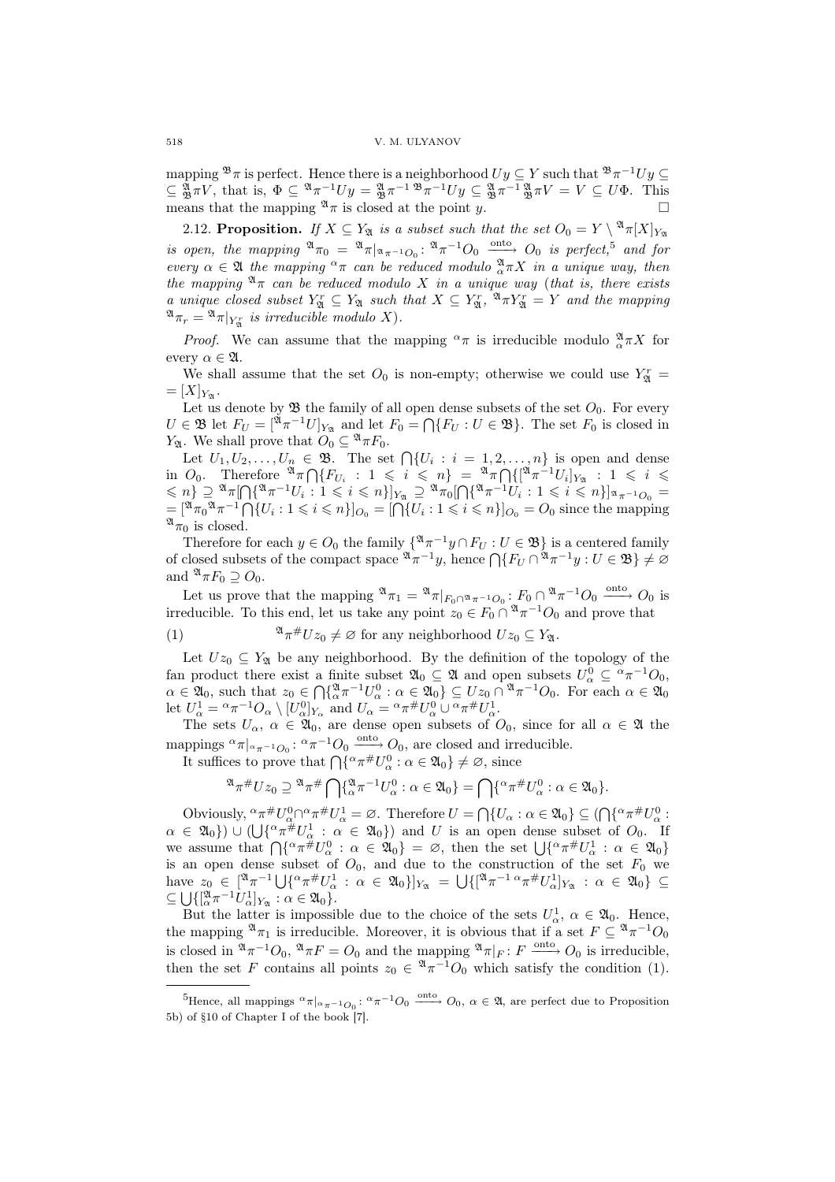mapping ${}^{\mathfrak{B}}\pi$ is perfect. Hence there is a neighborhood $Uy \subseteq Y$ such that ${}^{\mathfrak{B}}\pi^{-1}Uy \subseteq \subseteq {}^{\mathfrak{A}}_{\mathfrak{B}}\pi V$, that is, $\Phi \subseteq {}^{\mathfrak{A}}\pi^{-1}Uy = {}^{\mathfrak{A}}_{\mathfrak{B}}\pi^{-1}\, {}^{\mathfrak{B}}\pi^{-1}Uy \subseteq {}^{\mathfrak{A}}_{\mathfrak{B}}\pi^{-1}\, {}^{\mathfrak{A}}_{\mathfrak{B}}\pi V = V \subseteq U\Phi$. This means that the mapping ${}^{\mathfrak{A}}\pi$ is closed at the point $y$. □

2.12. **Proposition.** *If $X \subseteq Y_{\mathfrak{A}}$ is a subset such that the set $O_0 = Y \setminus {}^{\mathfrak{A}}\pi[X]_{Y_{\mathfrak{A}}}$ is open, the mapping ${}^{\mathfrak{A}}\pi_0 = {}^{\mathfrak{A}}\pi|_{{}^{\mathfrak{A}}\pi^{-1}O_0} \colon {}^{\mathfrak{A}}\pi^{-1}O_0 \xrightarrow{\text{onto}} O_0$ is perfect,*[5] *and for every $\alpha \in \mathfrak{A}$ the mapping ${}^{\alpha}\pi$ can be reduced modulo ${}^{\mathfrak{A}}_{\alpha}\pi X$ in a unique way, then the mapping ${}^{\mathfrak{A}}\pi$ can be reduced modulo $X$ in a unique way (that is, there exists a unique closed subset $Y^r_{\mathfrak{A}} \subseteq Y_{\mathfrak{A}}$ such that $X \subseteq Y^r_{\mathfrak{A}}$, ${}^{\mathfrak{A}}\pi Y^r_{\mathfrak{A}} = Y$ and the mapping ${}^{\mathfrak{A}}\pi_r = {}^{\mathfrak{A}}\pi|_{Y^r_{\mathfrak{A}}}$ is irreducible modulo $X$).*

*Proof.* We can assume that the mapping ${}^{\alpha}\pi$ is irreducible modulo ${}^{\mathfrak{A}}_{\alpha}\pi X$ for every $\alpha \in \mathfrak{A}$.

We shall assume that the set $O_0$ is non-empty; otherwise we could use $Y^r_{\mathfrak{A}} = = [X]_{Y_{\mathfrak{A}}}$.

Let us denote by $\mathfrak{B}$ the family of all open dense subsets of the set $O_0$. For every $U \in \mathfrak{B}$ let $F_U = [{}^{\mathfrak{A}}\pi^{-1}U]_{Y_{\mathfrak{A}}}$ and let $F_0 = \bigcap\{F_U : U \in \mathfrak{B}\}$. The set $F_0$ is closed in $Y_{\mathfrak{A}}$. We shall prove that $O_0 \subseteq {}^{\mathfrak{A}}\pi F_0$.

Let $U_1, U_2, \ldots, U_n \in \mathfrak{B}$. The set $\bigcap\{U_i : i = 1, 2, \ldots, n\}$ is open and dense in $O_0$. Therefore ${}^{\mathfrak{A}}\pi \bigcap\{F_{U_i} : 1 \leqslant i \leqslant n\} = {}^{\mathfrak{A}}\pi \bigcap\{[{}^{\mathfrak{A}}\pi^{-1}U_i]_{Y_{\mathfrak{A}}} : 1 \leqslant i \leqslant \leqslant n\} \supseteq {}^{\mathfrak{A}}\pi[\bigcap\{{}^{\mathfrak{A}}\pi^{-1}U_i : 1 \leqslant i \leqslant n\}]_{Y_{\mathfrak{A}}} \supseteq {}^{\mathfrak{A}}\pi_0[\bigcap\{{}^{\mathfrak{A}}\pi^{-1}U_i : 1 \leqslant i \leqslant n\}]_{{}^{\mathfrak{A}}\pi^{-1}O_0} = = [{}^{\mathfrak{A}}\pi_0 {}^{\mathfrak{A}}\pi^{-1} \bigcap\{U_i : 1 \leqslant i \leqslant n\}]_{O_0} = [\bigcap\{U_i : 1 \leqslant i \leqslant n\}]_{O_0} = O_0$ since the mapping ${}^{\mathfrak{A}}\pi_0$ is closed.

Therefore for each $y \in O_0$ the family $\{{}^{\mathfrak{A}}\pi^{-1}y \cap F_U : U \in \mathfrak{B}\}$ is a centered family of closed subsets of the compact space ${}^{\mathfrak{A}}\pi^{-1}y$, hence $\bigcap\{F_U \cap {}^{\mathfrak{A}}\pi^{-1}y : U \in \mathfrak{B}\} \neq \varnothing$ and ${}^{\mathfrak{A}}\pi F_0 \supseteq O_0$.

Let us prove that the mapping ${}^{\mathfrak{A}}\pi_1 = {}^{\mathfrak{A}}\pi|_{F_0 \cap {}^{\mathfrak{A}}\pi^{-1}O_0} \colon F_0 \cap {}^{\mathfrak{A}}\pi^{-1}O_0 \xrightarrow{\text{onto}} O_0$ is irreducible. To this end, let us take any point $z_0 \in F_0 \cap {}^{\mathfrak{A}}\pi^{-1}O_0$ and prove that

$$ {}^{\mathfrak{A}}\pi^{\#}Uz_0 \neq \varnothing \text{ for any neighborhood } Uz_0 \subseteq Y_{\mathfrak{A}}. \tag{1} $$

Let $Uz_0 \subseteq Y_{\mathfrak{A}}$ be any neighborhood. By the definition of the topology of the fan product there exist a finite subset $\mathfrak{A}_0 \subseteq \mathfrak{A}$ and open subsets $U^0_\alpha \subseteq {}^{\alpha}\pi^{-1}O_0$, $\alpha \in \mathfrak{A}_0$, such that $z_0 \in \bigcap\{{}^{\mathfrak{A}}_{\alpha}\pi^{-1}U^0_\alpha : \alpha \in \mathfrak{A}_0\} \subseteq Uz_0 \cap {}^{\mathfrak{A}}\pi^{-1}O_0$. For each $\alpha \in \mathfrak{A}_0$ let $U^1_\alpha = {}^{\alpha}\pi^{-1}O_\alpha \setminus [U^0_\alpha]_{Y_\alpha}$ and $U_\alpha = {}^{\alpha}\pi^{\#}U^0_\alpha \cup {}^{\alpha}\pi^{\#}U^1_\alpha$.

The sets $U_\alpha$, $\alpha \in \mathfrak{A}_0$, are dense open subsets of $O_0$, since for all $\alpha \in \mathfrak{A}$ the mappings ${}^{\alpha}\pi|_{{}^{\alpha}\pi^{-1}O_0} \colon {}^{\alpha}\pi^{-1}O_0 \xrightarrow{\text{onto}} O_0$, are closed and irreducible.

It suffices to prove that $\bigcap\{{}^{\alpha}\pi^{\#}U^0_\alpha : \alpha \in \mathfrak{A}_0\} \neq \varnothing$, since

$$ {}^{\mathfrak{A}}\pi^{\#}Uz_0 \supseteq {}^{\mathfrak{A}}\pi^{\#} \bigcap\{{}^{\mathfrak{A}}_{\alpha}\pi^{-1}U^0_\alpha : \alpha \in \mathfrak{A}_0\} = \bigcap\{{}^{\alpha}\pi^{\#}U^0_\alpha : \alpha \in \mathfrak{A}_0\}. $$

Obviously, ${}^{\alpha}\pi^{\#}U^0_\alpha \cap {}^{\alpha}\pi^{\#}U^1_\alpha = \varnothing$. Therefore $U = \bigcap\{U_\alpha : \alpha \in \mathfrak{A}_0\} \subseteq (\bigcap\{{}^{\alpha}\pi^{\#}U^0_\alpha : \alpha \in \mathfrak{A}_0\}) \cup (\bigcup\{{}^{\alpha}\pi^{\#}U^1_\alpha : \alpha \in \mathfrak{A}_0\})$ and $U$ is an open dense subset of $O_0$. If we assume that $\bigcap\{{}^{\alpha}\pi^{\#}U^0_\alpha : \alpha \in \mathfrak{A}_0\} = \varnothing$, then the set $\bigcup\{{}^{\alpha}\pi^{\#}U^1_\alpha : \alpha \in \mathfrak{A}_0\}$ is an open dense subset of $O_0$, and due to the construction of the set $F_0$ we have $z_0 \in [{}^{\mathfrak{A}}\pi^{-1} \bigcup\{{}^{\alpha}\pi^{\#}U^1_\alpha : \alpha \in \mathfrak{A}_0\}]_{Y_{\mathfrak{A}}} = \bigcup\{[{}^{\mathfrak{A}}\pi^{-1}\, {}^{\alpha}\pi^{\#}U^1_\alpha]_{Y_{\mathfrak{A}}} : \alpha \in \mathfrak{A}_0\} \subseteq \subseteq \bigcup\{[{}^{\mathfrak{A}}_{\alpha}\pi^{-1}U^1_\alpha]_{Y_{\mathfrak{A}}} : \alpha \in \mathfrak{A}_0\}$.

But the latter is impossible due to the choice of the sets $U^1_\alpha$, $\alpha \in \mathfrak{A}_0$. Hence, the mapping ${}^{\mathfrak{A}}\pi_1$ is irreducible. Moreover, it is obvious that if a set $F \subseteq {}^{\mathfrak{A}}\pi^{-1}O_0$ is closed in ${}^{\mathfrak{A}}\pi^{-1}O_0$, ${}^{\mathfrak{A}}\pi F = O_0$ and the mapping ${}^{\mathfrak{A}}\pi|_F \colon F \xrightarrow{\text{onto}} O_0$ is irreducible, then the set $F$ contains all points $z_0 \in {}^{\mathfrak{A}}\pi^{-1}O_0$ which satisfy the condition (1).

---

[5] Hence, all mappings ${}^{\alpha}\pi|_{{}^{\alpha}\pi^{-1}O_0} \colon {}^{\alpha}\pi^{-1}O_0 \xrightarrow{\text{onto}} O_0$, $\alpha \in \mathfrak{A}$, are perfect due to Proposition 5b) of §10 of Chapter I of the book [7].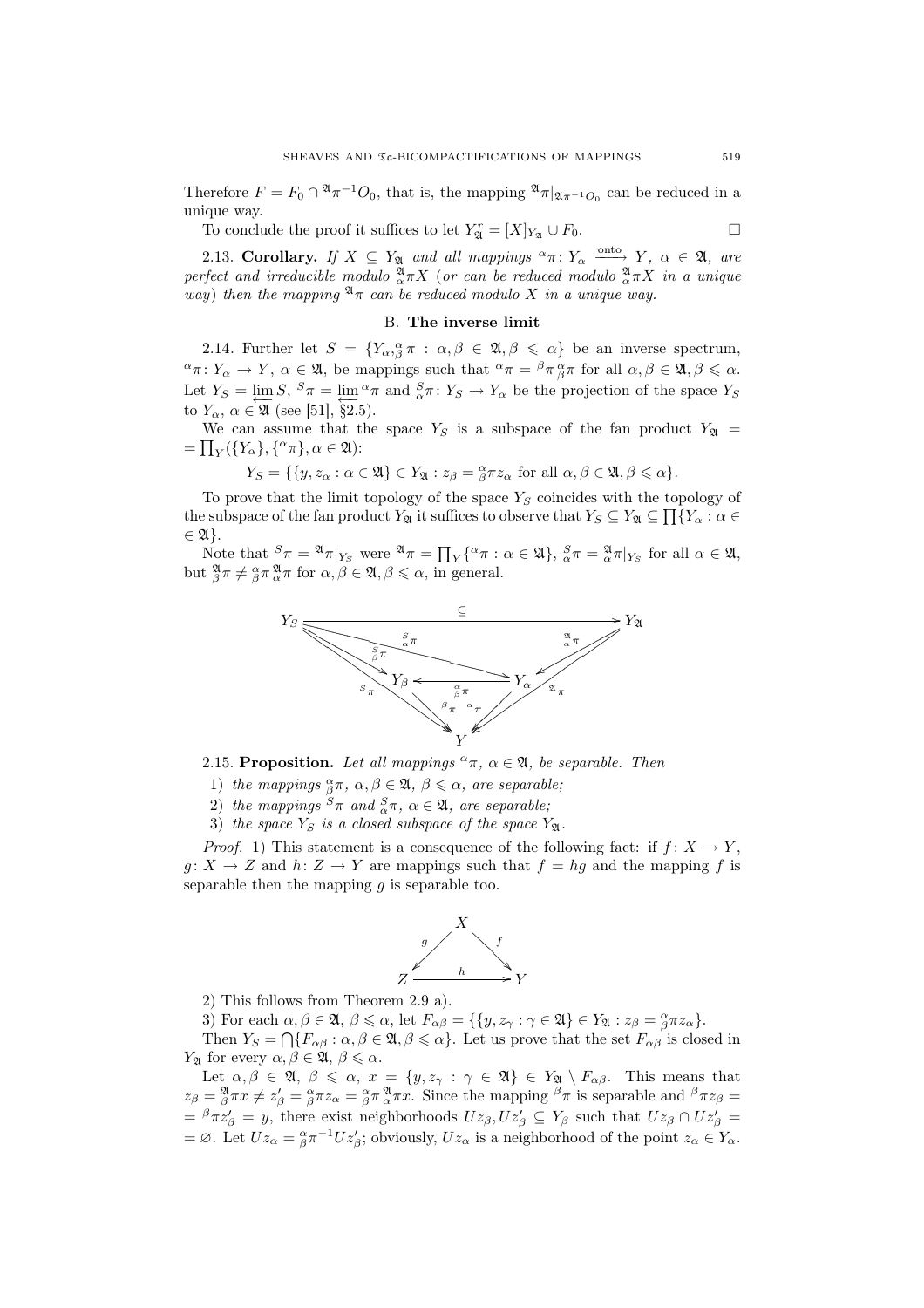Therefore $F = F_0 \cap {}^{\mathfrak{A}}\pi^{-1}O_0$, that is, the mapping ${}^{\mathfrak{A}}\pi|_{{}^{\mathfrak{A}}\pi^{-1}O_0}$ can be reduced in a unique way.

To conclude the proof it suffices to let $Y^r_{\mathfrak{A}} = [X]_{Y_{\mathfrak{A}}} \cup F_0$. $\square$

2.13. **Corollary.** *If $X \subseteq Y_{\mathfrak{A}}$ and all mappings ${}^{\alpha}\pi\colon Y_\alpha \xrightarrow{\text{onto}} Y$, $\alpha \in \mathfrak{A}$, are perfect and irreducible modulo ${}^{\mathfrak{A}}_{\alpha}\pi X$ (or can be reduced modulo ${}^{\mathfrak{A}}_{\alpha}\pi X$ in a unique way) then the mapping ${}^{\mathfrak{A}}\pi$ can be reduced modulo $X$ in a unique way.*

## B. The inverse limit

2.14. Further let $S = \{Y_\alpha, {}^{\alpha}_{\beta}\pi : \alpha, \beta \in \mathfrak{A}, \beta \leqslant \alpha\}$ be an inverse spectrum, ${}^{\alpha}\pi\colon Y_\alpha \to Y$, $\alpha \in \mathfrak{A}$, be mappings such that ${}^{\alpha}\pi = {}^{\beta}\pi\, {}^{\alpha}_{\beta}\pi$ for all $\alpha, \beta \in \mathfrak{A}, \beta \leqslant \alpha$. Let $Y_S = \varprojlim S$, ${}^{S}\pi = \varprojlim {}^{\alpha}\pi$ and ${}^{S}_{\alpha}\pi\colon Y_S \to Y_\alpha$ be the projection of the space $Y_S$ to $Y_\alpha$, $\alpha \in \mathfrak{A}$ (see [51], §2.5).

We can assume that the space $Y_S$ is a subspace of the fan product $Y_{\mathfrak{A}} = \prod_Y(\{Y_\alpha\}, \{{}^{\alpha}\pi\}, \alpha \in \mathfrak{A})$:

$$Y_S = \{\{y, z_\alpha : \alpha \in \mathfrak{A}\} \in Y_{\mathfrak{A}} : z_\beta = {}^{\alpha}_{\beta}\pi z_\alpha \text{ for all } \alpha, \beta \in \mathfrak{A}, \beta \leqslant \alpha\}.$$

To prove that the limit topology of the space $Y_S$ coincides with the topology of the subspace of the fan product $Y_{\mathfrak{A}}$ it suffices to observe that $Y_S \subseteq Y_{\mathfrak{A}} \subseteq \prod\{Y_\alpha : \alpha \in \mathfrak{A}\}$.

Note that ${}^{S}\pi = {}^{\mathfrak{A}}\pi|_{Y_S}$ were ${}^{\mathfrak{A}}\pi = \prod_Y\{{}^{\alpha}\pi : \alpha \in \mathfrak{A}\}$, ${}^{S}_{\alpha}\pi = {}^{\mathfrak{A}}_{\alpha}\pi|_{Y_S}$ for all $\alpha \in \mathfrak{A}$, but ${}^{\mathfrak{A}}_{\beta}\pi \neq {}^{\alpha}_{\beta}\pi\, {}^{\mathfrak{A}}_{\alpha}\pi$ for $\alpha, \beta \in \mathfrak{A}, \beta \leqslant \alpha$, in general.

$$\begin{array}{ccccc} Y_S & & \xrightarrow{\subseteq} & & Y_{\mathfrak{A}} \\ & {}^{S}_{\beta}\pi \searrow \;\; {}^{S}_{\alpha}\pi \searrow & & \swarrow {}^{\mathfrak{A}}_{\alpha}\pi & \\ & Y_\beta & \xleftarrow{{}^{\alpha}_{\beta}\pi} & Y_\alpha & \\ {}^{S}\pi \searrow & {}^{\beta}\pi \searrow & & \swarrow {}^{\alpha}\pi & \swarrow {}^{\mathfrak{A}}\pi \\ & & Y & & \end{array}$$

2.15. **Proposition.** *Let all mappings ${}^{\alpha}\pi$, $\alpha \in \mathfrak{A}$, be separable. Then*

1) *the mappings ${}^{\alpha}_{\beta}\pi$, $\alpha, \beta \in \mathfrak{A}$, $\beta \leqslant \alpha$, are separable;*
2) *the mappings ${}^{S}\pi$ and ${}^{S}_{\alpha}\pi$, $\alpha \in \mathfrak{A}$, are separable;*
3) *the space $Y_S$ is a closed subspace of the space $Y_{\mathfrak{A}}$.*

*Proof.* 1) This statement is a consequence of the following fact: if $f\colon X \to Y$, $g\colon X \to Z$ and $h\colon Z \to Y$ are mappings such that $f = hg$ and the mapping $f$ is separable then the mapping $g$ is separable too.

$$\begin{array}{ccc} & X & \\ {}^{g}\swarrow & & \searrow^{f} \\ Z & \xrightarrow{h} & Y \end{array}$$

2) This follows from Theorem 2.9 a).

3) For each $\alpha, \beta \in \mathfrak{A}$, $\beta \leqslant \alpha$, let $F_{\alpha\beta} = \{\{y, z_\gamma : \gamma \in \mathfrak{A}\} \in Y_{\mathfrak{A}} : z_\beta = {}^{\alpha}_{\beta}\pi z_\alpha\}$.

Then $Y_S = \bigcap\{F_{\alpha\beta} : \alpha, \beta \in \mathfrak{A}, \beta \leqslant \alpha\}$. Let us prove that the set $F_{\alpha\beta}$ is closed in $Y_{\mathfrak{A}}$ for every $\alpha, \beta \in \mathfrak{A}$, $\beta \leqslant \alpha$.

Let $\alpha, \beta \in \mathfrak{A}$, $\beta \leqslant \alpha$, $x = \{y, z_\gamma : \gamma \in \mathfrak{A}\} \in Y_{\mathfrak{A}} \setminus F_{\alpha\beta}$. This means that $z_\beta = {}^{\mathfrak{A}}_{\beta}\pi x \neq z'_\beta = {}^{\alpha}_{\beta}\pi z_\alpha = {}^{\alpha}_{\beta}\pi\, {}^{\mathfrak{A}}_{\alpha}\pi x$. Since the mapping ${}^{\beta}\pi$ is separable and ${}^{\beta}\pi z_\beta = {}^{\beta}\pi z'_\beta = y$, there exist neighborhoods $Uz_\beta, Uz'_\beta \subseteq Y_\beta$ such that $Uz_\beta \cap Uz'_\beta = \varnothing$. Let $Uz_\alpha = {}^{\alpha}_{\beta}\pi^{-1}Uz'_\beta$; obviously, $Uz_\alpha$ is a neighborhood of the point $z_\alpha \in Y_\alpha$.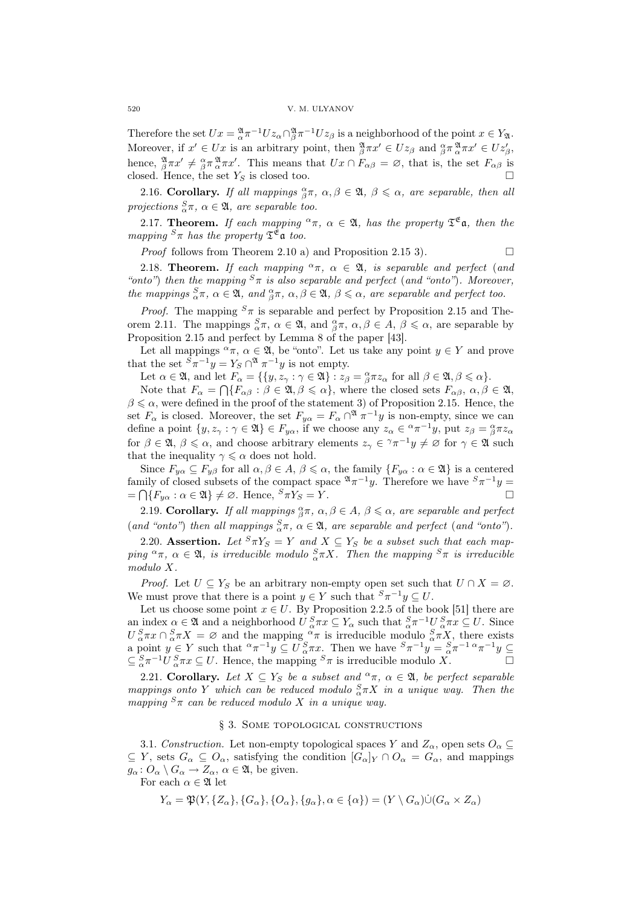Therefore the set $Ux = {}^{\mathfrak{A}}_{\alpha}\pi^{-1}Uz_\alpha \cap {}^{\mathfrak{A}}_{\beta}\pi^{-1}Uz_\beta$ is a neighborhood of the point $x \in Y_{\mathfrak{A}}$. Moreover, if $x' \in Ux$ is an arbitrary point, then ${}^{\mathfrak{A}}_{\beta}\pi x' \in Uz_\beta$ and ${}^{\alpha}_{\beta}\pi\, {}^{\mathfrak{A}}_{\alpha}\pi x' \in Uz'_\beta$, hence, ${}^{\mathfrak{A}}_{\beta}\pi x' \neq {}^{\alpha}_{\beta}\pi\, {}^{\mathfrak{A}}_{\alpha}\pi x'$. This means that $Ux \cap F_{\alpha\beta} = \varnothing$, that is, the set $F_{\alpha\beta}$ is closed. Hence, the set $Y_S$ is closed too. □

2.16. **Corollary.** *If all mappings ${}^{\alpha}_{\beta}\pi$, $\alpha, \beta \in \mathfrak{A}$, $\beta \leqslant \alpha$, are separable, then all projections ${}^{S}_{\alpha}\pi$, $\alpha \in \mathfrak{A}$, are separable too.*

2.17. **Theorem.** *If each mapping ${}^{\alpha}\pi$, $\alpha \in \mathfrak{A}$, has the property $\mathfrak{T}^{\mathfrak{E}}\mathfrak{a}$, then the mapping ${}^{S}\pi$ has the property $\mathfrak{T}^{\mathfrak{E}}\mathfrak{a}$ too.*

*Proof* follows from Theorem 2.10 a) and Proposition 2.15 3). □

2.18. **Theorem.** *If each mapping ${}^{\alpha}\pi$, $\alpha \in \mathfrak{A}$, is separable and perfect (and "onto") then the mapping ${}^{S}\pi$ is also separable and perfect (and "onto"). Moreover, the mappings ${}^{S}_{\alpha}\pi$, $\alpha \in \mathfrak{A}$, and ${}^{\alpha}_{\beta}\pi$, $\alpha, \beta \in \mathfrak{A}$, $\beta \leqslant \alpha$, are separable and perfect too.*

*Proof.* The mapping ${}^{S}\pi$ is separable and perfect by Proposition 2.15 and Theorem 2.11. The mappings ${}^{S}_{\alpha}\pi$, $\alpha \in \mathfrak{A}$, and ${}^{\alpha}_{\beta}\pi$, $\alpha, \beta \in A$, $\beta \leqslant \alpha$, are separable by Proposition 2.15 and perfect by Lemma 8 of the paper [43].

Let all mappings ${}^{\alpha}\pi$, $\alpha \in \mathfrak{A}$, be "onto". Let us take any point $y \in Y$ and prove that the set ${}^{S}\pi^{-1}y = Y_S \cap {}^{\mathfrak{A}}\pi^{-1}y$ is not empty.

Let $\alpha \in \mathfrak{A}$, and let $F_\alpha = \{\{y, z_\gamma : \gamma \in \mathfrak{A}\} : z_\beta = {}^{\alpha}_{\beta}\pi z_\alpha \text{ for all } \beta \in \mathfrak{A}, \beta \leqslant \alpha\}$.

Note that $F_\alpha = \bigcap\{F_{\alpha\beta} : \beta \in \mathfrak{A}, \beta \leqslant \alpha\}$, where the closed sets $F_{\alpha\beta}$, $\alpha, \beta \in \mathfrak{A}$, $\beta \leqslant \alpha$, were defined in the proof of the statement 3) of Proposition 2.15. Hence, the set $F_\alpha$ is closed. Moreover, the set $F_{y\alpha} = F_\alpha \cap {}^{\mathfrak{A}}\pi^{-1}y$ is non-empty, since we can define a point $\{y, z_\gamma : \gamma \in \mathfrak{A}\} \in F_{y\alpha}$, if we choose any $z_\alpha \in {}^{\alpha}\pi^{-1}y$, put $z_\beta = {}^{\alpha}_{\beta}\pi z_\alpha$ for $\beta \in \mathfrak{A}$, $\beta \leqslant \alpha$, and choose arbitrary elements $z_\gamma \in {}^{\gamma}\pi^{-1}y \neq \varnothing$ for $\gamma \in \mathfrak{A}$ such that the inequality $\gamma \leqslant \alpha$ does not hold.

Since $F_{y\alpha} \subseteq F_{y\beta}$ for all $\alpha, \beta \in A$, $\beta \leqslant \alpha$, the family $\{F_{y\alpha} : \alpha \in \mathfrak{A}\}$ is a centered family of closed subsets of the compact space ${}^{\mathfrak{A}}\pi^{-1}y$. Therefore we have ${}^{S}\pi^{-1}y = \bigcap\{F_{y\alpha} : \alpha \in \mathfrak{A}\} \neq \varnothing$. Hence, ${}^{S}\pi Y_S = Y$. □

2.19. **Corollary.** *If all mappings ${}^{\alpha}_{\beta}\pi$, $\alpha, \beta \in A$, $\beta \leqslant \alpha$, are separable and perfect (and "onto") then all mappings ${}^{S}_{\alpha}\pi$, $\alpha \in \mathfrak{A}$, are separable and perfect (and "onto").*

2.20. **Assertion.** *Let ${}^{S}\pi Y_S = Y$ and $X \subseteq Y_S$ be a subset such that each mapping ${}^{\alpha}\pi$, $\alpha \in \mathfrak{A}$, is irreducible modulo ${}^{S}_{\alpha}\pi X$. Then the mapping ${}^{S}\pi$ is irreducible modulo $X$.*

*Proof.* Let $U \subseteq Y_S$ be an arbitrary non-empty open set such that $U \cap X = \varnothing$. We must prove that there is a point $y \in Y$ such that ${}^{S}\pi^{-1}y \subseteq U$.

Let us choose some point $x \in U$. By Proposition 2.2.5 of the book [51] there are an index $\alpha \in \mathfrak{A}$ and a neighborhood $U\,{}^{S}_{\alpha}\pi x \subseteq Y_\alpha$ such that ${}^{S}_{\alpha}\pi^{-1}U\,{}^{S}_{\alpha}\pi x \subseteq U$. Since $U\,{}^{S}_{\alpha}\pi x \cap {}^{S}_{\alpha}\pi X = \varnothing$ and the mapping ${}^{\alpha}\pi$ is irreducible modulo ${}^{S}_{\alpha}\pi X$, there exists a point $y \in Y$ such that ${}^{\alpha}\pi^{-1}y \subseteq U\,{}^{S}_{\alpha}\pi x$. Then we have ${}^{S}\pi^{-1}y = {}^{S}_{\alpha}\pi^{-1}\,{}^{\alpha}\pi^{-1}y \subseteq {}^{S}_{\alpha}\pi^{-1}U\,{}^{S}_{\alpha}\pi x \subseteq U$. Hence, the mapping ${}^{S}\pi$ is irreducible modulo $X$. □

2.21. **Corollary.** *Let $X \subseteq Y_S$ be a subset and ${}^{\alpha}\pi$, $\alpha \in \mathfrak{A}$, be perfect separable mappings onto $Y$ which can be reduced modulo ${}^{S}_{\alpha}\pi X$ in a unique way. Then the mapping ${}^{S}\pi$ can be reduced modulo $X$ in a unique way.*

## § 3. Some topological constructions

3.1. *Construction.* Let non-empty topological spaces $Y$ and $Z_\alpha$, open sets $O_\alpha \subseteq Y$, sets $G_\alpha \subseteq O_\alpha$, satisfying the condition $[G_\alpha]_Y \cap O_\alpha = G_\alpha$, and mappings $g_\alpha : O_\alpha \setminus G_\alpha \to Z_\alpha$, $\alpha \in \mathfrak{A}$, be given.

For each $\alpha \in \mathfrak{A}$ let

$$Y_\alpha = \mathfrak{P}(Y, \{Z_\alpha\}, \{G_\alpha\}, \{O_\alpha\}, \{g_\alpha\}, \alpha \in \{\alpha\}) = (Y \setminus G_\alpha)\dot{\cup}(G_\alpha \times Z_\alpha)$$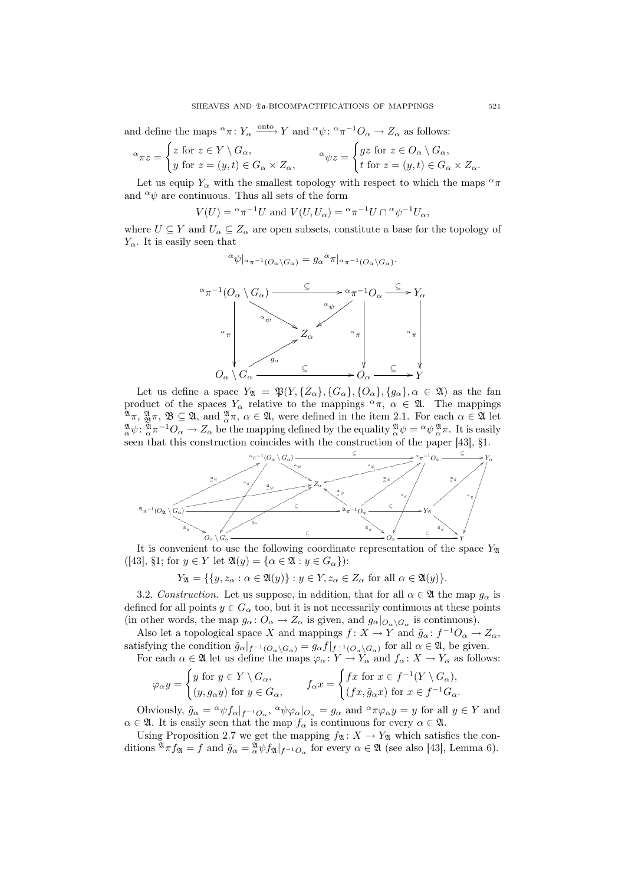and define the maps ${}^{\alpha}\pi\colon Y_\alpha \xrightarrow{\text{onto}} Y$ and ${}^{\alpha}\psi\colon {}^{\alpha}\pi^{-1}O_\alpha \to Z_\alpha$ as follows:

$$
{}^{\alpha}\pi z = \begin{cases} z \text{ for } z \in Y \setminus G_\alpha, \\ y \text{ for } z = (y,t) \in G_\alpha \times Z_\alpha, \end{cases} \qquad {}^{\alpha}\psi z = \begin{cases} gz \text{ for } z \in O_\alpha \setminus G_\alpha, \\ t \text{ for } z = (y,t) \in G_\alpha \times Z_\alpha. \end{cases}
$$

Let us equip $Y_\alpha$ with the smallest topology with respect to which the maps ${}^{\alpha}\pi$ and ${}^{\alpha}\psi$ are continuous. Thus all sets of the form

$$
V(U) = {}^{\alpha}\pi^{-1}U \text{ and } V(U,U_\alpha) = {}^{\alpha}\pi^{-1}U \cap {}^{\alpha}\psi^{-1}U_\alpha,
$$

where $U \subseteq Y$ and $U_\alpha \subseteq Z_\alpha$ are open subsets, constitute a base for the topology of $Y_\alpha$. It is easily seen that

$$
{}^{\alpha}\psi|_{{}^{\alpha}\pi^{-1}(O_\alpha \setminus G_\alpha)} = g_\alpha {}^{\alpha}\pi|_{{}^{\alpha}\pi^{-1}(O_\alpha \setminus G_\alpha)}.
$$

$$
\begin{array}{ccccc}
{}^{\alpha}\pi^{-1}(O_\alpha \setminus G_\alpha) & \xrightarrow{\subseteq} & {}^{\alpha}\pi^{-1}O_\alpha & \xrightarrow{\subseteq} & Y_\alpha \\
\downarrow {}^{\alpha}\pi & \searrow {}^{\alpha}\psi \quad Z_\alpha \quad {}^{\alpha}\psi \swarrow & \downarrow {}^{\alpha}\pi & & \downarrow {}^{\alpha}\pi \\
O_\alpha \setminus G_\alpha & \xrightarrow{\subseteq} & O_\alpha & \xrightarrow{\subseteq} & Y
\end{array}
$$

(with $g_\alpha\colon O_\alpha \setminus G_\alpha \to Z_\alpha$)

Let us define a space $Y_{\mathfrak{A}} = \mathfrak{P}(Y, \{Z_\alpha\}, \{G_\alpha\}, \{O_\alpha\}, \{g_\alpha\}, \alpha \in \mathfrak{A})$ as the fan product of the spaces $Y_\alpha$ relative to the mappings ${}^{\alpha}\pi$, $\alpha \in \mathfrak{A}$. The mappings ${}^{\mathfrak{A}}\pi$, ${}^{\mathfrak{A}}_{\mathfrak{B}}\pi$, $\mathfrak{B} \subseteq \mathfrak{A}$, and ${}^{\mathfrak{A}}_{\alpha}\pi$, $\alpha \in \mathfrak{A}$, were defined in the item 2.1. For each $\alpha \in \mathfrak{A}$ let ${}^{\mathfrak{A}}_{\alpha}\psi\colon {}^{\mathfrak{A}}_{\alpha}\pi^{-1}O_\alpha \to Z_\alpha$ be the mapping defined by the equality ${}^{\mathfrak{A}}_{\alpha}\psi = {}^{\alpha}\psi\, {}^{\mathfrak{A}}_{\alpha}\pi$. It is easily seen that this construction coincides with the construction of the paper [43], §1.

It is convenient to use the following coordinate representation of the space $Y_{\mathfrak{A}}$ ([43], §1; for $y \in Y$ let $\mathfrak{A}(y) = \{\alpha \in \mathfrak{A} : y \in G_\alpha\}$):

$$
Y_{\mathfrak{A}} = \{\{y, z_\alpha : \alpha \in \mathfrak{A}(y)\} : y \in Y, z_\alpha \in Z_\alpha \text{ for all } \alpha \in \mathfrak{A}(y)\}.
$$

3.2. *Construction.* Let us suppose, in addition, that for all $\alpha \in \mathfrak{A}$ the map $g_\alpha$ is defined for all points $y \in G_\alpha$ too, but it is not necessarily continuous at these points (in other words, the map $g_\alpha\colon O_\alpha \to Z_\alpha$ is given, and $g_\alpha|_{O_\alpha \setminus G_\alpha}$ is continuous).

Also let a topological space $X$ and mappings $f\colon X \to Y$ and $\tilde{g}_\alpha\colon f^{-1}O_\alpha \to Z_\alpha$, satisfying the condition $\tilde{g}_\alpha|_{f^{-1}(O_\alpha \setminus G_\alpha)} = g_\alpha f|_{f^{-1}(O_\alpha \setminus G_\alpha)}$ for all $\alpha \in \mathfrak{A}$, be given.

For each $\alpha \in \mathfrak{A}$ let us define the maps $\varphi_\alpha\colon Y \to Y_\alpha$ and $f_\alpha\colon X \to Y_\alpha$ as follows:

$$
\varphi_\alpha y = \begin{cases} y \text{ for } y \in Y \setminus G_\alpha, \\ (y, g_\alpha y) \text{ for } y \in G_\alpha, \end{cases} \qquad f_\alpha x = \begin{cases} fx \text{ for } x \in f^{-1}(Y \setminus G_\alpha), \\ (fx, \tilde{g}_\alpha x) \text{ for } x \in f^{-1}G_\alpha. \end{cases}
$$

Obviously, $\tilde{g}_\alpha = {}^{\alpha}\psi f_\alpha|_{f^{-1}O_\alpha}$, ${}^{\alpha}\psi\varphi_\alpha|_{O_\alpha} = g_\alpha$ and ${}^{\alpha}\pi\varphi_\alpha y = y$ for all $y \in Y$ and $\alpha \in \mathfrak{A}$. It is easily seen that the map $f_\alpha$ is continuous for every $\alpha \in \mathfrak{A}$.

Using Proposition 2.7 we get the mapping $f_{\mathfrak{A}}\colon X \to Y_{\mathfrak{A}}$ which satisfies the conditions ${}^{\mathfrak{A}}\pi f_{\mathfrak{A}} = f$ and $\tilde{g}_\alpha = {}^{\mathfrak{A}}_{\alpha}\psi f_{\mathfrak{A}}|_{f^{-1}O_\alpha}$ for every $\alpha \in \mathfrak{A}$ (see also [43], Lemma 6).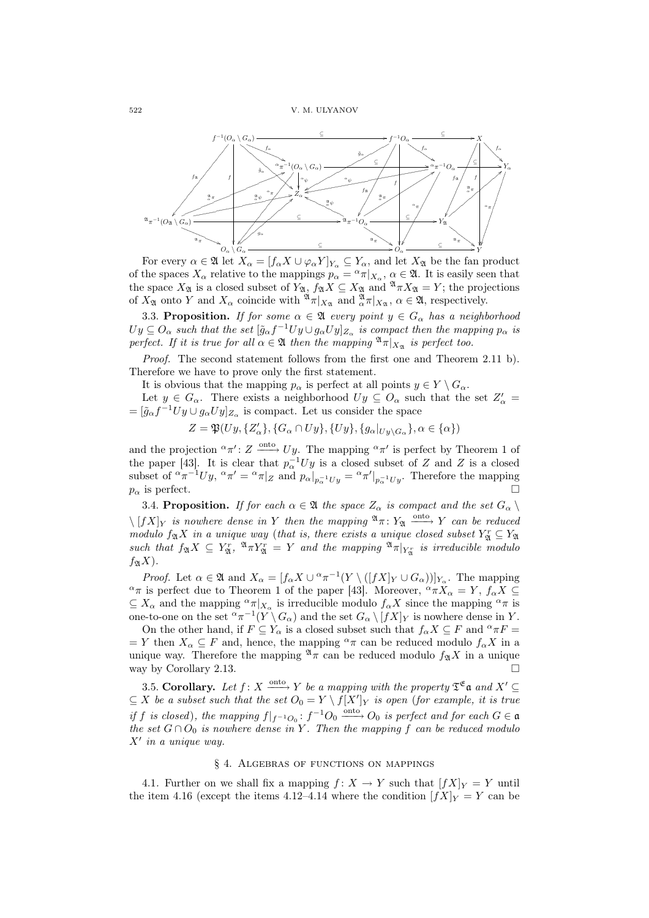For every $\alpha \in \mathfrak{A}$ let $X_\alpha = [f_\alpha X \cup \varphi_\alpha Y]_{Y_\alpha} \subseteq Y_\alpha$, and let $X_\mathfrak{A}$ be the fan product of the spaces $X_\alpha$ relative to the mappings $p_\alpha = {}^\alpha\pi|_{X_\alpha}$, $\alpha \in \mathfrak{A}$. It is easily seen that the space $X_\mathfrak{A}$ is a closed subset of $Y_\mathfrak{A}$, $f_\mathfrak{A} X \subseteq X_\mathfrak{A}$ and ${}^\mathfrak{A}\pi X_\mathfrak{A} = Y$; the projections of $X_\mathfrak{A}$ onto $Y$ and $X_\alpha$ coincide with ${}^\mathfrak{A}\pi|_{X_\mathfrak{A}}$ and ${}^\mathfrak{A}_\alpha\pi|_{X_\mathfrak{A}}$, $\alpha \in \mathfrak{A}$, respectively.

3.3. **Proposition.** *If for some $\alpha \in \mathfrak{A}$ every point $y \in G_\alpha$ has a neighborhood $Uy \subseteq O_\alpha$ such that the set $[\tilde{g}_\alpha f^{-1} Uy \cup g_\alpha Uy]_{Z_\alpha}$ is compact then the mapping $p_\alpha$ is perfect. If it is true for all $\alpha \in \mathfrak{A}$ then the mapping ${}^\mathfrak{A}\pi|_{X_\mathfrak{A}}$ is perfect too.*

*Proof.* The second statement follows from the first one and Theorem 2.11 b). Therefore we have to prove only the first statement.

It is obvious that the mapping $p_\alpha$ is perfect at all points $y \in Y \setminus G_\alpha$.

Let $y \in G_\alpha$. There exists a neighborhood $Uy \subseteq O_\alpha$ such that the set $Z'_\alpha = [\tilde{g}_\alpha f^{-1} Uy \cup g_\alpha Uy]_{Z_\alpha}$ is compact. Let us consider the space

$$Z = \mathfrak{P}(Uy, \{Z'_\alpha\}, \{G_\alpha \cap Uy\}, \{Uy\}, \{g_\alpha|_{Uy \setminus G_\alpha}\}, \alpha \in \{\alpha\})$$

and the projection ${}^\alpha\pi' \colon Z \xrightarrow{\text{onto}} Uy$. The mapping ${}^\alpha\pi'$ is perfect by Theorem 1 of the paper [43]. It is clear that $p_\alpha^{-1} Uy$ is a closed subset of $Z$ and $Z$ is a closed subset of ${}^\alpha\pi^{-1} Uy$, ${}^\alpha\pi' = {}^\alpha\pi|_Z$ and $p_\alpha|_{p_\alpha^{-1} Uy} = {}^\alpha\pi'|_{p_\alpha^{-1} Uy}$. Therefore the mapping $p_\alpha$ is perfect. $\square$

3.4. **Proposition.** *If for each $\alpha \in \mathfrak{A}$ the space $Z_\alpha$ is compact and the set $G_\alpha \setminus [fX]_Y$ is nowhere dense in $Y$ then the mapping ${}^\mathfrak{A}\pi \colon Y_\mathfrak{A} \xrightarrow{\text{onto}} Y$ can be reduced modulo $f_\mathfrak{A} X$ in a unique way (that is, there exists a unique closed subset $Y^r_\mathfrak{A} \subseteq Y_\mathfrak{A}$ such that $f_\mathfrak{A} X \subseteq Y^r_\mathfrak{A}$, ${}^\mathfrak{A}\pi Y^r_\mathfrak{A} = Y$ and the mapping ${}^\mathfrak{A}\pi|_{Y^r_\mathfrak{A}}$ is irreducible modulo $f_\mathfrak{A} X$).*

*Proof.* Let $\alpha \in \mathfrak{A}$ and $X_\alpha = [f_\alpha X \cup {}^\alpha\pi^{-1}(Y \setminus ([fX]_Y \cup G_\alpha))]_{Y_\alpha}$. The mapping ${}^\alpha\pi$ is perfect due to Theorem 1 of the paper [43]. Moreover, ${}^\alpha\pi X_\alpha = Y$, $f_\alpha X \subseteq X_\alpha$ and the mapping ${}^\alpha\pi|_{X_\alpha}$ is irreducible modulo $f_\alpha X$ since the mapping ${}^\alpha\pi$ is one-to-one on the set ${}^\alpha\pi^{-1}(Y \setminus G_\alpha)$ and the set $G_\alpha \setminus [fX]_Y$ is nowhere dense in $Y$.

On the other hand, if $F \subseteq Y_\alpha$ is a closed subset such that $f_\alpha X \subseteq F$ and ${}^\alpha\pi F = Y$ then $X_\alpha \subseteq F$ and, hence, the mapping ${}^\alpha\pi$ can be reduced modulo $f_\alpha X$ in a unique way. Therefore the mapping ${}^\mathfrak{A}\pi$ can be reduced modulo $f_\mathfrak{A} X$ in a unique way by Corollary 2.13. $\square$

3.5. **Corollary.** *Let $f \colon X \xrightarrow{\text{onto}} Y$ be a mapping with the property $\mathfrak{T}^\mathfrak{E}\mathfrak{a}$ and $X' \subseteq X$ be a subset such that the set $O_0 = Y \setminus f[X']_Y$ is open (for example, it is true if $f$ is closed), the mapping $f|_{f^{-1}O_0} \colon f^{-1}O_0 \xrightarrow{\text{onto}} O_0$ is perfect and for each $G \in \mathfrak{a}$ the set $G \cap O_0$ is nowhere dense in $Y$. Then the mapping $f$ can be reduced modulo $X'$ in a unique way.*

## § 4. Algebras of functions on mappings

4.1. Further on we shall fix a mapping $f \colon X \to Y$ such that $[fX]_Y = Y$ until the item 4.16 (except the items 4.12–4.14 where the condition $[fX]_Y = Y$ can be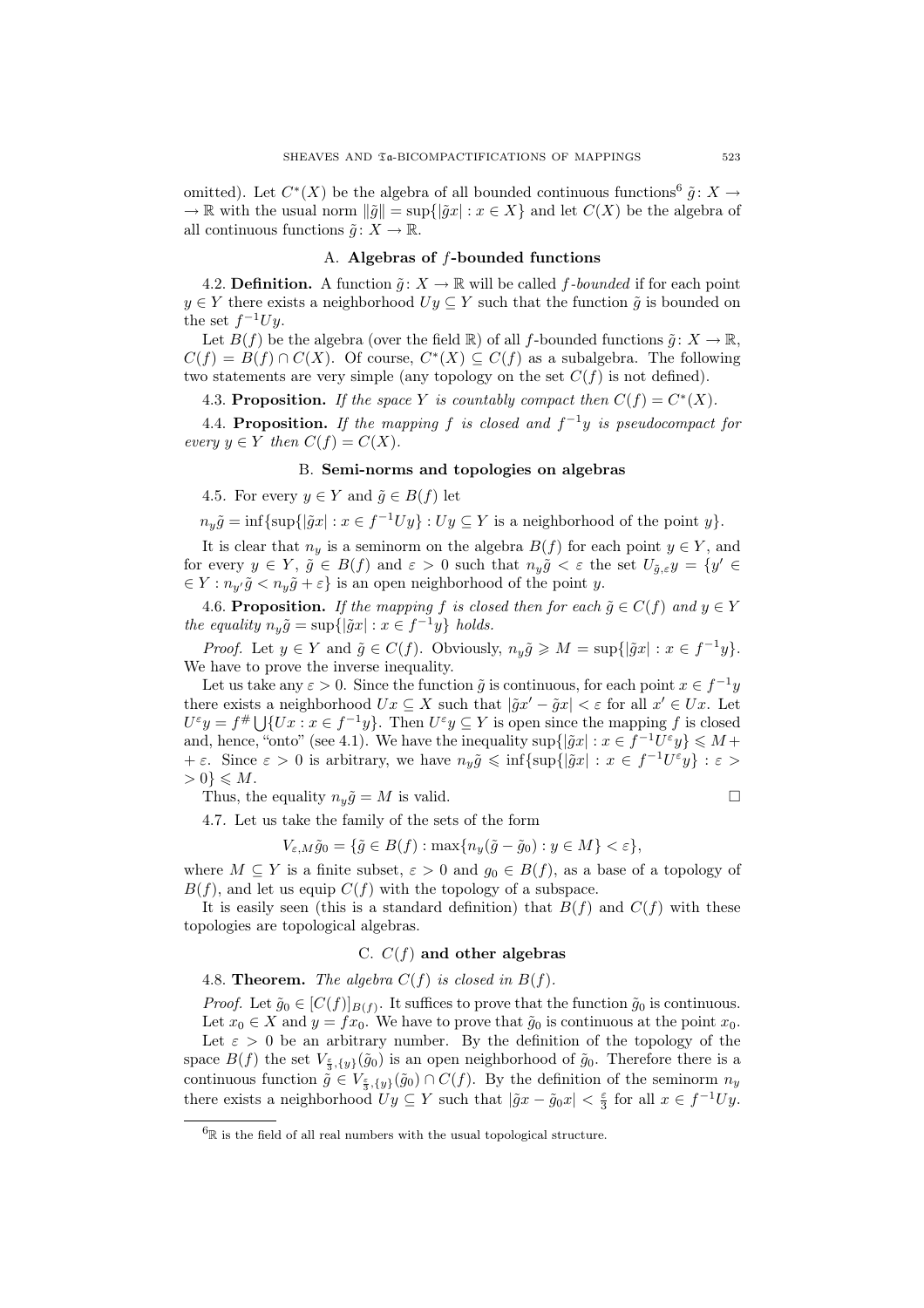omitted). Let $C^*(X)$ be the algebra of all bounded continuous functions[6] $\tilde{g}\colon X \to \mathbb{R}$ with the usual norm $\|\tilde{g}\| = \sup\{|\tilde{g}x| : x \in X\}$ and let $C(X)$ be the algebra of all continuous functions $\tilde{g}\colon X \to \mathbb{R}$.

### A. Algebras of $f$-bounded functions

4.2. **Definition.** A function $\tilde{g}\colon X \to \mathbb{R}$ will be called *$f$-bounded* if for each point $y \in Y$ there exists a neighborhood $Uy \subseteq Y$ such that the function $\tilde{g}$ is bounded on the set $f^{-1}Uy$.

Let $B(f)$ be the algebra (over the field $\mathbb{R}$) of all $f$-bounded functions $\tilde{g}\colon X \to \mathbb{R}$, $C(f) = B(f) \cap C(X)$. Of course, $C^*(X) \subseteq C(f)$ as a subalgebra. The following two statements are very simple (any topology on the set $C(f)$ is not defined).

4.3. **Proposition.** *If the space $Y$ is countably compact then $C(f) = C^*(X)$.*

4.4. **Proposition.** *If the mapping $f$ is closed and $f^{-1}y$ is pseudocompact for every $y \in Y$ then $C(f) = C(X)$.*

### B. Semi-norms and topologies on algebras

4.5. For every $y \in Y$ and $\tilde{g} \in B(f)$ let

$n_y\tilde{g} = \inf\{\sup\{|\tilde{g}x| : x \in f^{-1}Uy\} : Uy \subseteq Y \text{ is a neighborhood of the point } y\}.$

It is clear that $n_y$ is a seminorm on the algebra $B(f)$ for each point $y \in Y$, and for every $y \in Y$, $\tilde{g} \in B(f)$ and $\varepsilon > 0$ such that $n_y\tilde{g} < \varepsilon$ the set $U_{\tilde{g},\varepsilon}y = \{y' \in Y : n_{y'}\tilde{g} < n_y\tilde{g} + \varepsilon\}$ is an open neighborhood of the point $y$.

4.6. **Proposition.** *If the mapping $f$ is closed then for each $\tilde{g} \in C(f)$ and $y \in Y$ the equality $n_y\tilde{g} = \sup\{|\tilde{g}x| : x \in f^{-1}y\}$ holds.*

*Proof.* Let $y \in Y$ and $\tilde{g} \in C(f)$. Obviously, $n_y\tilde{g} \geqslant M = \sup\{|\tilde{g}x| : x \in f^{-1}y\}$. We have to prove the inverse inequality.

Let us take any $\varepsilon > 0$. Since the function $\tilde{g}$ is continuous, for each point $x \in f^{-1}y$ there exists a neighborhood $Ux \subseteq X$ such that $|\tilde{g}x' - \tilde{g}x| < \varepsilon$ for all $x' \in Ux$. Let $U^\varepsilon y = f^\# \bigcup\{Ux : x \in f^{-1}y\}$. Then $U^\varepsilon y \subseteq Y$ is open since the mapping $f$ is closed and, hence, "onto" (see 4.1). We have the inequality $\sup\{|\tilde{g}x| : x \in f^{-1}U^\varepsilon y\} \leqslant M + \varepsilon$. Since $\varepsilon > 0$ is arbitrary, we have $n_y\tilde{g} \leqslant \inf\{\sup\{|\tilde{g}x| : x \in f^{-1}U^\varepsilon y\} : \varepsilon > 0\} \leqslant M$.

Thus, the equality $n_y\tilde{g} = M$ is valid. $\square$

4.7. Let us take the family of the sets of the form

$$V_{\varepsilon,M}\tilde{g}_0 = \{\tilde{g} \in B(f) : \max\{n_y(\tilde{g} - \tilde{g}_0) : y \in M\} < \varepsilon\},$$

where $M \subseteq Y$ is a finite subset, $\varepsilon > 0$ and $g_0 \in B(f)$, as a base of a topology of $B(f)$, and let us equip $C(f)$ with the topology of a subspace.

It is easily seen (this is a standard definition) that $B(f)$ and $C(f)$ with these topologies are topological algebras.

### C. $C(f)$ and other algebras

4.8. **Theorem.** *The algebra $C(f)$ is closed in $B(f)$.*

*Proof.* Let $\tilde{g}_0 \in [C(f)]_{B(f)}$. It suffices to prove that the function $\tilde{g}_0$ is continuous.

Let $x_0 \in X$ and $y = fx_0$. We have to prove that $\tilde{g}_0$ is continuous at the point $x_0$.

Let $\varepsilon > 0$ be an arbitrary number. By the definition of the topology of the space $B(f)$ the set $V_{\frac{\varepsilon}{3},\{y\}}(\tilde{g}_0)$ is an open neighborhood of $\tilde{g}_0$. Therefore there is a continuous function $\tilde{g} \in V_{\frac{\varepsilon}{3},\{y\}}(\tilde{g}_0) \cap C(f)$. By the definition of the seminorm $n_y$ there exists a neighborhood $Uy \subseteq Y$ such that $|\tilde{g}x - \tilde{g}_0x| < \frac{\varepsilon}{3}$ for all $x \in f^{-1}Uy$.

---

[6] $\mathbb{R}$ is the field of all real numbers with the usual topological structure.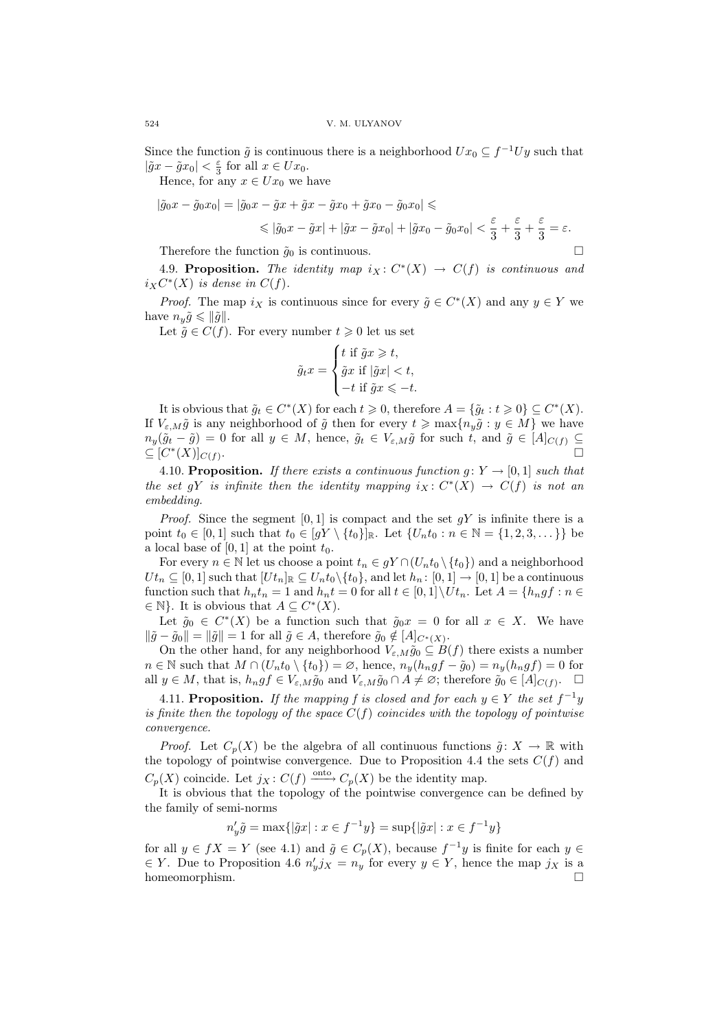Since the function $\tilde{g}$ is continuous there is a neighborhood $Ux_0 \subseteq f^{-1}Uy$ such that $|\tilde{g}x - \tilde{g}x_0| < \frac{\varepsilon}{3}$ for all $x \in Ux_0$.

Hence, for any $x \in Ux_0$ we have

$$|\tilde{g}_0 x - \tilde{g}_0 x_0| = |\tilde{g}_0 x - \tilde{g}x + \tilde{g}x - \tilde{g}x_0 + \tilde{g}x_0 - \tilde{g}_0 x_0| \leqslant$$
$$\leqslant |\tilde{g}_0 x - \tilde{g}x| + |\tilde{g}x - \tilde{g}x_0| + |\tilde{g}x_0 - \tilde{g}_0 x_0| < \frac{\varepsilon}{3} + \frac{\varepsilon}{3} + \frac{\varepsilon}{3} = \varepsilon.$$

Therefore the function $\tilde{g}_0$ is continuous. □

4.9. **Proposition.** *The identity map $i_X : C^*(X) \to C(f)$ is continuous and $i_X C^*(X)$ is dense in $C(f)$.*

*Proof.* The map $i_X$ is continuous since for every $\tilde{g} \in C^*(X)$ and any $y \in Y$ we have $n_y \tilde{g} \leqslant \|\tilde{g}\|$.

Let $\tilde{g} \in C(f)$. For every number $t \geqslant 0$ let us set

$$\tilde{g}_t x = \begin{cases} t \text{ if } \tilde{g}x \geqslant t, \\ \tilde{g}x \text{ if } |\tilde{g}x| < t, \\ -t \text{ if } \tilde{g}x \leqslant -t. \end{cases}$$

It is obvious that $\tilde{g}_t \in C^*(X)$ for each $t \geqslant 0$, therefore $A = \{\tilde{g}_t : t \geqslant 0\} \subseteq C^*(X)$. If $V_{\varepsilon,M}\tilde{g}$ is any neighborhood of $\tilde{g}$ then for every $t \geqslant \max\{n_y \tilde{g} : y \in M\}$ we have $n_y(\tilde{g}_t - \tilde{g}) = 0$ for all $y \in M$, hence, $\tilde{g}_t \in V_{\varepsilon,M}\tilde{g}$ for such $t$, and $\tilde{g} \in [A]_{C(f)} \subseteq [C^*(X)]_{C(f)}$. □

4.10. **Proposition.** *If there exists a continuous function $g : Y \to [0,1]$ such that the set $gY$ is infinite then the identity mapping $i_X : C^*(X) \to C(f)$ is not an embedding.*

*Proof.* Since the segment $[0,1]$ is compact and the set $gY$ is infinite there is a point $t_0 \in [0,1]$ such that $t_0 \in [gY \setminus \{t_0\}]_{\mathbb{R}}$. Let $\{U_n t_0 : n \in \mathbb{N} = \{1,2,3,\dots\}\}$ be a local base of $[0,1]$ at the point $t_0$.

For every $n \in \mathbb{N}$ let us choose a point $t_n \in gY \cap (U_n t_0 \setminus \{t_0\})$ and a neighborhood $Ut_n \subseteq [0,1]$ such that $[Ut_n]_{\mathbb{R}} \subseteq U_n t_0 \setminus \{t_0\}$, and let $h_n : [0,1] \to [0,1]$ be a continuous function such that $h_n t_n = 1$ and $h_n t = 0$ for all $t \in [0,1] \setminus Ut_n$. Let $A = \{h_n g f : n \in \mathbb{N}\}$. It is obvious that $A \subseteq C^*(X)$.

Let $\tilde{g}_0 \in C^*(X)$ be a function such that $\tilde{g}_0 x = 0$ for all $x \in X$. We have $\|\tilde{g} - \tilde{g}_0\| = \|\tilde{g}\| = 1$ for all $\tilde{g} \in A$, therefore $\tilde{g}_0 \notin [A]_{C^*(X)}$.

On the other hand, for any neighborhood $V_{\varepsilon,M}\tilde{g}_0 \subseteq B(f)$ there exists a number $n \in \mathbb{N}$ such that $M \cap (U_n t_0 \setminus \{t_0\}) = \varnothing$, hence, $n_y(h_n g f - \tilde{g}_0) = n_y(h_n g f) = 0$ for all $y \in M$, that is, $h_n g f \in V_{\varepsilon,M}\tilde{g}_0$ and $V_{\varepsilon,M}\tilde{g}_0 \cap A \neq \varnothing$; therefore $\tilde{g}_0 \in [A]_{C(f)}$. □

4.11. **Proposition.** *If the mapping $f$ is closed and for each $y \in Y$ the set $f^{-1}y$ is finite then the topology of the space $C(f)$ coincides with the topology of pointwise convergence.*

*Proof.* Let $C_p(X)$ be the algebra of all continuous functions $\tilde{g} : X \to \mathbb{R}$ with the topology of pointwise convergence. Due to Proposition 4.4 the sets $C(f)$ and $C_p(X)$ coincide. Let $j_X : C(f) \xrightarrow{\text{onto}} C_p(X)$ be the identity map.

It is obvious that the topology of the pointwise convergence can be defined by the family of semi-norms

$$n'_y \tilde{g} = \max\{|\tilde{g}x| : x \in f^{-1}y\} = \sup\{|\tilde{g}x| : x \in f^{-1}y\}$$

for all $y \in fX = Y$ (see 4.1) and $\tilde{g} \in C_p(X)$, because $f^{-1}y$ is finite for each $y \in Y$. Due to Proposition 4.6 $n'_y j_X = n_y$ for every $y \in Y$, hence the map $j_X$ is a homeomorphism. □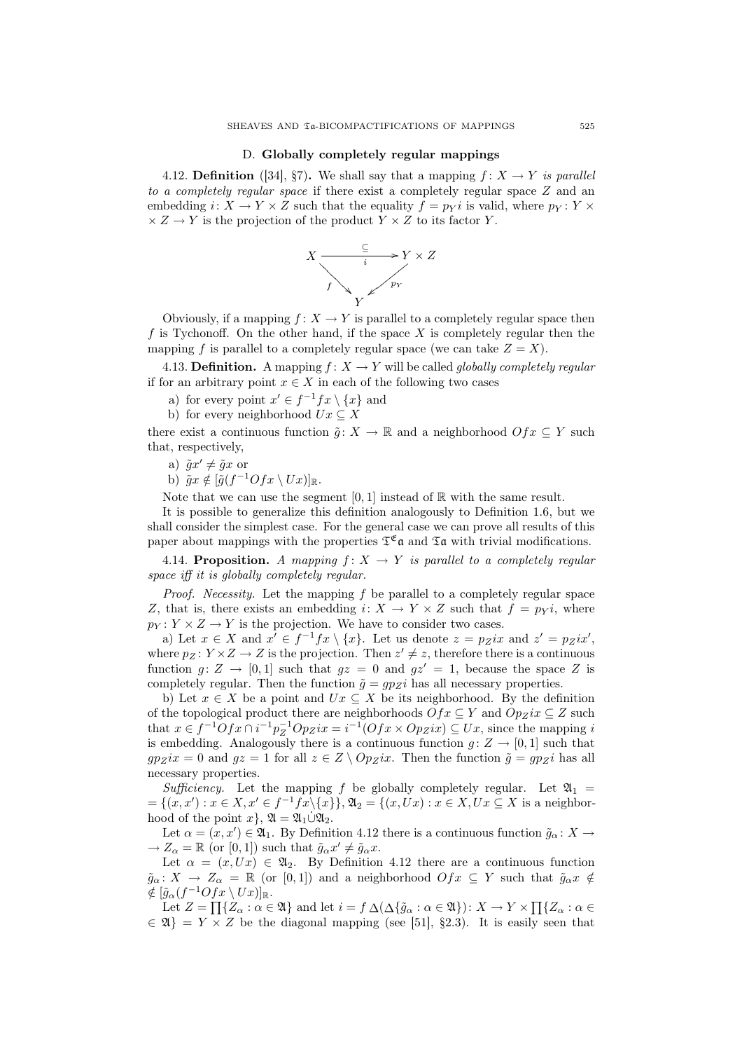### D. Globally completely regular mappings

4.12. **Definition** ([34], §7)**.** We shall say that a mapping $f\colon X \to Y$ *is parallel to a completely regular space* if there exist a completely regular space $Z$ and an embedding $i\colon X \to Y \times Z$ such that the equality $f = p_Y i$ is valid, where $p_Y\colon Y \times Z \to Y$ is the projection of the product $Y \times Z$ to its factor $Y$.

$$
\begin{array}{ccc}
X & \xrightarrow[i]{\subseteq} & Y \times Z \\
 & {\scriptstyle f}\searrow \quad \swarrow{\scriptstyle p_Y} & \\
 & Y &
\end{array}
$$

Obviously, if a mapping $f\colon X \to Y$ is parallel to a completely regular space then $f$ is Tychonoff. On the other hand, if the space $X$ is completely regular then the mapping $f$ is parallel to a completely regular space (we can take $Z = X$).

4.13. **Definition.** A mapping $f\colon X \to Y$ will be called *globally completely regular* if for an arbitrary point $x \in X$ in each of the following two cases

a) for every point $x' \in f^{-1}fx \setminus \{x\}$ and

b) for every neighborhood $Ux \subseteq X$

there exist a continuous function $\tilde{g}\colon X \to \mathbb{R}$ and a neighborhood $Ofx \subseteq Y$ such that, respectively,

a) $\tilde{g}x' \neq \tilde{g}x$ or

b) $\tilde{g}x \notin [\tilde{g}(f^{-1}Ofx \setminus Ux)]_{\mathbb{R}}$.

Note that we can use the segment $[0,1]$ instead of $\mathbb{R}$ with the same result.

It is possible to generalize this definition analogously to Definition 1.6, but we shall consider the simplest case. For the general case we can prove all results of this paper about mappings with the properties $\mathfrak{T}^{\mathfrak{E}}\mathfrak{a}$ and $\mathfrak{T}\mathfrak{a}$ with trivial modifications.

4.14. **Proposition.** *A mapping $f\colon X \to Y$ is parallel to a completely regular space iff it is globally completely regular.*

*Proof. Necessity.* Let the mapping $f$ be parallel to a completely regular space $Z$, that is, there exists an embedding $i\colon X \to Y \times Z$ such that $f = p_Y i$, where $p_Y\colon Y \times Z \to Y$ is the projection. We have to consider two cases.

a) Let $x \in X$ and $x' \in f^{-1}fx \setminus \{x\}$. Let us denote $z = p_Z ix$ and $z' = p_Z ix'$, where $p_Z\colon Y \times Z \to Z$ is the projection. Then $z' \neq z$, therefore there is a continuous function $g\colon Z \to [0,1]$ such that $gz = 0$ and $gz' = 1$, because the space $Z$ is completely regular. Then the function $\tilde{g} = gp_Z i$ has all necessary properties.

b) Let $x \in X$ be a point and $Ux \subseteq X$ be its neighborhood. By the definition of the topological product there are neighborhoods $Ofx \subseteq Y$ and $Op_Z ix \subseteq Z$ such that $x \in f^{-1}Ofx \cap i^{-1}p_Z^{-1}Op_Z ix = i^{-1}(Ofx \times Op_Z ix) \subseteq Ux$, since the mapping $i$ is embedding. Analogously there is a continuous function $g\colon Z \to [0,1]$ such that $gp_Z ix = 0$ and $gz = 1$ for all $z \in Z \setminus Op_Z ix$. Then the function $\tilde{g} = gp_Z i$ has all necessary properties.

*Sufficiency.* Let the mapping $f$ be globally completely regular. Let $\mathfrak{A}_1 = \{(x,x') : x \in X, x' \in f^{-1}fx \setminus \{x\}\}$, $\mathfrak{A}_2 = \{(x, Ux) : x \in X, Ux \subseteq X$ is a neighborhood of the point $x\}$, $\mathfrak{A} = \mathfrak{A}_1 \dot\cup \mathfrak{A}_2$.

Let $\alpha = (x,x') \in \mathfrak{A}_1$. By Definition 4.12 there is a continuous function $\tilde{g}_\alpha\colon X \to Z_\alpha = \mathbb{R}$ (or $[0,1]$) such that $\tilde{g}_\alpha x' \neq \tilde{g}_\alpha x$.

Let $\alpha = (x, Ux) \in \mathfrak{A}_2$. By Definition 4.12 there are a continuous function $\tilde{g}_\alpha\colon X \to Z_\alpha = \mathbb{R}$ (or $[0,1]$) and a neighborhood $Ofx \subseteq Y$ such that $\tilde{g}_\alpha x \notin [\tilde{g}_\alpha(f^{-1}Ofx \setminus Ux)]_{\mathbb{R}}$.

Let $Z = \prod\{Z_\alpha : \alpha \in \mathfrak{A}\}$ and let $i = f \,\Delta(\Delta\{\tilde{g}_\alpha : \alpha \in \mathfrak{A}\})\colon X \to Y \times \prod\{Z_\alpha : \alpha \in \mathfrak{A}\} = Y \times Z$ be the diagonal mapping (see [51], §2.3). It is easily seen that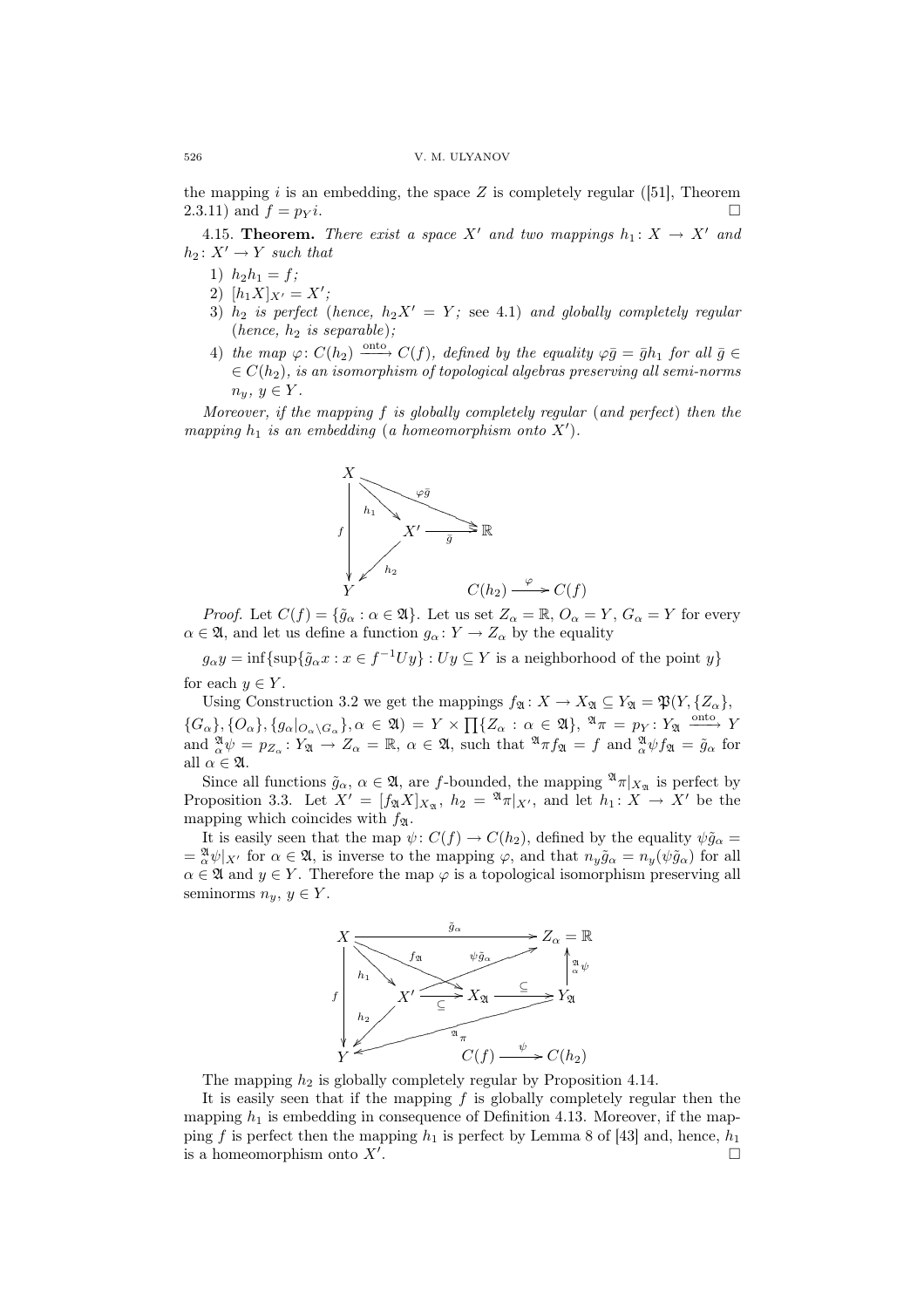the mapping $i$ is an embedding, the space $Z$ is completely regular ([51], Theorem 2.3.11) and $f = p_Y i$. $\square$

4.15. **Theorem.** *There exist a space $X'$ and two mappings $h_1 : X \to X'$ and $h_2 : X' \to Y$ such that*

1) *$h_2 h_1 = f$;*
2) *$[h_1 X]_{X'} = X'$;*
3) *$h_2$ is perfect (hence, $h_2 X' = Y$; see 4.1) and globally completely regular (hence, $h_2$ is separable);*
4) *the map $\varphi : C(h_2) \xrightarrow{\text{onto}} C(f)$, defined by the equality $\varphi\bar{g} = \bar{g}h_1$ for all $\bar{g} \in C(h_2)$, is an isomorphism of topological algebras preserving all semi-norms $n_y$, $y \in Y$.*

*Moreover, if the mapping $f$ is globally completely regular (and perfect) then the mapping $h_1$ is an embedding (a homeomorphism onto $X'$).*

$$\begin{array}{ccc} X & \xrightarrow{\varphi\bar{g}} & \mathbb{R} \\ {\scriptstyle f}\downarrow & \searrow^{h_1} \; X' \xrightarrow{\bar{g}} & \\ Y & \swarrow_{h_2} & C(h_2) \xrightarrow{\varphi} C(f) \end{array}$$

*Proof.* Let $C(f) = \{\tilde{g}_\alpha : \alpha \in \mathfrak{A}\}$. Let us set $Z_\alpha = \mathbb{R}$, $O_\alpha = Y$, $G_\alpha = Y$ for every $\alpha \in \mathfrak{A}$, and let us define a function $g_\alpha : Y \to Z_\alpha$ by the equality

$$g_\alpha y = \inf\{\sup\{\tilde{g}_\alpha x : x \in f^{-1}Uy\} : Uy \subseteq Y \text{ is a neighborhood of the point } y\}$$

for each $y \in Y$.

Using Construction 3.2 we get the mappings $f_\mathfrak{A} : X \to X_\mathfrak{A} \subseteq Y_\mathfrak{A} = \mathfrak{P}(Y, \{Z_\alpha\}, \{G_\alpha\}, \{O_\alpha\}, \{g_\alpha|_{O_\alpha \setminus G_\alpha}\}, \alpha \in \mathfrak{A}) = Y \times \prod\{Z_\alpha : \alpha \in \mathfrak{A}\}$, ${}^\mathfrak{A}\pi = p_Y : Y_\mathfrak{A} \xrightarrow{\text{onto}} Y$ and ${}^\mathfrak{A}_\alpha\psi = p_{Z_\alpha} : Y_\mathfrak{A} \to Z_\alpha = \mathbb{R}$, $\alpha \in \mathfrak{A}$, such that ${}^\mathfrak{A}\pi f_\mathfrak{A} = f$ and ${}^\mathfrak{A}_\alpha\psi f_\mathfrak{A} = \tilde{g}_\alpha$ for all $\alpha \in \mathfrak{A}$.

Since all functions $\tilde{g}_\alpha$, $\alpha \in \mathfrak{A}$, are $f$-bounded, the mapping ${}^\mathfrak{A}\pi|_{X_\mathfrak{A}}$ is perfect by Proposition 3.3. Let $X' = [f_\mathfrak{A} X]_{X_\mathfrak{A}}$, $h_2 = {}^\mathfrak{A}\pi|_{X'}$, and let $h_1 : X \to X'$ be the mapping which coincides with $f_\mathfrak{A}$.

It is easily seen that the map $\psi : C(f) \to C(h_2)$, defined by the equality $\psi\tilde{g}_\alpha = {}^\mathfrak{A}_\alpha\psi|_{X'}$ for $\alpha \in \mathfrak{A}$, is inverse to the mapping $\varphi$, and that $n_y \tilde{g}_\alpha = n_y(\psi\tilde{g}_\alpha)$ for all $\alpha \in \mathfrak{A}$ and $y \in Y$. Therefore the map $\varphi$ is a topological isomorphism preserving all seminorms $n_y$, $y \in Y$.

$$\begin{array}{ccccc} X & \xrightarrow{\tilde{g}_\alpha} & & & Z_\alpha = \mathbb{R} \\ {\scriptstyle f}\downarrow & \searrow^{h_1} \; X' \xrightarrow{\psi\tilde{g}_\alpha}, \; X' \xrightarrow{\subseteq} X_\mathfrak{A} & \xrightarrow{\subseteq} & & Y_\mathfrak{A} \;\; \uparrow {}^\mathfrak{A}_\alpha\psi \\ Y & \swarrow_{h_2} \;\; \xleftarrow{{}^\mathfrak{A}\pi} & & & C(f) \xrightarrow{\psi} C(h_2) \end{array}$$

The mapping $h_2$ is globally completely regular by Proposition 4.14.

It is easily seen that if the mapping $f$ is globally completely regular then the mapping $h_1$ is embedding in consequence of Definition 4.13. Moreover, if the mapping $f$ is perfect then the mapping $h_1$ is perfect by Lemma 8 of [43] and, hence, $h_1$ is a homeomorphism onto $X'$. $\square$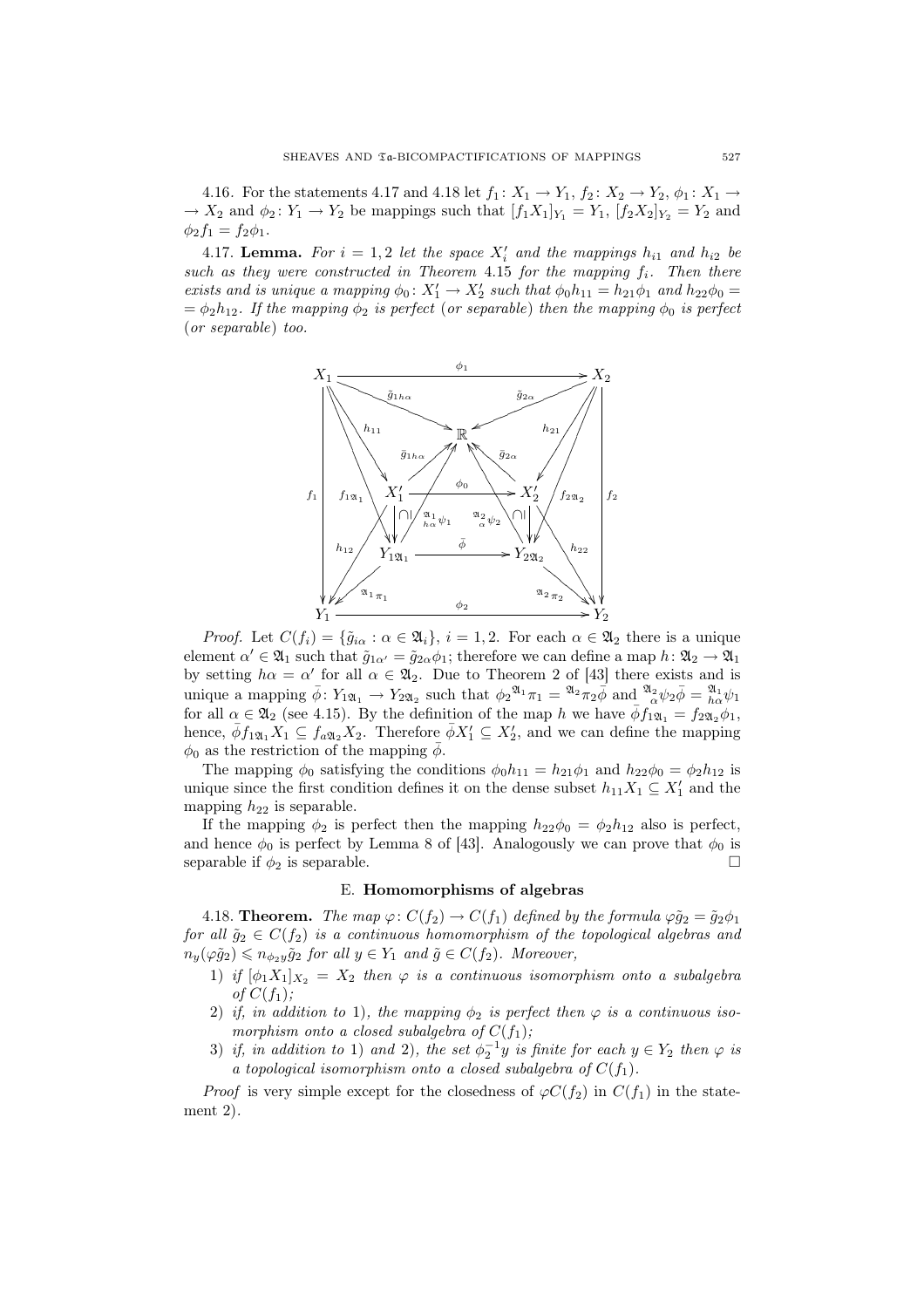4.16. For the statements 4.17 and 4.18 let $f_1\colon X_1 \to Y_1$, $f_2\colon X_2 \to Y_2$, $\phi_1\colon X_1 \to X_2$ and $\phi_2\colon Y_1 \to Y_2$ be mappings such that $[f_1X_1]_{Y_1} = Y_1$, $[f_2X_2]_{Y_2} = Y_2$ and $\phi_2 f_1 = f_2\phi_1$.

4.17. **Lemma.** *For $i = 1, 2$ let the space $X_i'$ and the mappings $h_{i1}$ and $h_{i2}$ be such as they were constructed in Theorem 4.15 for the mapping $f_i$. Then there exists and is unique a mapping $\phi_0\colon X_1' \to X_2'$ such that $\phi_0 h_{11} = h_{21}\phi_1$ and $h_{22}\phi_0 = \phi_2 h_{12}$. If the mapping $\phi_2$ is perfect (or separable) then the mapping $\phi_0$ is perfect (or separable) too.*

*Proof.* Let $C(f_i) = \{\tilde g_{i\alpha} : \alpha \in \mathfrak{A}_i\}$, $i = 1, 2$. For each $\alpha \in \mathfrak{A}_2$ there is a unique element $\alpha' \in \mathfrak{A}_1$ such that $\tilde g_{1\alpha'} = \tilde g_{2\alpha}\phi_1$; therefore we can define a map $h\colon \mathfrak{A}_2 \to \mathfrak{A}_1$ by setting $h\alpha = \alpha'$ for all $\alpha \in \mathfrak{A}_2$. Due to Theorem 2 of [43] there exists and is unique a mapping $\bar\phi\colon Y_{1\mathfrak{A}_1} \to Y_{2\mathfrak{A}_2}$ such that $\phi_2{}^{\mathfrak{A}_1}\pi_1 = {}^{\mathfrak{A}_2}\pi_2\bar\phi$ and ${}^{\mathfrak{A}_2}_{\ \alpha}\psi_2\bar\phi = {}^{\mathfrak{A}_1}_{\ h\alpha}\psi_1$ for all $\alpha \in \mathfrak{A}_2$ (see 4.15). By the definition of the map $h$ we have $\bar\phi f_{1\mathfrak{A}_1} = f_{2\mathfrak{A}_2}\phi_1$, hence, $\bar\phi f_{1\mathfrak{A}_1}X_1 \subseteq f_{a\mathfrak{A}_2}X_2$. Therefore $\bar\phi X_1' \subseteq X_2'$, and we can define the mapping $\phi_0$ as the restriction of the mapping $\bar\phi$.

The mapping $\phi_0$ satisfying the conditions $\phi_0 h_{11} = h_{21}\phi_1$ and $h_{22}\phi_0 = \phi_2 h_{12}$ is unique since the first condition defines it on the dense subset $h_{11}X_1 \subseteq X_1'$ and the mapping $h_{22}$ is separable.

If the mapping $\phi_2$ is perfect then the mapping $h_{22}\phi_0 = \phi_2 h_{12}$ also is perfect, and hence $\phi_0$ is perfect by Lemma 8 of [43]. Analogously we can prove that $\phi_0$ is separable if $\phi_2$ is separable. □

## E. Homomorphisms of algebras

4.18. **Theorem.** *The map $\varphi\colon C(f_2) \to C(f_1)$ defined by the formula $\varphi\tilde g_2 = \tilde g_2\phi_1$ for all $\tilde g_2 \in C(f_2)$ is a continuous homomorphism of the topological algebras and $n_y(\varphi\tilde g_2) \leqslant n_{\phi_2 y}\tilde g_2$ for all $y \in Y_1$ and $\tilde g \in C(f_2)$. Moreover,*

1) *if $[\phi_1X_1]_{X_2} = X_2$ then $\varphi$ is a continuous isomorphism onto a subalgebra of $C(f_1)$;*
2) *if, in addition to 1), the mapping $\phi_2$ is perfect then $\varphi$ is a continuous isomorphism onto a closed subalgebra of $C(f_1)$;*
3) *if, in addition to 1) and 2), the set $\phi_2^{-1}y$ is finite for each $y \in Y_2$ then $\varphi$ is a topological isomorphism onto a closed subalgebra of $C(f_1)$.*

*Proof* is very simple except for the closedness of $\varphi C(f_2)$ in $C(f_1)$ in the statement 2).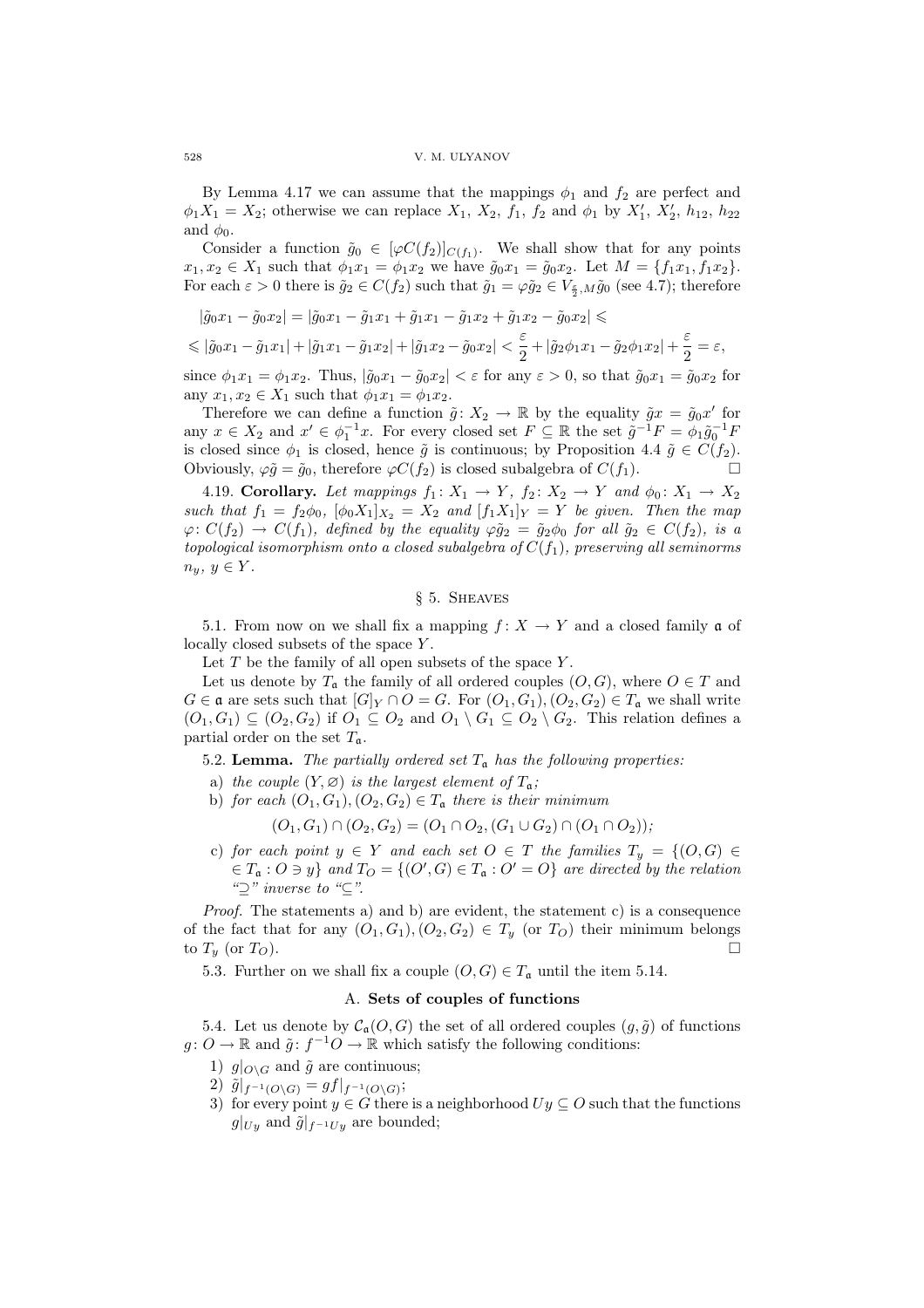By Lemma 4.17 we can assume that the mappings $\phi_1$ and $f_2$ are perfect and $\phi_1 X_1 = X_2$; otherwise we can replace $X_1$, $X_2$, $f_1$, $f_2$ and $\phi_1$ by $X_1'$, $X_2'$, $h_{12}$, $h_{22}$ and $\phi_0$.

Consider a function $\tilde{g}_0 \in [\varphi C(f_2)]_{C(f_1)}$. We shall show that for any points $x_1, x_2 \in X_1$ such that $\phi_1 x_1 = \phi_1 x_2$ we have $\tilde{g}_0 x_1 = \tilde{g}_0 x_2$. Let $M = \{f_1 x_1, f_1 x_2\}$. For each $\varepsilon > 0$ there is $\tilde{g}_2 \in C(f_2)$ such that $\tilde{g}_1 = \varphi \tilde{g}_2 \in V_{\frac{\varepsilon}{2}, M} \tilde{g}_0$ (see 4.7); therefore

$$
\begin{aligned}
&|\tilde{g}_0 x_1 - \tilde{g}_0 x_2| = |\tilde{g}_0 x_1 - \tilde{g}_1 x_1 + \tilde{g}_1 x_1 - \tilde{g}_1 x_2 + \tilde{g}_1 x_2 - \tilde{g}_0 x_2| \leqslant \\
&\leqslant |\tilde{g}_0 x_1 - \tilde{g}_1 x_1| + |\tilde{g}_1 x_1 - \tilde{g}_1 x_2| + |\tilde{g}_1 x_2 - \tilde{g}_0 x_2| < \frac{\varepsilon}{2} + |\tilde{g}_2 \phi_1 x_1 - \tilde{g}_2 \phi_1 x_2| + \frac{\varepsilon}{2} = \varepsilon,
\end{aligned}
$$

since $\phi_1 x_1 = \phi_1 x_2$. Thus, $|\tilde{g}_0 x_1 - \tilde{g}_0 x_2| < \varepsilon$ for any $\varepsilon > 0$, so that $\tilde{g}_0 x_1 = \tilde{g}_0 x_2$ for any $x_1, x_2 \in X_1$ such that $\phi_1 x_1 = \phi_1 x_2$.

Therefore we can define a function $\tilde{g}\colon X_2 \to \mathbb{R}$ by the equality $\tilde{g} x = \tilde{g}_0 x'$ for any $x \in X_2$ and $x' \in \phi_1^{-1} x$. For every closed set $F \subseteq \mathbb{R}$ the set $\tilde{g}^{-1} F = \phi_1 \tilde{g}_0^{-1} F$ is closed since $\phi_1$ is closed, hence $\tilde{g}$ is continuous; by Proposition 4.4 $\tilde{g} \in C(f_2)$. Obviously, $\varphi \tilde{g} = \tilde{g}_0$, therefore $\varphi C(f_2)$ is closed subalgebra of $C(f_1)$. $\square$

4.19. **Corollary.** *Let mappings $f_1\colon X_1 \to Y$, $f_2\colon X_2 \to Y$ and $\phi_0\colon X_1 \to X_2$ such that $f_1 = f_2 \phi_0$, $[\phi_0 X_1]_{X_2} = X_2$ and $[f_1 X_1]_Y = Y$ be given. Then the map $\varphi\colon C(f_2) \to C(f_1)$, defined by the equality $\varphi \tilde{g}_2 = \tilde{g}_2 \phi_0$ for all $\tilde{g}_2 \in C(f_2)$, is a topological isomorphism onto a closed subalgebra of $C(f_1)$, preserving all seminorms $n_y$, $y \in Y$.*

## § 5. Sheaves

5.1. From now on we shall fix a mapping $f\colon X \to Y$ and a closed family $\mathfrak{a}$ of locally closed subsets of the space $Y$.

Let $T$ be the family of all open subsets of the space $Y$.

Let us denote by $T_{\mathfrak{a}}$ the family of all ordered couples $(O, G)$, where $O \in T$ and $G \in \mathfrak{a}$ are sets such that $[G]_Y \cap O = G$. For $(O_1, G_1), (O_2, G_2) \in T_{\mathfrak{a}}$ we shall write $(O_1, G_1) \subseteq (O_2, G_2)$ if $O_1 \subseteq O_2$ and $O_1 \setminus G_1 \subseteq O_2 \setminus G_2$. This relation defines a partial order on the set $T_{\mathfrak{a}}$.

5.2. **Lemma.** *The partially ordered set $T_{\mathfrak{a}}$ has the following properties:*

a) *the couple $(Y, \varnothing)$ is the largest element of $T_{\mathfrak{a}}$;*

b) *for each $(O_1, G_1), (O_2, G_2) \in T_{\mathfrak{a}}$ there is their minimum*

$$(O_1, G_1) \cap (O_2, G_2) = (O_1 \cap O_2, (G_1 \cup G_2) \cap (O_1 \cap O_2));$$

c) *for each point $y \in Y$ and each set $O \in T$ the families $T_y = \{(O, G) \in T_{\mathfrak{a}} : O \ni y\}$ and $T_O = \{(O', G) \in T_{\mathfrak{a}} : O' = O\}$ are directed by the relation "$\supseteq$" inverse to "$\subseteq$".*

*Proof.* The statements a) and b) are evident, the statement c) is a consequence of the fact that for any $(O_1, G_1), (O_2, G_2) \in T_y$ (or $T_O$) their minimum belongs to $T_y$ (or $T_O$). $\square$

5.3. Further on we shall fix a couple $(O, G) \in T_{\mathfrak{a}}$ until the item 5.14.

### A. Sets of couples of functions

5.4. Let us denote by $\mathcal{C}_{\mathfrak{a}}(O, G)$ the set of all ordered couples $(g, \tilde{g})$ of functions $g\colon O \to \mathbb{R}$ and $\tilde{g}\colon f^{-1} O \to \mathbb{R}$ which satisfy the following conditions:

1) $g|_{O \setminus G}$ and $\tilde{g}$ are continuous;
2) $\tilde{g}|_{f^{-1}(O \setminus G)} = g f|_{f^{-1}(O \setminus G)}$;
3) for every point $y \in G$ there is a neighborhood $Uy \subseteq O$ such that the functions $g|_{Uy}$ and $\tilde{g}|_{f^{-1} Uy}$ are bounded;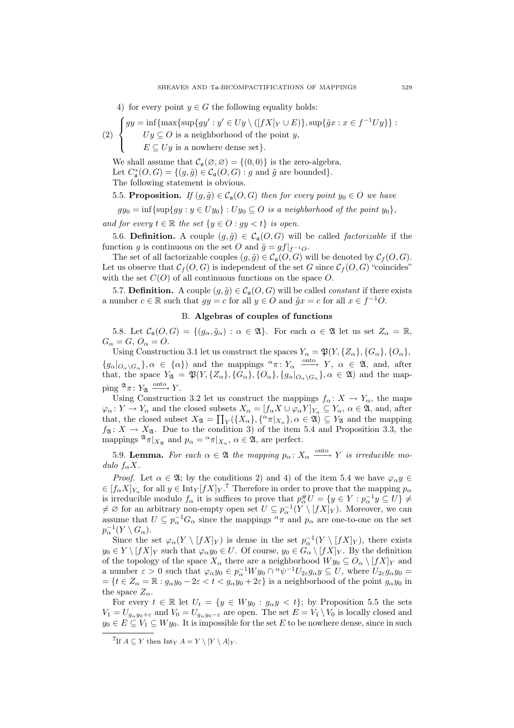4) for every point $y \in G$ the following equality holds:

$$
(2) \quad \begin{cases} gy = \inf\{\max\{\sup\{gy' : y' \in Uy \setminus ([fX]_Y \cup E)\}, \sup\{\tilde{g}x : x \in f^{-1}Uy\}\} : \\ \quad Uy \subseteq O \text{ is a neighborhood of the point } y, \\ \quad E \subseteq Uy \text{ is a nowhere dense set}\}. \end{cases}
$$

We shall assume that $\mathcal{C}_{\mathfrak{a}}(\varnothing, \varnothing) = \{(0,0)\}$ is the zero-algebra.

Let $C^*_{\mathfrak{a}}(O,G) = \{(g,\tilde{g}) \in \mathcal{C}_{\mathfrak{a}}(O,G) : g \text{ and } \tilde{g} \text{ are bounded}\}$.

The following statement is obvious.

5.5. **Proposition.** *If $(g,\tilde{g}) \in \mathcal{C}_{\mathfrak{a}}(O,G)$ then for every point $y_0 \in O$ we have*

$$gy_0 = \inf\{\sup\{gy : y \in Uy_0\} : Uy_0 \subseteq O \text{ is a neighborhood of the point } y_0\},$$

*and for every $t \in \mathbb{R}$ the set $\{y \in O : gy < t\}$ is open.*

5.6. **Definition.** A couple $(g,\tilde{g}) \in \mathcal{C}_{\mathfrak{a}}(O,G)$ will be called *factorizable* if the function $g$ is continuous on the set $O$ and $\tilde{g} = gf|_{f^{-1}O}$.

The set of all factorizable couples $(g,\tilde{g}) \in \mathcal{C}_{\mathfrak{a}}(O,G)$ will be denoted by $\mathcal{C}_f(O,G)$. Let us observe that $\mathcal{C}_f(O,G)$ is independent of the set $G$ since $\mathcal{C}_f(O,G)$ "coincides" with the set $C(O)$ of all continuous functions on the space $O$.

5.7. **Definition.** A couple $(g,\tilde{g}) \in \mathcal{C}_{\mathfrak{a}}(O,G)$ will be called *constant* if there exists a number $c \in \mathbb{R}$ such that $gy = c$ for all $y \in O$ and $\tilde{g}x = c$ for all $x \in f^{-1}O$.

## B. Algebras of couples of functions

5.8. Let $\mathcal{C}_{\mathfrak{a}}(O,G) = \{(g_\alpha, \tilde{g}_\alpha) : \alpha \in \mathfrak{A}\}$. For each $\alpha \in \mathfrak{A}$ let us set $Z_\alpha = \mathbb{R}$, $G_\alpha = G$, $O_\alpha = O$.

Using Construction 3.1 let us construct the spaces $Y_\alpha = \mathfrak{P}(Y, \{Z_\alpha\}, \{G_\alpha\}, \{O_\alpha\}, \{g_\alpha|_{O_\alpha \setminus G_\alpha}\}, \alpha \in \{\alpha\})$ and the mappings ${}^\alpha\pi \colon Y_\alpha \xrightarrow{\text{onto}} Y$, $\alpha \in \mathfrak{A}$, and, after that, the space $Y_{\mathfrak{A}} = \mathfrak{P}(Y, \{Z_\alpha\}, \{G_\alpha\}, \{O_\alpha\}, \{g_\alpha|_{O_\alpha \setminus G_\alpha}\}, \alpha \in \mathfrak{A})$ and the mapping ${}^{\mathfrak{A}}\pi \colon Y_{\mathfrak{A}} \xrightarrow{\text{onto}} Y$.

Using Construction 3.2 let us construct the mappings $f_\alpha \colon X \to Y_\alpha$, the maps $\varphi_\alpha \colon Y \to Y_\alpha$ and the closed subsets $X_\alpha = [f_\alpha X \cup \varphi_\alpha Y]_{Y_\alpha} \subseteq Y_\alpha$, $\alpha \in \mathfrak{A}$, and, after that, the closed subset $X_{\mathfrak{A}} = \prod_Y(\{X_\alpha\}, \{{}^\alpha\pi|_{X_\alpha}\}, \alpha \in \mathfrak{A}) \subseteq Y_{\mathfrak{A}}$ and the mapping $f_{\mathfrak{A}} \colon X \to X_{\mathfrak{A}}$. Due to the condition 3) of the item 5.4 and Proposition 3.3, the mappings ${}^{\mathfrak{A}}\pi|_{X_{\mathfrak{A}}}$ and $p_\alpha = {}^\alpha\pi|_{X_\alpha}$, $\alpha \in \mathfrak{A}$, are perfect.

5.9. **Lemma.** *For each $\alpha \in \mathfrak{A}$ the mapping $p_\alpha \colon X_\alpha \xrightarrow{\text{onto}} Y$ is irreducible modulo $f_\alpha X$.*

*Proof.* Let $\alpha \in \mathfrak{A}$; by the conditions 2) and 4) of the item 5.4 we have $\varphi_\alpha y \in [f_\alpha X]_{Y_\alpha}$ for all $y \in \operatorname{Int}_Y [fX]_Y$.[7] Therefore in order to prove that the mapping $p_\alpha$ is irreducible modulo $f_\alpha$ it is suffices to prove that $p^\#_\alpha U = \{y \in Y : p_\alpha^{-1} y \subseteq U\} \neq \varnothing$ for an arbitrary non-empty open set $U \subseteq p_\alpha^{-1}(Y \setminus [fX]_Y)$. Moreover, we can assume that $U \subseteq p_\alpha^{-1} G_\alpha$ since the mappings ${}^\alpha\pi$ and $p_\alpha$ are one-to-one on the set $p_\alpha^{-1}(Y \setminus G_\alpha)$.

Since the set $\varphi_\alpha(Y \setminus [fX]_Y)$ is dense in the set $p_\alpha^{-1}(Y \setminus [fX]_Y)$, there exists $y_0 \in Y \setminus [fX]_Y$ such that $\varphi_\alpha y_0 \in U$. Of course, $y_0 \in G_\alpha \setminus [fX]_Y$. By the definition of the topology of the space $X_\alpha$ there are a neighborhood $Wy_0 \subseteq O_\alpha \setminus [fX]_Y$ and a number $\varepsilon > 0$ such that $\varphi_\alpha y_0 \in p_\alpha^{-1} W y_0 \cap {}^\alpha\psi^{-1} U_{2\varepsilon} g_\alpha y \subseteq U$, where $U_{2\varepsilon} g_\alpha y_0 = \{t \in Z_\alpha = \mathbb{R} : g_\alpha y_0 - 2\varepsilon < t < g_\alpha y_0 + 2\varepsilon\}$ is a neighborhood of the point $g_\alpha y_0$ in the space $Z_\alpha$.

For every $t \in \mathbb{R}$ let $U_t = \{y \in Wy_0 : g_\alpha y < t\}$; by Proposition 5.5 the sets $V_1 = U_{g_\alpha y_0 + \varepsilon}$ and $V_0 = U_{g_\alpha y_0 - \varepsilon}$ are open. The set $E = V_1 \setminus V_0$ is locally closed and $y_0 \in E \subseteq V_1 \subseteq Wy_0$. It is impossible for the set $E$ to be nowhere dense, since in such

[7] If $A \subseteq Y$ then $\operatorname{Int}_Y A = Y \setminus [Y \setminus A]_Y$.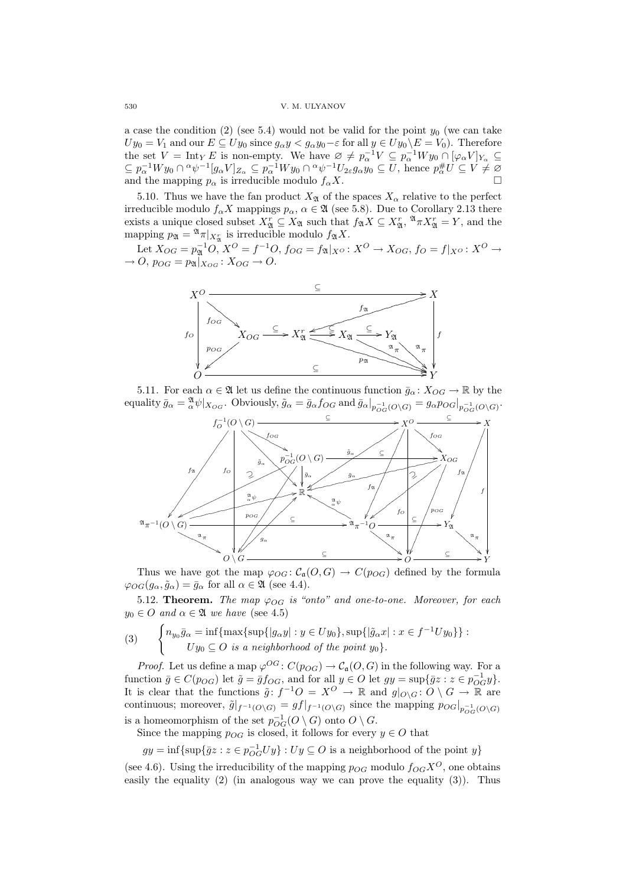a case the condition (2) (see 5.4) would not be valid for the point $y_0$ (we can take $Uy_0 = V_1$ and our $E \subseteq Uy_0$ since $g_\alpha y < g_\alpha y_0 - \varepsilon$ for all $y \in Uy_0 \setminus E = V_0$). Therefore the set $V = \operatorname{Int}_Y E$ is non-empty. We have $\varnothing \neq p_\alpha^{-1} V \subseteq p_\alpha^{-1} W y_0 \cap [\varphi_\alpha V]_{Y_\alpha} \subseteq$ $\subseteq p_\alpha^{-1} W y_0 \cap {}^{\alpha}\psi^{-1}[g_\alpha V]_{Z_\alpha} \subseteq p_\alpha^{-1} W y_0 \cap {}^{\alpha}\psi^{-1} U_{2\varepsilon} g_\alpha y_0 \subseteq U$, hence $p_\alpha^{\#} U \subseteq V \neq \varnothing$ and the mapping $p_\alpha$ is irreducible modulo $f_\alpha X$. $\square$

5.10. Thus we have the fan product $X_{\mathfrak{A}}$ of the spaces $X_\alpha$ relative to the perfect irreducible modulo $f_\alpha X$ mappings $p_\alpha$, $\alpha \in \mathfrak{A}$ (see 5.8). Due to Corollary 2.13 there exists a unique closed subset $X_{\mathfrak{A}}^r \subseteq X_{\mathfrak{A}}$ such that $f_{\mathfrak{A}} X \subseteq X_{\mathfrak{A}}^r$, ${}^{\mathfrak{A}}\pi X_{\mathfrak{A}}^r = Y$, and the mapping $p_{\mathfrak{A}} = {}^{\mathfrak{A}}\pi|_{X_{\mathfrak{A}}^r}$ is irreducible modulo $f_{\mathfrak{A}} X$.

Let $X_{OG} = p_{\mathfrak{A}}^{-1} O$, $X^O = f^{-1} O$, $f_{OG} = f_{\mathfrak{A}}|_{X^O} : X^O \to X_{OG}$, $f_O = f|_{X^O} : X^O \to$ $\to O$, $p_{OG} = p_{\mathfrak{A}}|_{X_{OG}} : X_{OG} \to O$.

$$
\begin{array}{ccccccccc}
X^O & \xrightarrow{\subseteq} & & & & & & & X \\
{\scriptstyle f_O}\downarrow & \searrow^{f_{OG}} & & & & & f_{\mathfrak{A}} & & \downarrow{\scriptstyle f} \\
 & & X_{OG} & \xrightarrow{\subseteq} & X_{\mathfrak{A}}^r & \xrightarrow{\subseteq} & X_{\mathfrak{A}} & \xrightarrow{\subseteq} Y_{\mathfrak{A}} & \\
 & \swarrow_{p_{OG}} & & & & p_{\mathfrak{A}} & {}^{\mathfrak{A}}\pi & {}^{\mathfrak{A}}\pi & \\
O & \xrightarrow{\subseteq} & & & & & & & Y
\end{array}
$$

5.11. For each $\alpha \in \mathfrak{A}$ let us define the continuous function $\bar{g}_\alpha : X_{OG} \to \mathbb{R}$ by the equality $\bar{g}_\alpha = {}^{\mathfrak{A}}_{\alpha}\psi|_{X_{OG}}$. Obviously, $\tilde{g}_\alpha = \bar{g}_\alpha f_{OG}$ and $\bar{g}_\alpha|_{p_{OG}^{-1}(O\setminus G)} = g_\alpha p_{OG}|_{p_{OG}^{-1}(O\setminus G)}$.

$$
\begin{array}{ccccccc}
f_O^{-1}(O\setminus G) & \xrightarrow{\subseteq} & & & X^O & \xrightarrow{\subseteq} & X \\
 & & p_{OG}^{-1}(O\setminus G) & \xrightarrow{\subseteq} & X_{OG} & & \\
 & & \mathbb{R} & & & & \\
{}^{\mathfrak{A}}\pi^{-1}(O\setminus G) & \xrightarrow{\subseteq} & & & {}^{\mathfrak{A}}\pi^{-1}O & \xrightarrow{\subseteq} & Y_{\mathfrak{A}} \\
 & & O\setminus G & \xrightarrow{\subseteq} & O & \xrightarrow{\subseteq} & Y
\end{array}
$$

Thus we have got the map $\varphi_{OG} : \mathcal{C}_{\mathfrak{a}}(O,G) \to C(p_{OG})$ defined by the formula $\varphi_{OG}(g_\alpha, \tilde{g}_\alpha) = \bar{g}_\alpha$ for all $\alpha \in \mathfrak{A}$ (see 4.4).

5.12. **Theorem.** *The map $\varphi_{OG}$ is "onto" and one-to-one. Moreover, for each $y_0 \in O$ and $\alpha \in \mathfrak{A}$ we have* (see 4.5)

$$
(3) \qquad \begin{cases} n_{y_0}\bar{g}_\alpha = \inf\{\max\{\sup\{|g_\alpha y| : y \in Uy_0\}, \sup\{|\tilde{g}_\alpha x| : x \in f^{-1}Uy_0\}\} : \\ \qquad Uy_0 \subseteq O \text{ is a neighborhood of the point } y_0\}. \end{cases}
$$

*Proof.* Let us define a map $\varphi^{OG} : C(p_{OG}) \to \mathcal{C}_{\mathfrak{a}}(O,G)$ in the following way. For a function $\bar{g} \in C(p_{OG})$ let $\tilde{g} = \bar{g} f_{OG}$, and for all $y \in O$ let $gy = \sup\{\bar{g}z : z \in p_{OG}^{-1} y\}$. It is clear that the functions $\tilde{g} : f^{-1}O = X^O \to \mathbb{R}$ and $g|_{O\setminus G} : O \setminus G \to \mathbb{R}$ are continuous; moreover, $\tilde{g}|_{f^{-1}(O\setminus G)} = gf|_{f^{-1}(O\setminus G)}$ since the mapping $p_{OG}|_{p_{OG}^{-1}(O\setminus G)}$ is a homeomorphism of the set $p_{OG}^{-1}(O\setminus G)$ onto $O \setminus G$.

Since the mapping $p_{OG}$ is closed, it follows for every $y \in O$ that

$$gy = \inf\{\sup\{\bar{g}z : z \in p_{OG}^{-1} Uy\} : Uy \subseteq O \text{ is a neighborhood of the point } y\}$$

(see 4.6). Using the irreducibility of the mapping $p_{OG}$ modulo $f_{OG}X^O$, one obtains easily the equality (2) (in analogous way we can prove the equality (3)). Thus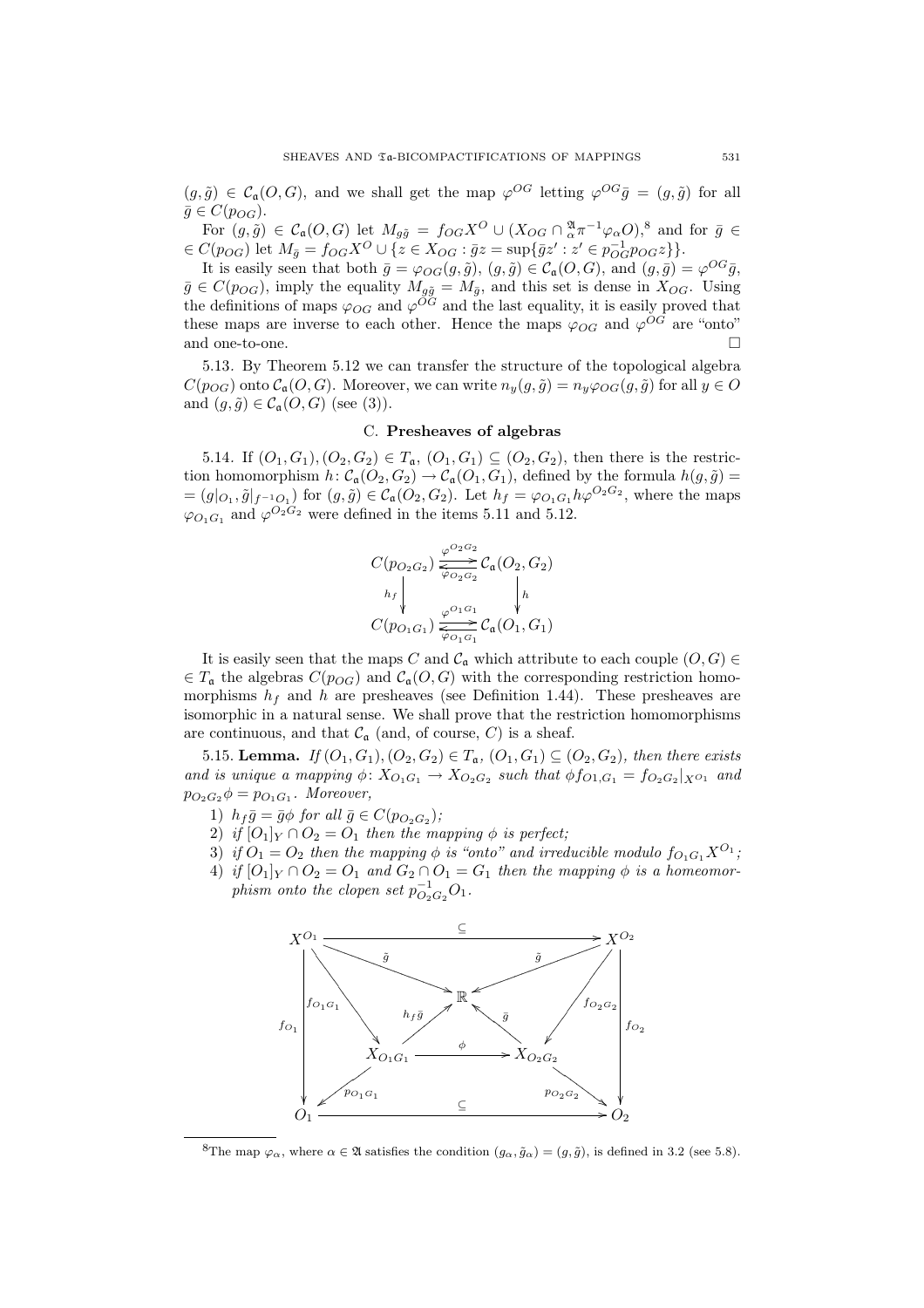$(g, \tilde{g}) \in \mathcal{C}_{\mathfrak{a}}(O, G)$, and we shall get the map $\varphi^{OG}$ letting $\varphi^{OG}\bar{g} = (g, \tilde{g})$ for all $\bar{g} \in C(p_{OG})$.

For $(g, \tilde{g}) \in \mathcal{C}_{\mathfrak{a}}(O, G)$ let $M_{g\tilde{g}} = f_{OG}X^O \cup (X_{OG} \cap {}^{\mathfrak{A}}_{\alpha}\pi^{-1}\varphi_\alpha O)$,[8] and for $\bar{g} \in C(p_{OG})$ let $M_{\bar{g}} = f_{OG}X^O \cup \{z \in X_{OG} : \bar{g}z = \sup\{\bar{g}z' : z' \in p_{OG}^{-1}p_{OG}z\}\}$.

It is easily seen that both $\bar{g} = \varphi_{OG}(g, \tilde{g})$, $(g, \tilde{g}) \in \mathcal{C}_{\mathfrak{a}}(O, G)$, and $(g, \bar{g}) = \varphi^{OG}\bar{g}$, $\bar{g} \in C(p_{OG})$, imply the equality $M_{g\tilde{g}} = M_{\bar{g}}$, and this set is dense in $X_{OG}$. Using the definitions of maps $\varphi_{OG}$ and $\varphi^{OG}$ and the last equality, it is easily proved that these maps are inverse to each other. Hence the maps $\varphi_{OG}$ and $\varphi^{OG}$ are "onto" and one-to-one. $\square$

5.13. By Theorem 5.12 we can transfer the structure of the topological algebra $C(p_{OG})$ onto $\mathcal{C}_{\mathfrak{a}}(O, G)$. Moreover, we can write $n_y(g, \tilde{g}) = n_y\varphi_{OG}(g, \tilde{g})$ for all $y \in O$ and $(g, \tilde{g}) \in \mathcal{C}_{\mathfrak{a}}(O, G)$ (see (3)).

### C. Presheaves of algebras

5.14. If $(O_1, G_1), (O_2, G_2) \in T_{\mathfrak{a}}$, $(O_1, G_1) \subseteq (O_2, G_2)$, then there is the restriction homomorphism $h\colon \mathcal{C}_{\mathfrak{a}}(O_2, G_2) \to \mathcal{C}_{\mathfrak{a}}(O_1, G_1)$, defined by the formula $h(g, \tilde{g}) = (g|_{O_1}, \tilde{g}|_{f^{-1}O_1})$ for $(g, \tilde{g}) \in \mathcal{C}_{\mathfrak{a}}(O_2, G_2)$. Let $h_f = \varphi_{O_1G_1}h\varphi^{O_2G_2}$, where the maps $\varphi_{O_1G_1}$ and $\varphi^{O_2G_2}$ were defined in the items 5.11 and 5.12.

$$\begin{array}{ccc} C(p_{O_2G_2}) & \underset{\varphi_{O_2G_2}}{\overset{\varphi^{O_2G_2}}{\rightleftarrows}} & \mathcal{C}_{\mathfrak{a}}(O_2, G_2) \\ \downarrow h_f & & \downarrow h \\ C(p_{O_1G_1}) & \underset{\varphi_{O_1G_1}}{\overset{\varphi^{O_1G_1}}{\rightleftarrows}} & \mathcal{C}_{\mathfrak{a}}(O_1, G_1) \end{array}$$

It is easily seen that the maps $C$ and $\mathcal{C}_{\mathfrak{a}}$ which attribute to each couple $(O, G) \in T_{\mathfrak{a}}$ the algebras $C(p_{OG})$ and $\mathcal{C}_{\mathfrak{a}}(O, G)$ with the corresponding restriction homomorphisms $h_f$ and $h$ are presheaves (see Definition 1.44). These presheaves are isomorphic in a natural sense. We shall prove that the restriction homomorphisms are continuous, and that $\mathcal{C}_{\mathfrak{a}}$ (and, of course, $C$) is a sheaf.

5.15. **Lemma.** *If $(O_1, G_1), (O_2, G_2) \in T_{\mathfrak{a}}$, $(O_1, G_1) \subseteq (O_2, G_2)$, then there exists and is unique a mapping $\phi\colon X_{O_1G_1} \to X_{O_2G_2}$ such that $\phi f_{O_1,G_1} = f_{O_2G_2}|_{X^{O_1}}$ and $p_{O_2G_2}\phi = p_{O_1G_1}$. Moreover,*

1) *$h_f\bar{g} = \bar{g}\phi$ for all $\bar{g} \in C(p_{O_2G_2})$;*
2) *if $[O_1]_Y \cap O_2 = O_1$ then the mapping $\phi$ is perfect;*
3) *if $O_1 = O_2$ then the mapping $\phi$ is "onto" and irreducible modulo $f_{O_1G_1}X^{O_1}$;*
4) *if $[O_1]_Y \cap O_2 = O_1$ and $G_2 \cap O_1 = G_1$ then the mapping $\phi$ is a homeomorphism onto the clopen set $p_{O_2G_2}^{-1}O_1$.*

$$\begin{array}{ccccc} X^{O_1} & & \xrightarrow{\ \subseteq\ } & & X^{O_2} \\ & \searrow^{\tilde{g}} & \mathbb{R} & ^{\tilde{g}}\swarrow & \\ \downarrow f_{O_1} \ \ \searrow f_{O_1G_1} & \ \ ^{h_f\bar{g}}\nearrow & & \nwarrow^{\bar{g}} & f_{O_2G_2}\swarrow \ \ \downarrow f_{O_2} \\ & X_{O_1G_1} & \xrightarrow{\ \phi\ } & X_{O_2G_2} & \\ & \swarrow p_{O_1G_1} & & p_{O_2G_2}\searrow & \\ O_1 & & \xrightarrow{\ \subseteq\ } & & O_2 \end{array}$$

[8] The map $\varphi_\alpha$, where $\alpha \in \mathfrak{A}$ satisfies the condition $(g_\alpha, \tilde{g}_\alpha) = (g, \tilde{g})$, is defined in 3.2 (see 5.8).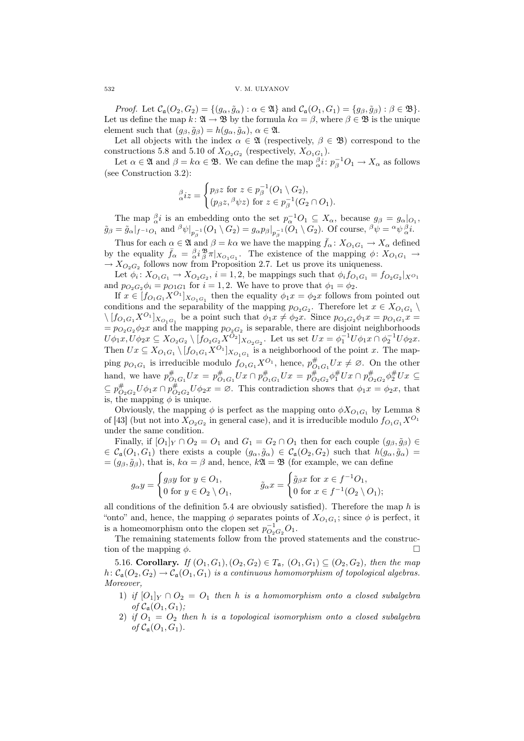*Proof.* Let $\mathcal{C}_{\mathfrak{a}}(O_2, G_2) = \{(g_\alpha, \tilde{g}_\alpha) : \alpha \in \mathfrak{A}\}$ and $\mathcal{C}_{\mathfrak{a}}(O_1, G_1) = \{g_\beta, \tilde{g}_\beta) : \beta \in \mathfrak{B}\}$. Let us define the map $k \colon \mathfrak{A} \to \mathfrak{B}$ by the formula $k\alpha = \beta$, where $\beta \in \mathfrak{B}$ is the unique element such that $(g_\beta, \tilde{g}_\beta) = h(g_\alpha, \tilde{g}_\alpha)$, $\alpha \in \mathfrak{A}$.

Let all objects with the index $\alpha \in \mathfrak{A}$ (respectively, $\beta \in \mathfrak{B}$) correspond to the constructions 5.8 and 5.10 of $X_{O_2G_2}$ (respectively, $X_{O_1G_1}$).

Let $\alpha \in \mathfrak{A}$ and $\beta = k\alpha \in \mathfrak{B}$. We can define the map ${}^{\beta}_{\alpha}i \colon p_\beta^{-1}O_1 \to X_\alpha$ as follows (see Construction 3.2):

$$
{}^{\beta}_{\alpha}iz = \begin{cases} p_\beta z \text{ for } z \in p_\beta^{-1}(O_1 \setminus G_2), \\ (p_\beta z, {}^{\beta}\psi z) \text{ for } z \in p_\beta^{-1}(G_2 \cap O_1). \end{cases}
$$

The map ${}^{\beta}_{\alpha}i$ is an embedding onto the set $p_\alpha^{-1}O_1 \subseteq X_\alpha$, because $g_\beta = g_\alpha|_{O_1}$, $\tilde{g}_\beta = \tilde{g}_\alpha|_{f^{-1}O_1}$ and ${}^{\beta}\psi|_{p_\beta^{-1}(O_1 \setminus G_2)} = g_\alpha p_\beta|_{p_\beta^{-1}}(O_1 \setminus G_2)$. Of course, ${}^{\beta}\psi = {}^{\alpha}\psi\, {}^{\beta}_{\alpha}i$.

Thus for each $\alpha \in \mathfrak{A}$ and $\beta = k\alpha$ we have the mapping $\bar{f}_\alpha \colon X_{O_1G_1} \to X_\alpha$ defined by the equality $\bar{f}_\alpha = {}^{\beta}_{\alpha}i\, {}^{\mathfrak{B}}_{\beta}\pi|_{X_{O_1G_1}}$. The existence of the mapping $\phi \colon X_{O_1G_1} \to X_{O_2G_2}$ follows now from Proposition 2.7. Let us prove its uniqueness.

Let $\phi_i \colon X_{O_1G_1} \to X_{O_2G_2}$, $i = 1, 2$, be mappings such that $\phi_i f_{O_1G_1} = f_{O_2G_2}|_{X^{O_1}}$ and $p_{O_2G_2}\phi_i = p_{O1G1}$ for $i = 1, 2$. We have to prove that $\phi_1 = \phi_2$.

If $x \in [f_{O_1G_1}X^{O_1}]_{X_{O_1G_1}}$ then the equality $\phi_1 x = \phi_2 x$ follows from pointed out conditions and the separability of the mapping $p_{O_2G_2}$. Therefore let $x \in X_{O_1G_1} \setminus [f_{O_1G_1}X^{O_1}]_{X_{O_1G_1}}$ be a point such that $\phi_1 x \neq \phi_2 x$. Since $p_{O_2G_2}\phi_1 x = p_{O_1G_1}x = p_{O_2G_2}\phi_2 x$ and the mapping $p_{O_2G_2}$ is separable, there are disjoint neighborhoods $U\phi_1 x, U\phi_2 x \subseteq X_{O_2G_2} \setminus [f_{O_2G_2}X^{O_2}]_{X_{O_2G_2}}$. Let us set $Ux = \phi_1^{-1}U\phi_1 x \cap \phi_2^{-1}U\phi_2 x$. Then $Ux \subseteq X_{O_1G_1} \setminus [f_{O_1G_1}X^{O_1}]_{X_{O_1G_1}}$ is a neighborhood of the point $x$. The mapping $p_{O_1G_1}$ is irreducible modulo $f_{O_1G_1}X^{O_1}$, hence, $p^{\#}_{O_1G_1}Ux \neq \varnothing$. On the other hand, we have $p^{\#}_{O_1G_1}Ux = p^{\#}_{O_1G_1}Ux \cap p^{\#}_{O_1G_1}Ux = p^{\#}_{O_2G_2}\phi_1^{\#}Ux \cap p^{\#}_{O_2G_2}\phi_2^{\#}Ux \subseteq p^{\#}_{O_2G_2}U\phi_1 x \cap p^{\#}_{O_2G_2}U\phi_2 x = \varnothing$. This contradiction shows that $\phi_1 x = \phi_2 x$, that is, the mapping $\phi$ is unique.

Obviously, the mapping $\phi$ is perfect as the mapping onto $\phi X_{O_1G_1}$ by Lemma 8 of [43] (but not into $X_{O_2G_2}$ in general case), and it is irreducible modulo $f_{O_1G_1}X^{O_1}$ under the same condition.

Finally, if $[O_1]_Y \cap O_2 = O_1$ and $G_1 = G_2 \cap O_1$ then for each couple $(g_\beta, \tilde{g}_\beta) \in \mathcal{C}_{\mathfrak{a}}(O_1, G_1)$ there exists a couple $(g_\alpha, \tilde{g}_\alpha) \in \mathcal{C}_{\mathfrak{a}}(O_2, G_2)$ such that $h(g_\alpha, \tilde{g}_\alpha) = (g_\beta, \tilde{g}_\beta)$, that is, $k\alpha = \beta$ and, hence, $k\mathfrak{A} = \mathfrak{B}$ (for example, we can define

$$
g_\alpha y = \begin{cases} g_\beta y \text{ for } y \in O_1, \\ 0 \text{ for } y \in O_2 \setminus O_1, \end{cases} \qquad \tilde{g}_\alpha x = \begin{cases} \tilde{g}_\beta x \text{ for } x \in f^{-1}O_1, \\ 0 \text{ for } x \in f^{-1}(O_2 \setminus O_1); \end{cases}
$$

all conditions of the definition 5.4 are obviously satisfied). Therefore the map $h$ is "onto" and, hence, the mapping $\phi$ separates points of $X_{O_1G_1}$; since $\phi$ is perfect, it is a homeomorphism onto the clopen set $p^{-1}_{O_2G_2}O_1$.

The remaining statements follow from the proved statements and the construction of the mapping $\phi$. $\square$

5.16. **Corollary.** *If $(O_1, G_1), (O_2, G_2) \in T_{\mathfrak{a}}$, $(O_1, G_1) \subseteq (O_2, G_2)$, then the map $h \colon \mathcal{C}_{\mathfrak{a}}(O_2, G_2) \to \mathcal{C}_{\mathfrak{a}}(O_1, G_1)$ is a continuous homomorphism of topological algebras. Moreover,*

1) *if $[O_1]_Y \cap O_2 = O_1$ then $h$ is a homomorphism onto a closed subalgebra of $\mathcal{C}_{\mathfrak{a}}(O_1, G_1)$;*
2) *if $O_1 = O_2$ then $h$ is a topological isomorphism onto a closed subalgebra of $\mathcal{C}_{\mathfrak{a}}(O_1, G_1)$.*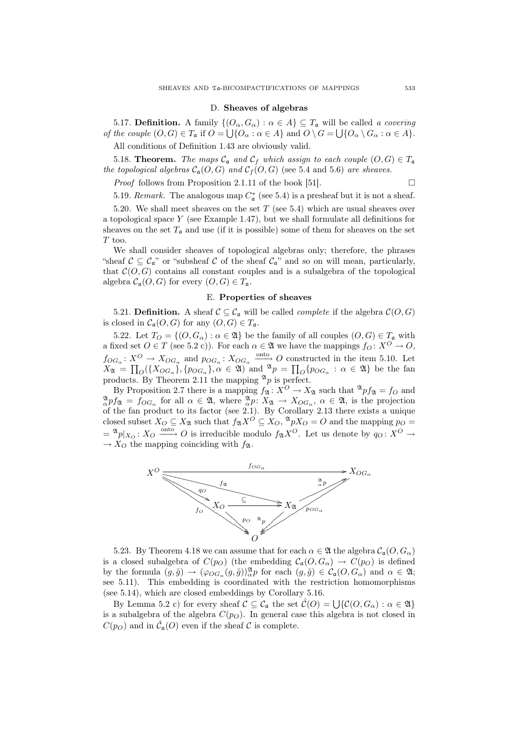### D. Sheaves of algebras

5.17. **Definition.** A family $\{(O_\alpha, G_\alpha) : \alpha \in A\} \subseteq T_{\mathfrak{a}}$ will be called *a covering of the couple* $(O, G) \in T_{\mathfrak{a}}$ if $O = \bigcup\{O_\alpha : \alpha \in A\}$ and $O \setminus G = \bigcup\{O_\alpha \setminus G_\alpha : \alpha \in A\}$.

All conditions of Definition 1.43 are obviously valid.

5.18. **Theorem.** *The maps $\mathcal{C}_{\mathfrak{a}}$ and $\mathcal{C}_f$ which assign to each couple $(O, G) \in T_{\mathfrak{a}}$ the topological algebras $\mathcal{C}_{\mathfrak{a}}(O, G)$ and $\mathcal{C}_f(O, G)$ (see 5.4 and 5.6) are sheaves.*

*Proof* follows from Proposition 2.1.11 of the book [51]. □

5.19. *Remark.* The analogous map $C^*_{\mathfrak{a}}$ (see 5.4) is a presheaf but it is not a sheaf.

5.20. We shall meet sheaves on the set $T$ (see 5.4) which are usual sheaves over a topological space $Y$ (see Example 1.47), but we shall formulate all definitions for sheaves on the set $T_{\mathfrak{a}}$ and use (if it is possible) some of them for sheaves on the set $T$ too.

We shall consider sheaves of topological algebras only; therefore, the phrases "sheaf $\mathcal{C} \subseteq \mathcal{C}_{\mathfrak{a}}$" or "subsheaf $\mathcal{C}$ of the sheaf $\mathcal{C}_{\mathfrak{a}}$" and so on will mean, particularly, that $\mathcal{C}(O, G)$ contains all constant couples and is a subalgebra of the topological algebra $\mathcal{C}_{\mathfrak{a}}(O, G)$ for every $(O, G) \in T_{\mathfrak{a}}$.

### E. Properties of sheaves

5.21. **Definition.** A sheaf $\mathcal{C} \subseteq \mathcal{C}_{\mathfrak{a}}$ will be called *complete* if the algebra $\mathcal{C}(O, G)$ is closed in $\mathcal{C}_{\mathfrak{a}}(O, G)$ for any $(O, G) \in T_{\mathfrak{a}}$.

5.22. Let $T_O = \{(O, G_\alpha) : \alpha \in \mathfrak{A}\}$ be the family of all couples $(O, G) \in T_{\mathfrak{a}}$ with a fixed set $O \in T$ (see 5.2 c)). For each $\alpha \in \mathfrak{A}$ we have the mappings $f_O : X^O \to O$, $f_{OG_\alpha} : X^O \to X_{OG_\alpha}$ and $p_{OG_\alpha} : X_{OG_\alpha} \xrightarrow{\text{onto}} O$ constructed in the item 5.10. Let $X_{\mathfrak{A}} = \prod_O(\{X_{OG_\alpha}\}, \{p_{OG_\alpha}\}, \alpha \in \mathfrak{A})$ and ${}^{\mathfrak{A}}p = \prod_O\{p_{OG_\alpha} : \alpha \in \mathfrak{A}\}$ be the fan products. By Theorem 2.11 the mapping ${}^{\mathfrak{A}}p$ is perfect.

By Proposition 2.7 there is a mapping $f_{\mathfrak{A}} : X^O \to X_{\mathfrak{A}}$ such that ${}^{\mathfrak{A}}pf_{\mathfrak{A}} = f_O$ and ${}^{\mathfrak{A}}_{\alpha}pf_{\mathfrak{A}} = f_{OG_\alpha}$ for all $\alpha \in \mathfrak{A}$, where ${}^{\mathfrak{A}}_{\alpha}p : X_{\mathfrak{A}} \to X_{OG_\alpha}$, $\alpha \in \mathfrak{A}$, is the projection of the fan product to its factor (see 2.1). By Corollary 2.13 there exists a unique closed subset $X_O \subseteq X_{\mathfrak{A}}$ such that $f_{\mathfrak{A}}X^O \subseteq X_O$, ${}^{\mathfrak{A}}pX_O = O$ and the mapping $p_O = {}^{\mathfrak{A}}p|_{X_O} : X_O \xrightarrow{\text{onto}} O$ is irreducible modulo $f_{\mathfrak{A}}X^O$. Let us denote by $q_O : X^O \to X_O$ the mapping coinciding with $f_{\mathfrak{A}}$.

$$
\begin{array}{ccccc}
X^O & & \xrightarrow{\quad f_{OG_\alpha}\quad} & & X_{OG_\alpha} \\
& \overset{q_O}{\searrow} & \xrightarrow{f_{\mathfrak{A}}} & \nearrow {}^{\mathfrak{A}}_{\alpha}p & \\
& X_O & \xrightarrow{\subseteq} & X_{\mathfrak{A}} & \\
& {}_{f_O}\searrow \; p_O \searrow & & \swarrow {}^{\mathfrak{A}}p \; \swarrow p_{OG_\alpha} & \\
& & O & &
\end{array}
$$

5.23. By Theorem 4.18 we can assume that for each $\alpha \in \mathfrak{A}$ the algebra $\mathcal{C}_{\mathfrak{a}}(O, G_\alpha)$ is a closed subalgebra of $C(p_O)$ (the embedding $\mathcal{C}_{\mathfrak{a}}(O, G_\alpha) \to C(p_O)$ is defined by the formula $(g, \tilde{g}) \to (\varphi_{OG_\alpha}(g, \tilde{g}))^{\mathfrak{A}}_{\alpha}p$ for each $(g, \tilde{g}) \in \mathcal{C}_{\mathfrak{a}}(O, G_\alpha)$ and $\alpha \in \mathfrak{A}$; see 5.11). This embedding is coordinated with the restriction homomorphisms (see 5.14), which are closed embeddings by Corollary 5.16.

By Lemma 5.2 c) for every sheaf $\mathcal{C} \subseteq \mathcal{C}_{\mathfrak{a}}$ the set $\hat{\mathcal{C}}(O) = \bigcup\{\mathcal{C}(O, G_\alpha) : \alpha \in \mathfrak{A}\}$ is a subalgebra of the algebra $C(p_O)$. In general case this algebra is not closed in $C(p_O)$ and in $\hat{\mathcal{C}}_{\mathfrak{a}}(O)$ even if the sheaf $\mathcal{C}$ is complete.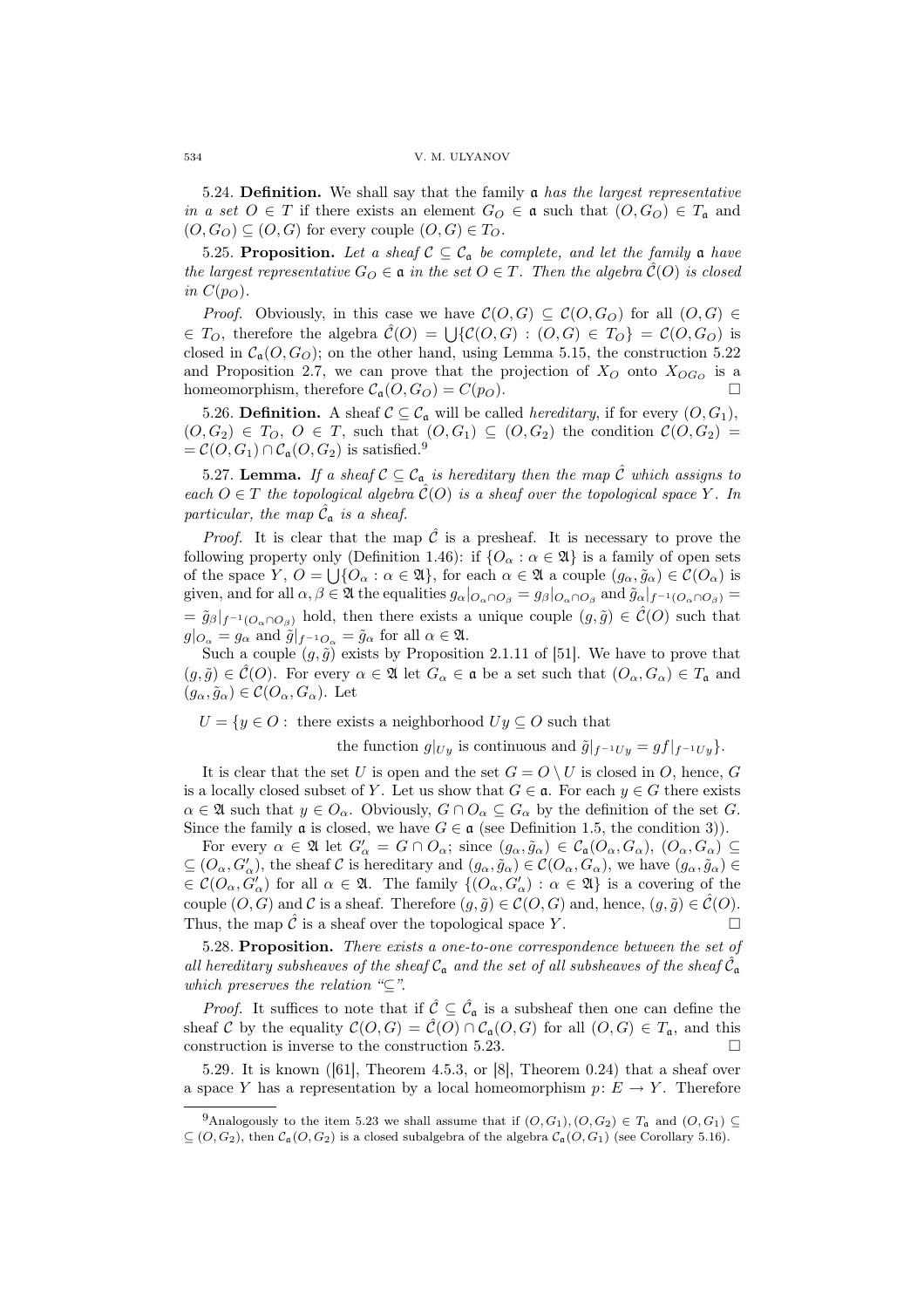5.24. **Definition.** We shall say that the family $\mathfrak{a}$ *has the largest representative in a set* $O \in T$ if there exists an element $G_O \in \mathfrak{a}$ such that $(O, G_O) \in T_\mathfrak{a}$ and $(O, G_O) \subseteq (O, G)$ for every couple $(O, G) \in T_O$.

5.25. **Proposition.** *Let a sheaf* $\mathcal{C} \subseteq \mathcal{C}_\mathfrak{a}$ *be complete, and let the family* $\mathfrak{a}$ *have the largest representative* $G_O \in \mathfrak{a}$ *in the set* $O \in T$. *Then the algebra* $\hat{\mathcal{C}}(O)$ *is closed in* $C(p_O)$.

*Proof.* Obviously, in this case we have $\mathcal{C}(O, G) \subseteq \mathcal{C}(O, G_O)$ for all $(O, G) \in T_O$, therefore the algebra $\hat{\mathcal{C}}(O) = \bigcup\{\mathcal{C}(O, G) : (O, G) \in T_O\} = \mathcal{C}(O, G_O)$ is closed in $\mathcal{C}_\mathfrak{a}(O, G_O)$; on the other hand, using Lemma 5.15, the construction 5.22 and Proposition 2.7, we can prove that the projection of $X_O$ onto $X_{OG_O}$ is a homeomorphism, therefore $\mathcal{C}_\mathfrak{a}(O, G_O) = C(p_O)$. $\square$

5.26. **Definition.** A sheaf $\mathcal{C} \subseteq \mathcal{C}_\mathfrak{a}$ will be called *hereditary*, if for every $(O, G_1)$, $(O, G_2) \in T_O$, $O \in T$, such that $(O, G_1) \subseteq (O, G_2)$ the condition $\mathcal{C}(O, G_2) = \mathcal{C}(O, G_1) \cap \mathcal{C}_\mathfrak{a}(O, G_2)$ is satisfied.[9]

5.27. **Lemma.** *If a sheaf* $\mathcal{C} \subseteq \mathcal{C}_\mathfrak{a}$ *is hereditary then the map* $\hat{\mathcal{C}}$ *which assigns to each* $O \in T$ *the topological algebra* $\hat{\mathcal{C}}(O)$ *is a sheaf over the topological space* $Y$. *In particular, the map* $\hat{\mathcal{C}}_\mathfrak{a}$ *is a sheaf.*

*Proof.* It is clear that the map $\hat{\mathcal{C}}$ is a presheaf. It is necessary to prove the following property only (Definition 1.46): if $\{O_\alpha : \alpha \in \mathfrak{A}\}$ is a family of open sets of the space $Y$, $O = \bigcup\{O_\alpha : \alpha \in \mathfrak{A}\}$, for each $\alpha \in \mathfrak{A}$ a couple $(g_\alpha, \tilde{g}_\alpha) \in \hat{\mathcal{C}}(O_\alpha)$ is given, and for all $\alpha, \beta \in \mathfrak{A}$ the equalities $g_\alpha|_{O_\alpha \cap O_\beta} = g_\beta|_{O_\alpha \cap O_\beta}$ and $\tilde{g}_\alpha|_{f^{-1}(O_\alpha \cap O_\beta)} = \tilde{g}_\beta|_{f^{-1}(O_\alpha \cap O_\beta)}$ hold, then there exists a unique couple $(g, \tilde{g}) \in \hat{\mathcal{C}}(O)$ such that $g|_{O_\alpha} = g_\alpha$ and $\tilde{g}|_{f^{-1}O_\alpha} = \tilde{g}_\alpha$ for all $\alpha \in \mathfrak{A}$.

Such a couple $(g, \tilde{g})$ exists by Proposition 2.1.11 of [51]. We have to prove that $(g, \tilde{g}) \in \hat{\mathcal{C}}(O)$. For every $\alpha \in \mathfrak{A}$ let $G_\alpha \in \mathfrak{a}$ be a set such that $(O_\alpha, G_\alpha) \in T_\mathfrak{a}$ and $(g_\alpha, \tilde{g}_\alpha) \in \mathcal{C}(O_\alpha, G_\alpha)$. Let

$$U = \{y \in O : \text{ there exists a neighborhood } Uy \subseteq O \text{ such that the function } g|_{Uy} \text{ is continuous and } \tilde{g}|_{f^{-1}Uy} = gf|_{f^{-1}Uy}\}.$$

It is clear that the set $U$ is open and the set $G = O \setminus U$ is closed in $O$, hence, $G$ is a locally closed subset of $Y$. Let us show that $G \in \mathfrak{a}$. For each $y \in G$ there exists $\alpha \in \mathfrak{A}$ such that $y \in O_\alpha$. Obviously, $G \cap O_\alpha \subseteq G_\alpha$ by the definition of the set $G$. Since the family $\mathfrak{a}$ is closed, we have $G \in \mathfrak{a}$ (see Definition 1.5, the condition 3)).

For every $\alpha \in \mathfrak{A}$ let $G'_\alpha = G \cap O_\alpha$; since $(g_\alpha, \tilde{g}_\alpha) \in \mathcal{C}_\mathfrak{a}(O_\alpha, G_\alpha)$, $(O_\alpha, G_\alpha) \subseteq (O_\alpha, G'_\alpha)$, the sheaf $\mathcal{C}$ is hereditary and $(g_\alpha, \tilde{g}_\alpha) \in \mathcal{C}(O_\alpha, G_\alpha)$, we have $(g_\alpha, \tilde{g}_\alpha) \in \mathcal{C}(O_\alpha, G'_\alpha)$ for all $\alpha \in \mathfrak{A}$. The family $\{(O_\alpha, G'_\alpha) : \alpha \in \mathfrak{A}\}$ is a covering of the couple $(O, G)$ and $\mathcal{C}$ is a sheaf. Therefore $(g, \tilde{g}) \in \mathcal{C}(O, G)$ and, hence, $(g, \tilde{g}) \in \hat{\mathcal{C}}(O)$. Thus, the map $\hat{\mathcal{C}}$ is a sheaf over the topological space $Y$. $\square$

5.28. **Proposition.** *There exists a one-to-one correspondence between the set of all hereditary subsheaves of the sheaf* $\mathcal{C}_\mathfrak{a}$ *and the set of all subsheaves of the sheaf* $\hat{\mathcal{C}}_\mathfrak{a}$ *which preserves the relation "*$\subseteq$*".*

*Proof.* It suffices to note that if $\hat{\mathcal{C}} \subseteq \hat{\mathcal{C}}_\mathfrak{a}$ is a subsheaf then one can define the sheaf $\mathcal{C}$ by the equality $\mathcal{C}(O, G) = \hat{\mathcal{C}}(O) \cap \mathcal{C}_\mathfrak{a}(O, G)$ for all $(O, G) \in T_\mathfrak{a}$, and this construction is inverse to the construction 5.23. $\square$

5.29. It is known ([61], Theorem 4.5.3, or [8], Theorem 0.24) that a sheaf over a space $Y$ has a representation by a local homeomorphism $p\colon E \to Y$. Therefore

---

[9] Analogously to the item 5.23 we shall assume that if $(O, G_1), (O, G_2) \in T_\mathfrak{a}$ and $(O, G_1) \subseteq (O, G_2)$, then $\mathcal{C}_\mathfrak{a}(O, G_2)$ is a closed subalgebra of the algebra $\mathcal{C}_\mathfrak{a}(O, G_1)$ (see Corollary 5.16).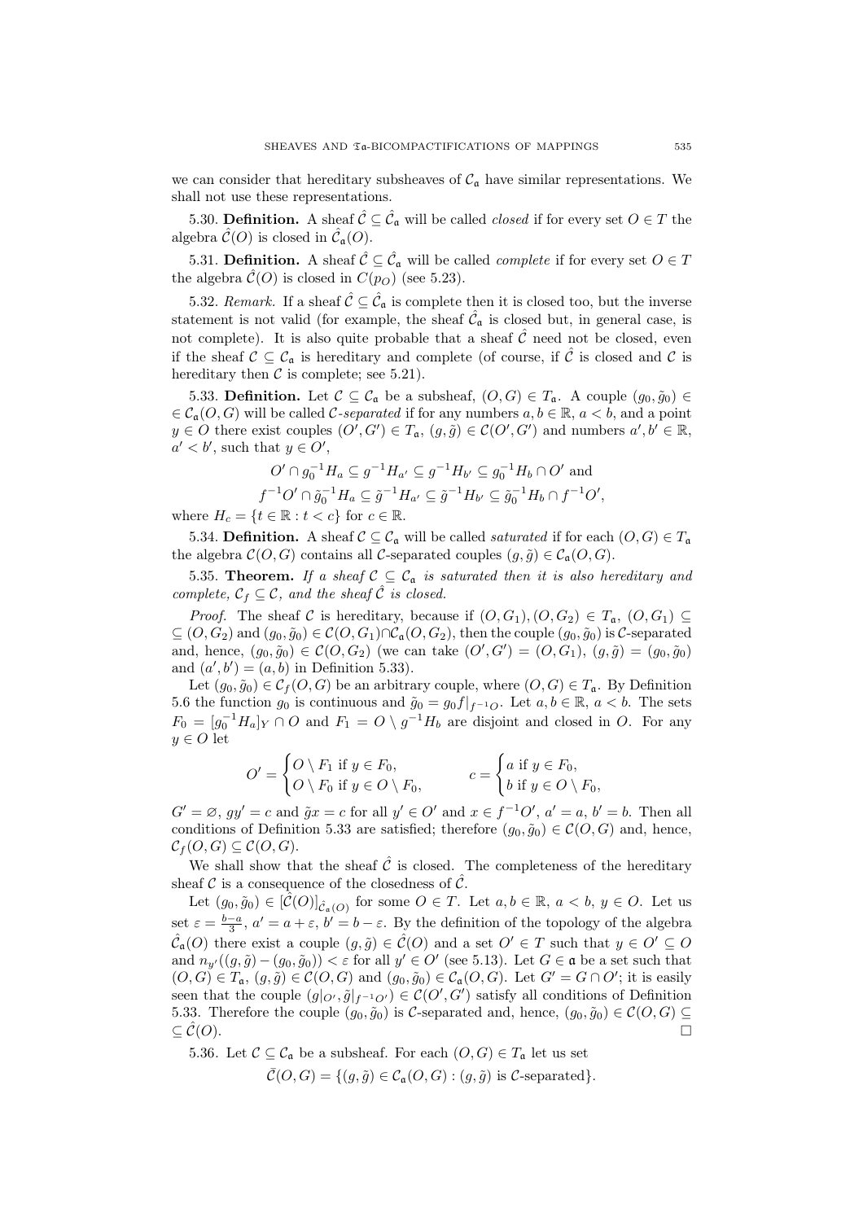we can consider that hereditary subsheaves of $\mathcal{C}_\mathfrak{a}$ have similar representations. We shall not use these representations.

5.30. **Definition.** A sheaf $\hat{\mathcal{C}} \subseteq \hat{\mathcal{C}}_\mathfrak{a}$ will be called *closed* if for every set $O \in T$ the algebra $\hat{\mathcal{C}}(O)$ is closed in $\hat{\mathcal{C}}_\mathfrak{a}(O)$.

5.31. **Definition.** A sheaf $\hat{\mathcal{C}} \subseteq \hat{\mathcal{C}}_\mathfrak{a}$ will be called *complete* if for every set $O \in T$ the algebra $\hat{\mathcal{C}}(O)$ is closed in $C(p_O)$ (see 5.23).

5.32. *Remark.* If a sheaf $\hat{\mathcal{C}} \subseteq \hat{\mathcal{C}}_\mathfrak{a}$ is complete then it is closed too, but the inverse statement is not valid (for example, the sheaf $\hat{\mathcal{C}}_\mathfrak{a}$ is closed but, in general case, is not complete). It is also quite probable that a sheaf $\hat{\mathcal{C}}$ need not be closed, even if the sheaf $\mathcal{C} \subseteq \mathcal{C}_\mathfrak{a}$ is hereditary and complete (of course, if $\hat{\mathcal{C}}$ is closed and $\mathcal{C}$ is hereditary then $\mathcal{C}$ is complete; see 5.21).

5.33. **Definition.** Let $\mathcal{C} \subseteq \mathcal{C}_\mathfrak{a}$ be a subsheaf, $(O, G) \in T_\mathfrak{a}$. A couple $(g_0, \tilde{g}_0) \in \mathcal{C}_\mathfrak{a}(O, G)$ will be called *$\mathcal{C}$-separated* if for any numbers $a, b \in \mathbb{R}$, $a < b$, and a point $y \in O$ there exist couples $(O', G') \in T_\mathfrak{a}$, $(g, \tilde{g}) \in \mathcal{C}(O', G')$ and numbers $a', b' \in \mathbb{R}$, $a' < b'$, such that $y \in O'$,

$$O' \cap g_0^{-1} H_a \subseteq g^{-1} H_{a'} \subseteq g^{-1} H_{b'} \subseteq g_0^{-1} H_b \cap O' \text{ and}$$
$$f^{-1}O' \cap \tilde{g}_0^{-1} H_a \subseteq \tilde{g}^{-1} H_{a'} \subseteq \tilde{g}^{-1} H_{b'} \subseteq \tilde{g}_0^{-1} H_b \cap f^{-1}O',$$

where $H_c = \{t \in \mathbb{R} : t < c\}$ for $c \in \mathbb{R}$.

5.34. **Definition.** A sheaf $\mathcal{C} \subseteq \mathcal{C}_\mathfrak{a}$ will be called *saturated* if for each $(O, G) \in T_\mathfrak{a}$ the algebra $\mathcal{C}(O, G)$ contains all $\mathcal{C}$-separated couples $(g, \tilde{g}) \in \mathcal{C}_\mathfrak{a}(O, G)$.

5.35. **Theorem.** *If a sheaf $\mathcal{C} \subseteq \mathcal{C}_\mathfrak{a}$ is saturated then it is also hereditary and complete, $\mathcal{C}_f \subseteq \mathcal{C}$, and the sheaf $\hat{\mathcal{C}}$ is closed.*

*Proof.* The sheaf $\mathcal{C}$ is hereditary, because if $(O, G_1), (O, G_2) \in T_\mathfrak{a}$, $(O, G_1) \subseteq (O, G_2)$ and $(g_0, \tilde{g}_0) \in \mathcal{C}(O, G_1) \cap \mathcal{C}_\mathfrak{a}(O, G_2)$, then the couple $(g_0, \tilde{g}_0)$ is $\mathcal{C}$-separated and, hence, $(g_0, \tilde{g}_0) \in \mathcal{C}(O, G_2)$ (we can take $(O', G') = (O, G_1)$, $(g, \tilde{g}) = (g_0, \tilde{g}_0)$ and $(a', b') = (a, b)$ in Definition 5.33).

Let $(g_0, \tilde{g}_0) \in \mathcal{C}_f(O, G)$ be an arbitrary couple, where $(O, G) \in T_\mathfrak{a}$. By Definition 5.6 the function $g_0$ is continuous and $\tilde{g}_0 = g_0 f|_{f^{-1}O}$. Let $a, b \in \mathbb{R}$, $a < b$. The sets $F_0 = [g_0^{-1} H_a]_Y \cap O$ and $F_1 = O \setminus g^{-1} H_b$ are disjoint and closed in $O$. For any $y \in O$ let

$$O' = \begin{cases} O \setminus F_1 \text{ if } y \in F_0, \\ O \setminus F_0 \text{ if } y \in O \setminus F_0, \end{cases} \qquad c = \begin{cases} a \text{ if } y \in F_0, \\ b \text{ if } y \in O \setminus F_0, \end{cases}$$

$G' = \varnothing$, $gy' = c$ and $\tilde{g}x = c$ for all $y' \in O'$ and $x \in f^{-1}O'$, $a' = a$, $b' = b$. Then all conditions of Definition 5.33 are satisfied; therefore $(g_0, \tilde{g}_0) \in \mathcal{C}(O, G)$ and, hence, $\mathcal{C}_f(O, G) \subseteq \mathcal{C}(O, G)$.

We shall show that the sheaf $\hat{\mathcal{C}}$ is closed. The completeness of the hereditary sheaf $\mathcal{C}$ is a consequence of the closedness of $\hat{\mathcal{C}}$.

Let $(g_0, \tilde{g}_0) \in [\hat{\mathcal{C}}(O)]_{\hat{\mathcal{C}}_\mathfrak{a}(O)}$ for some $O \in T$. Let $a, b \in \mathbb{R}$, $a < b$, $y \in O$. Let us set $\varepsilon = \frac{b-a}{3}$, $a' = a + \varepsilon$, $b' = b - \varepsilon$. By the definition of the topology of the algebra $\hat{\mathcal{C}}_\mathfrak{a}(O)$ there exist a couple $(g, \tilde{g}) \in \hat{\mathcal{C}}(O)$ and a set $O' \in T$ such that $y \in O' \subseteq O$ and $n_{y'}((g, \tilde{g}) - (g_0, \tilde{g}_0)) < \varepsilon$ for all $y' \in O'$ (see 5.13). Let $G \in \mathfrak{a}$ be a set such that $(O, G) \in T_\mathfrak{a}$, $(g, \tilde{g}) \in \mathcal{C}(O, G)$ and $(g_0, \tilde{g}_0) \in \mathcal{C}_\mathfrak{a}(O, G)$. Let $G' = G \cap O'$; it is easily seen that the couple $(g|_{O'}, \tilde{g}|_{f^{-1}O'}) \in \mathcal{C}(O', G')$ satisfy all conditions of Definition 5.33. Therefore the couple $(g_0, \tilde{g}_0)$ is $\mathcal{C}$-separated and, hence, $(g_0, \tilde{g}_0) \in \mathcal{C}(O, G) \subseteq \hat{\mathcal{C}}(O)$. $\square$

5.36. Let $\mathcal{C} \subseteq \mathcal{C}_\mathfrak{a}$ be a subsheaf. For each $(O, G) \in T_\mathfrak{a}$ let us set

$$\bar{\mathcal{C}}(O, G) = \{(g, \tilde{g}) \in \mathcal{C}_\mathfrak{a}(O, G) : (g, \tilde{g}) \text{ is } \mathcal{C}\text{-separated}\}.$$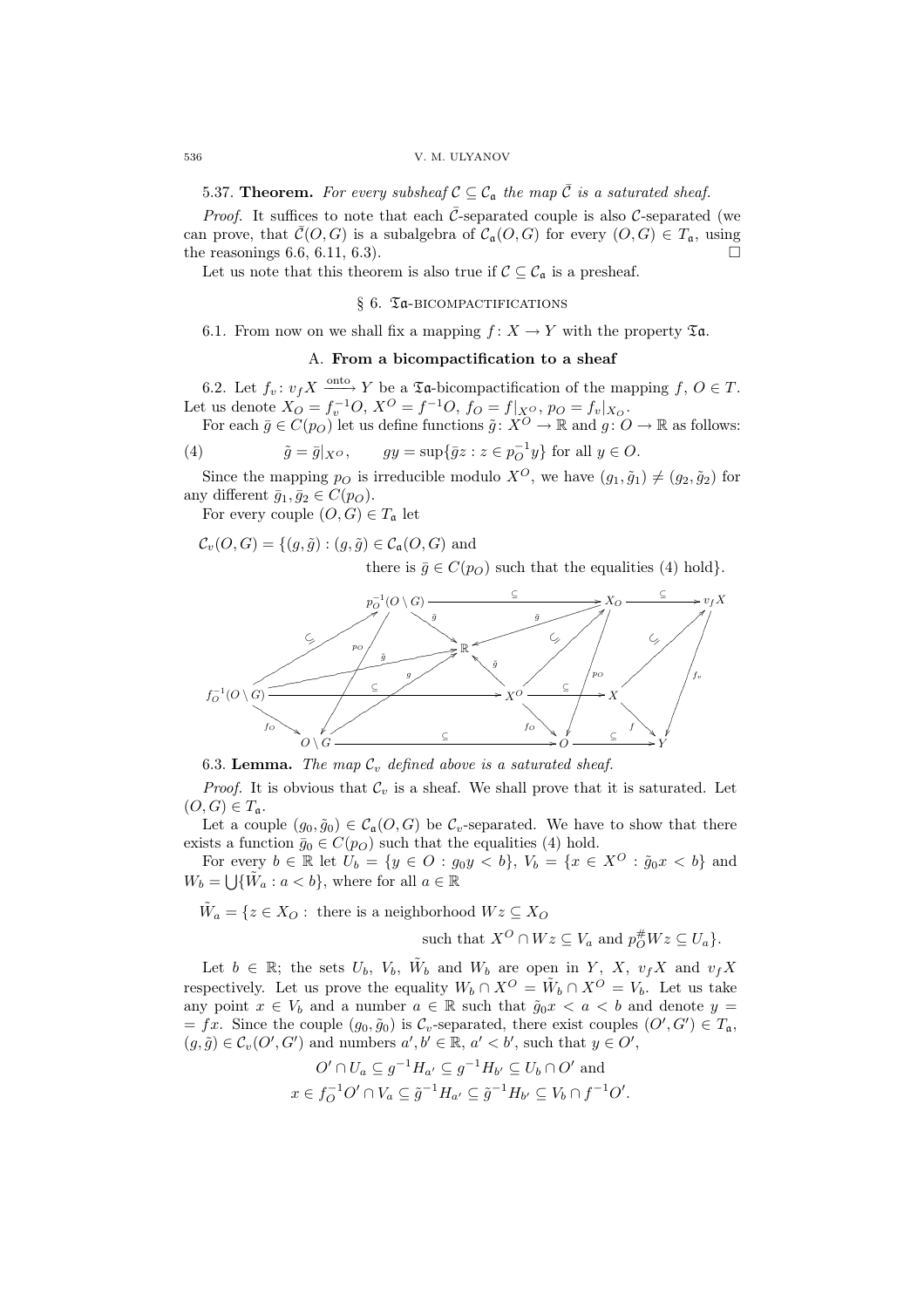5.37. **Theorem.** *For every subsheaf $\mathcal{C} \subseteq \mathcal{C}_{\mathfrak{a}}$ the map $\bar{\mathcal{C}}$ is a saturated sheaf.*

*Proof.* It suffices to note that each $\bar{\mathcal{C}}$-separated couple is also $\mathcal{C}$-separated (we can prove, that $\bar{\mathcal{C}}(O,G)$ is a subalgebra of $\mathcal{C}_{\mathfrak{a}}(O,G)$ for every $(O,G) \in T_{\mathfrak{a}}$, using the reasonings 6.6, 6.11, 6.3). □

Let us note that this theorem is also true if $\mathcal{C} \subseteq \mathcal{C}_{\mathfrak{a}}$ is a presheaf.

## § 6. $\mathfrak{Ta}$-bicompactifications

6.1. From now on we shall fix a mapping $f\colon X \to Y$ with the property $\mathfrak{Ta}$.

### A. From a bicompactification to a sheaf

6.2. Let $f_v\colon v_f X \xrightarrow{\text{onto}} Y$ be a $\mathfrak{Ta}$-bicompactification of the mapping $f$, $O \in T$. Let us denote $X_O = f_v^{-1}O$, $X^O = f^{-1}O$, $f_O = f|_{X^O}$, $p_O = f_v|_{X_O}$.

For each $\bar{g} \in C(p_O)$ let us define functions $\tilde{g}\colon X^O \to \mathbb{R}$ and $g\colon O \to \mathbb{R}$ as follows:

$$\tilde{g} = \bar{g}|_{X^O}, \qquad gy = \sup\{\bar{g}z : z \in p_O^{-1}y\} \text{ for all } y \in O. \tag{4}$$

Since the mapping $p_O$ is irreducible modulo $X^O$, we have $(g_1, \tilde{g}_1) \neq (g_2, \tilde{g}_2)$ for any different $\bar{g}_1, \bar{g}_2 \in C(p_O)$.

For every couple $(O,G) \in T_{\mathfrak{a}}$ let

$\mathcal{C}_v(O,G) = \{(g,\tilde{g}) : (g,\tilde{g}) \in \mathcal{C}_{\mathfrak{a}}(O,G)$ and

there is $\bar{g} \in C(p_O)$ such that the equalities (4) hold$\}$.

6.3. **Lemma.** *The map $\mathcal{C}_v$ defined above is a saturated sheaf.*

*Proof.* It is obvious that $\mathcal{C}_v$ is a sheaf. We shall prove that it is saturated. Let $(O,G) \in T_{\mathfrak{a}}$.

Let a couple $(g_0, \tilde{g}_0) \in \mathcal{C}_{\mathfrak{a}}(O,G)$ be $\mathcal{C}_v$-separated. We have to show that there exists a function $\bar{g}_0 \in C(p_O)$ such that the equalities (4) hold.

For every $b \in \mathbb{R}$ let $U_b = \{y \in O : g_0 y < b\}$, $V_b = \{x \in X^O : \tilde{g}_0 x < b\}$ and $W_b = \bigcup\{\tilde{W}_a : a < b\}$, where for all $a \in \mathbb{R}$

$\tilde{W}_a = \{z \in X_O :$ there is a neighborhood $Wz \subseteq X_O$

such that $X^O \cap Wz \subseteq V_a$ and $p_O^{\#} Wz \subseteq U_a\}$.

Let $b \in \mathbb{R}$; the sets $U_b$, $V_b$, $\tilde{W}_b$ and $W_b$ are open in $Y$, $X$, $v_f X$ and $v_f X$ respectively. Let us prove the equality $W_b \cap X^O = \tilde{W}_b \cap X^O = V_b$. Let us take any point $x \in V_b$ and a number $a \in \mathbb{R}$ such that $\tilde{g}_0 x < a < b$ and denote $y = fx$. Since the couple $(g_0, \tilde{g}_0)$ is $\mathcal{C}_v$-separated, there exist couples $(O', G') \in T_{\mathfrak{a}}$, $(g, \tilde{g}) \in \mathcal{C}_v(O', G')$ and numbers $a', b' \in \mathbb{R}$, $a' < b'$, such that $y \in O'$,

$$O' \cap U_a \subseteq g^{-1}H_{a'} \subseteq g^{-1}H_{b'} \subseteq U_b \cap O' \text{ and}$$
$$x \in f_O^{-1}O' \cap V_a \subseteq \tilde{g}^{-1}H_{a'} \subseteq \tilde{g}^{-1}H_{b'} \subseteq V_b \cap f^{-1}O'.$$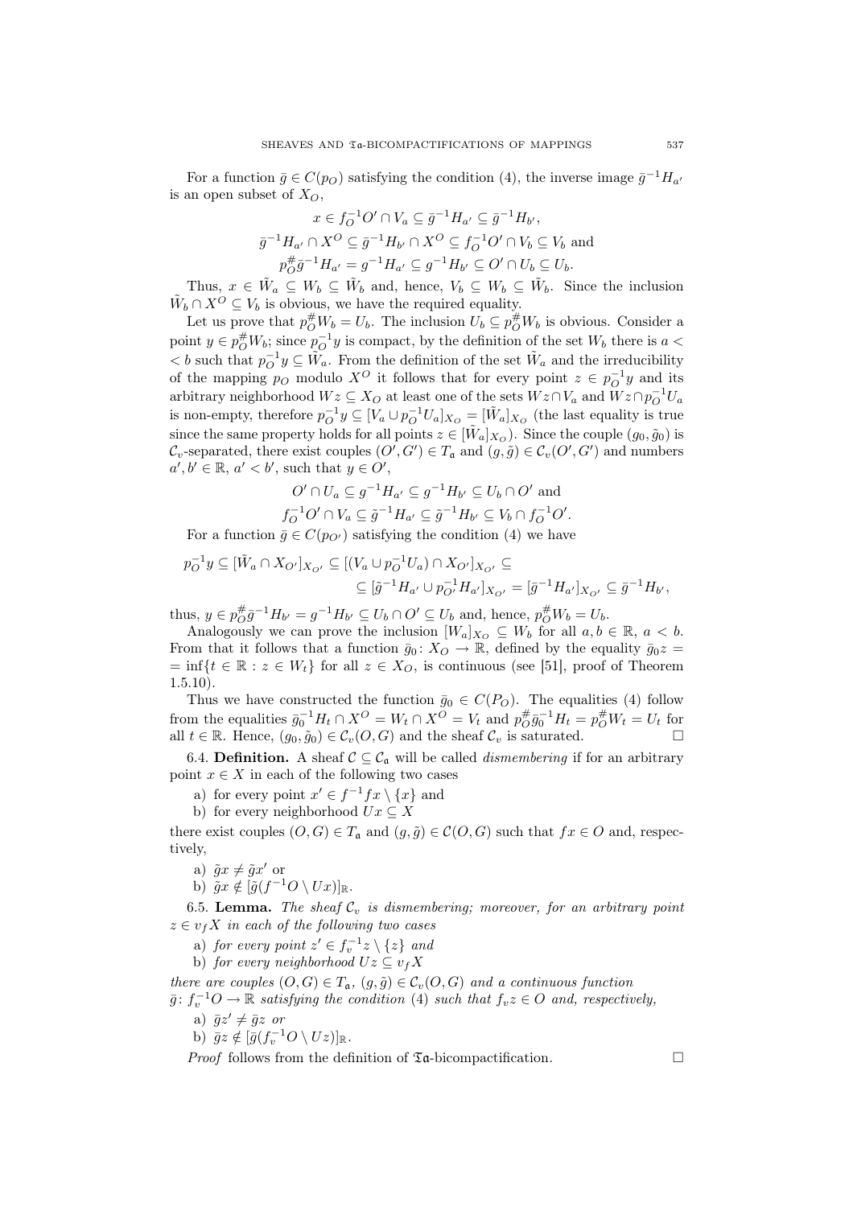For a function $\bar{g} \in C(p_O)$ satisfying the condition (4), the inverse image $\bar{g}^{-1}H_{a'}$ is an open subset of $X_O$,

$$x \in f_O^{-1}O' \cap V_a \subseteq \bar{g}^{-1}H_{a'} \subseteq \bar{g}^{-1}H_{b'},$$
$$\bar{g}^{-1}H_{a'} \cap X^O \subseteq \bar{g}^{-1}H_{b'} \cap X^O \subseteq f_O^{-1}O' \cap V_b \subseteq V_b \text{ and}$$
$$p_O^{\#}\bar{g}^{-1}H_{a'} = g^{-1}H_{a'} \subseteq g^{-1}H_{b'} \subseteq O' \cap U_b \subseteq U_b.$$

Thus, $x \in \tilde{W}_a \subseteq W_b \subseteq \tilde{W}_b$ and, hence, $V_b \subseteq W_b \subseteq \tilde{W}_b$. Since the inclusion $\tilde{W}_b \cap X^O \subseteq V_b$ is obvious, we have the required equality.

Let us prove that $p_O^{\#}W_b = U_b$. The inclusion $U_b \subseteq p_O^{\#}W_b$ is obvious. Consider a point $y \in p_O^{\#}W_b$; since $p_O^{-1}y$ is compact, by the definition of the set $W_b$ there is $a < b$ such that $p_O^{-1}y \subseteq \tilde{W}_a$. From the definition of the set $\tilde{W}_a$ and the irreducibility of the mapping $p_O$ modulo $X^O$ it follows that for every point $z \in p_O^{-1}y$ and its arbitrary neighborhood $Wz \subseteq X_O$ at least one of the sets $Wz \cap V_a$ and $Wz \cap p_O^{-1}U_a$ is non-empty, therefore $p_O^{-1}y \subseteq [V_a \cup p_O^{-1}U_a]_{X_O} = [\tilde{W}_a]_{X_O}$ (the last equality is true since the same property holds for all points $z \in [\tilde{W}_a]_{X_O}$). Since the couple $(g_0, \tilde{g}_0)$ is $\mathcal{C}_v$-separated, there exist couples $(O', G') \in T_{\mathfrak{a}}$ and $(g, \tilde{g}) \in \mathcal{C}_v(O', G')$ and numbers $a', b' \in \mathbb{R}$, $a' < b'$, such that $y \in O'$,

$$O' \cap U_a \subseteq g^{-1}H_{a'} \subseteq g^{-1}H_{b'} \subseteq U_b \cap O' \text{ and}$$
$$f_O^{-1}O' \cap V_a \subseteq \tilde{g}^{-1}H_{a'} \subseteq \tilde{g}^{-1}H_{b'} \subseteq V_b \cap f_O^{-1}O'.$$

For a function $\bar{g} \in C(p_{O'})$ satisfying the condition (4) we have

$$\begin{aligned} p_O^{-1}y \subseteq [\tilde{W}_a \cap X_{O'}]_{X_{O'}} &\subseteq [(V_a \cup p_O^{-1}U_a) \cap X_{O'}]_{X_{O'}} \subseteq \\ &\subseteq [\tilde{g}^{-1}H_{a'} \cup p_{O'}^{-1}H_{a'}]_{X_{O'}} = [\bar{g}^{-1}H_{a'}]_{X_{O'}} \subseteq \bar{g}^{-1}H_{b'}, \end{aligned}$$

thus, $y \in p_O^{\#}\bar{g}^{-1}H_{b'} = g^{-1}H_{b'} \subseteq U_b \cap O' \subseteq U_b$ and, hence, $p_O^{\#}W_b = U_b$.

Analogously we can prove the inclusion $[W_a]_{X_O} \subseteq W_b$ for all $a, b \in \mathbb{R}$, $a < b$. From that it follows that a function $\bar{g}_0 \colon X_O \to \mathbb{R}$, defined by the equality $\bar{g}_0 z = \inf\{t \in \mathbb{R} : z \in W_t\}$ for all $z \in X_O$, is continuous (see [51], proof of Theorem 1.5.10).

Thus we have constructed the function $\bar{g}_0 \in C(P_O)$. The equalities (4) follow from the equalities $\bar{g}_0^{-1}H_t \cap X^O = W_t \cap X^O = V_t$ and $p_O^{\#}\bar{g}_0^{-1}H_t = p_O^{\#}W_t = U_t$ for all $t \in \mathbb{R}$. Hence, $(g_0, \tilde{g}_0) \in \mathcal{C}_v(O, G)$ and the sheaf $\mathcal{C}_v$ is saturated. $\square$

6.4. **Definition.** A sheaf $\mathcal{C} \subseteq \mathcal{C}_{\mathfrak{a}}$ will be called *dismembering* if for an arbitrary point $x \in X$ in each of the following two cases

a) for every point $x' \in f^{-1}fx \setminus \{x\}$ and

b) for every neighborhood $Ux \subseteq X$

there exist couples $(O, G) \in T_{\mathfrak{a}}$ and $(g, \tilde{g}) \in \mathcal{C}(O, G)$ such that $fx \in O$ and, respectively,

a) $\tilde{g}x \neq \tilde{g}x'$ or

b) $\tilde{g}x \notin [\tilde{g}(f^{-1}O \setminus Ux)]_{\mathbb{R}}$.

6.5. **Lemma.** *The sheaf $\mathcal{C}_v$ is dismembering; moreover, for an arbitrary point $z \in v_f X$ in each of the following two cases*

a) *for every point $z' \in f_v^{-1}z \setminus \{z\}$ and*

b) *for every neighborhood $Uz \subseteq v_f X$*

*there are couples $(O, G) \in T_{\mathfrak{a}}$, $(g, \tilde{g}) \in \mathcal{C}_v(O, G)$ and a continuous function $\bar{g} \colon f_v^{-1}O \to \mathbb{R}$ satisfying the condition (4) such that $f_v z \in O$ and, respectively,*

a) $\bar{g}z' \neq \bar{g}z$ *or*

b) $\bar{g}z \notin [\bar{g}(f_v^{-1}O \setminus Uz)]_{\mathbb{R}}$.

*Proof* follows from the definition of $\mathfrak{Ta}$-bicompactification. $\square$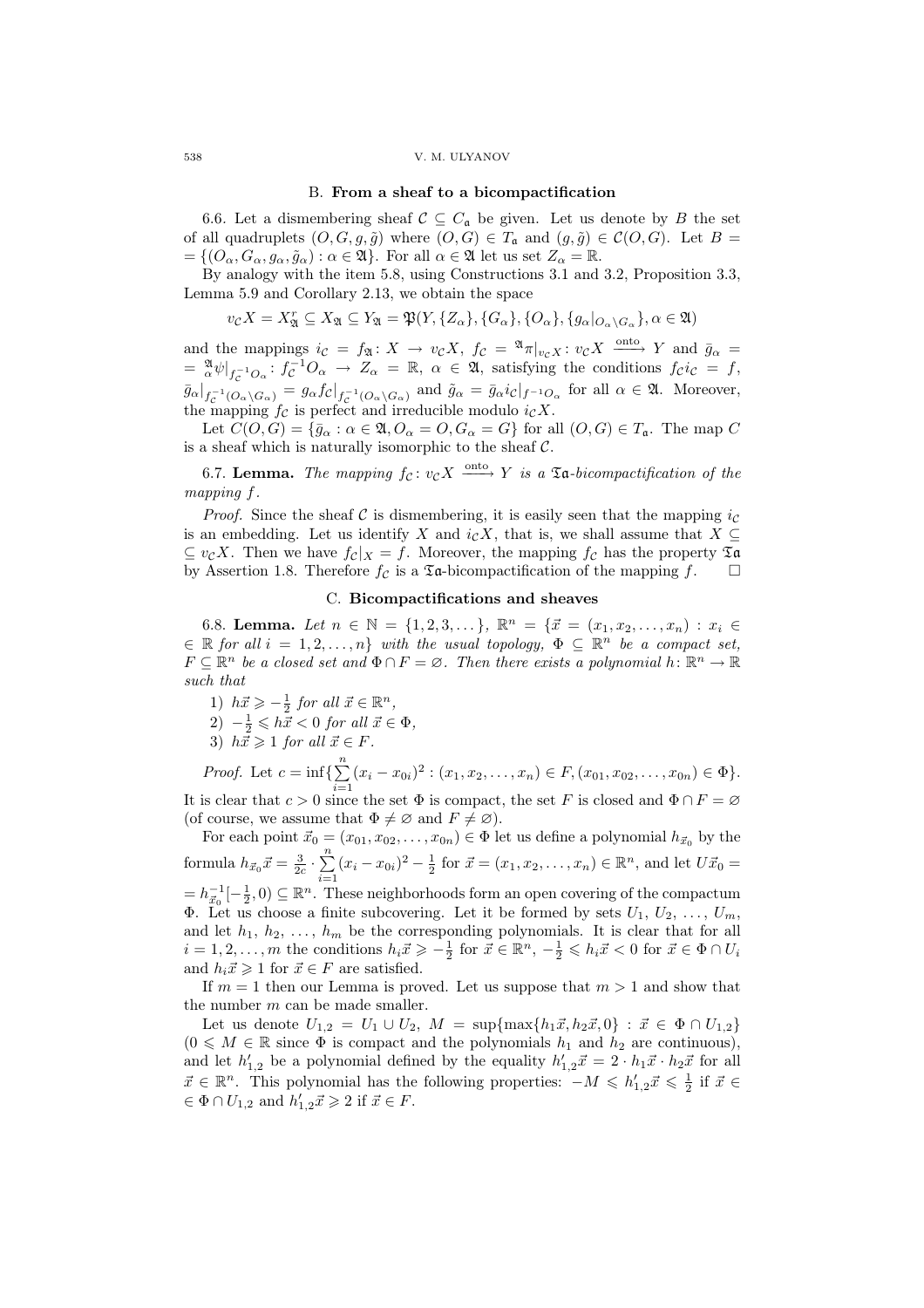### B. From a sheaf to a bicompactification

6.6. Let a dismembering sheaf $\mathcal{C} \subseteq C_{\mathfrak{a}}$ be given. Let us denote by $B$ the set of all quadruplets $(O, G, g, \tilde{g})$ where $(O, G) \in T_{\mathfrak{a}}$ and $(g, \tilde{g}) \in \mathcal{C}(O, G)$. Let $B = \{(O_\alpha, G_\alpha, g_\alpha, \tilde{g}_\alpha) : \alpha \in \mathfrak{A}\}$. For all $\alpha \in \mathfrak{A}$ let us set $Z_\alpha = \mathbb{R}$.

By analogy with the item 5.8, using Constructions 3.1 and 3.2, Proposition 3.3, Lemma 5.9 and Corollary 2.13, we obtain the space

$$v_{\mathcal{C}}X = X^r_{\mathfrak{A}} \subseteq X_{\mathfrak{A}} \subseteq Y_{\mathfrak{A}} = \mathfrak{P}(Y, \{Z_\alpha\}, \{G_\alpha\}, \{O_\alpha\}, \{g_\alpha|_{O_\alpha \setminus G_\alpha}\}, \alpha \in \mathfrak{A})$$

and the mappings $i_{\mathcal{C}} = f_{\mathfrak{A}} : X \to v_{\mathcal{C}}X$, $f_{\mathcal{C}} = {}^{\mathfrak{A}}\pi|_{v_{\mathcal{C}}X} : v_{\mathcal{C}}X \xrightarrow{\text{onto}} Y$ and $\bar{g}_\alpha = {}^{\mathfrak{A}}_{\alpha}\psi|_{f_{\mathcal{C}}^{-1}O_\alpha} : f_{\mathcal{C}}^{-1}O_\alpha \to Z_\alpha = \mathbb{R}$, $\alpha \in \mathfrak{A}$, satisfying the conditions $f_{\mathcal{C}} i_{\mathcal{C}} = f$, $\bar{g}_\alpha|_{f_{\mathcal{C}}^{-1}(O_\alpha \setminus G_\alpha)} = g_\alpha f_{\mathcal{C}}|_{f_{\mathcal{C}}^{-1}(O_\alpha \setminus G_\alpha)}$ and $\tilde{g}_\alpha = \bar{g}_\alpha i_{\mathcal{C}}|_{f^{-1}O_\alpha}$ for all $\alpha \in \mathfrak{A}$. Moreover, the mapping $f_{\mathcal{C}}$ is perfect and irreducible modulo $i_{\mathcal{C}}X$.

Let $C(O, G) = \{\bar{g}_\alpha : \alpha \in \mathfrak{A}, O_\alpha = O, G_\alpha = G\}$ for all $(O, G) \in T_{\mathfrak{a}}$. The map $C$ is a sheaf which is naturally isomorphic to the sheaf $\mathcal{C}$.

6.7. **Lemma.** *The mapping $f_{\mathcal{C}} : v_{\mathcal{C}}X \xrightarrow{\text{onto}} Y$ is a $\mathfrak{T}\mathfrak{a}$-bicompactification of the mapping $f$.*

*Proof.* Since the sheaf $\mathcal{C}$ is dismembering, it is easily seen that the mapping $i_{\mathcal{C}}$ is an embedding. Let us identify $X$ and $i_{\mathcal{C}}X$, that is, we shall assume that $X \subseteq v_{\mathcal{C}}X$. Then we have $f_{\mathcal{C}}|_X = f$. Moreover, the mapping $f_{\mathcal{C}}$ has the property $\mathfrak{T}\mathfrak{a}$ by Assertion 1.8. Therefore $f_{\mathcal{C}}$ is a $\mathfrak{T}\mathfrak{a}$-bicompactification of the mapping $f$. $\square$

### C. Bicompactifications and sheaves

6.8. **Lemma.** *Let $n \in \mathbb{N} = \{1, 2, 3, \dots\}$, $\mathbb{R}^n = \{\vec{x} = (x_1, x_2, \dots, x_n) : x_i \in \mathbb{R}$ for all $i = 1, 2, \dots, n\}$ with the usual topology, $\Phi \subseteq \mathbb{R}^n$ be a compact set, $F \subseteq \mathbb{R}^n$ be a closed set and $\Phi \cap F = \varnothing$. Then there exists a polynomial $h : \mathbb{R}^n \to \mathbb{R}$ such that*

1) *$h\vec{x} \geqslant -\frac{1}{2}$ for all $\vec{x} \in \mathbb{R}^n$,*
2) *$-\frac{1}{2} \leqslant h\vec{x} < 0$ for all $\vec{x} \in \Phi$,*
3) *$h\vec{x} \geqslant 1$ for all $\vec{x} \in F$.*

*Proof.* Let $c = \inf\{\sum_{i=1}^{n}(x_i - x_{0i})^2 : (x_1, x_2, \dots, x_n) \in F, (x_{01}, x_{02}, \dots, x_{0n}) \in \Phi\}$. It is clear that $c > 0$ since the set $\Phi$ is compact, the set $F$ is closed and $\Phi \cap F = \varnothing$ (of course, we assume that $\Phi \neq \varnothing$ and $F \neq \varnothing$).

For each point $\vec{x}_0 = (x_{01}, x_{02}, \dots, x_{0n}) \in \Phi$ let us define a polynomial $h_{\vec{x}_0}$ by the formula $h_{\vec{x}_0}\vec{x} = \frac{3}{2c} \cdot \sum_{i=1}^{n}(x_i - x_{0i})^2 - \frac{1}{2}$ for $\vec{x} = (x_1, x_2, \dots, x_n) \in \mathbb{R}^n$, and let $U\vec{x}_0 = h_{\vec{x}_0}^{-1}[-\frac{1}{2}, 0) \subseteq \mathbb{R}^n$. These neighborhoods form an open covering of the compactum $\Phi$. Let us choose a finite subcovering. Let it be formed by sets $U_1, U_2, \dots, U_m$, and let $h_1, h_2, \dots, h_m$ be the corresponding polynomials. It is clear that for all $i = 1, 2, \dots, m$ the conditions $h_i\vec{x} \geqslant -\frac{1}{2}$ for $\vec{x} \in \mathbb{R}^n$, $-\frac{1}{2} \leqslant h_i\vec{x} < 0$ for $\vec{x} \in \Phi \cap U_i$ and $h_i\vec{x} \geqslant 1$ for $\vec{x} \in F$ are satisfied.

If $m = 1$ then our Lemma is proved. Let us suppose that $m > 1$ and show that the number $m$ can be made smaller.

Let us denote $U_{1,2} = U_1 \cup U_2$, $M = \sup\{\max\{h_1\vec{x}, h_2\vec{x}, 0\} : \vec{x} \in \Phi \cap U_{1,2}\}$ ($0 \leqslant M \in \mathbb{R}$ since $\Phi$ is compact and the polynomials $h_1$ and $h_2$ are continuous), and let $h'_{1,2}$ be a polynomial defined by the equality $h'_{1,2}\vec{x} = 2 \cdot h_1\vec{x} \cdot h_2\vec{x}$ for all $\vec{x} \in \mathbb{R}^n$. This polynomial has the following properties: $-M \leqslant h'_{1,2}\vec{x} \leqslant \frac{1}{2}$ if $\vec{x} \in \Phi \cap U_{1,2}$ and $h'_{1,2}\vec{x} \geqslant 2$ if $\vec{x} \in F$.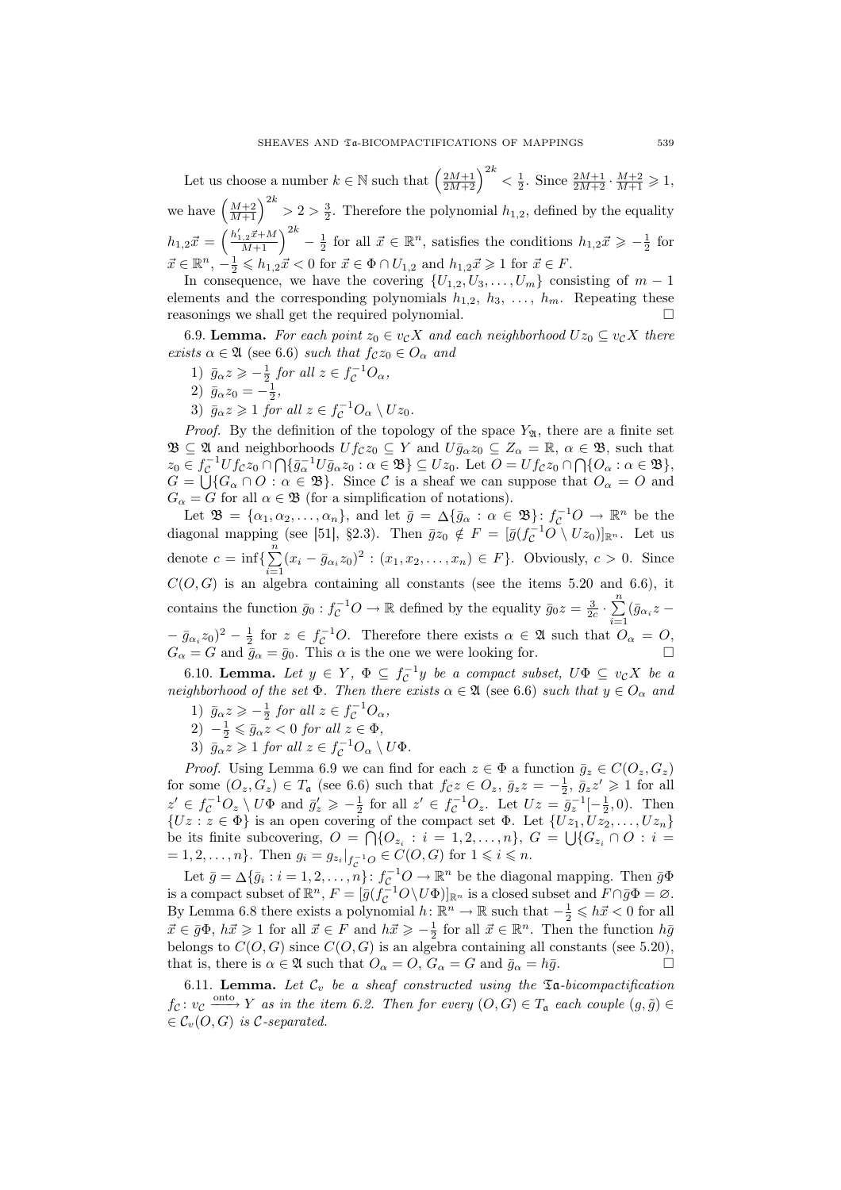Let us choose a number $k \in \mathbb{N}$ such that $\left(\frac{2M+1}{2M+2}\right)^{2k} < \frac{1}{2}$. Since $\frac{2M+1}{2M+2} \cdot \frac{M+2}{M+1} \geqslant 1$, we have $\left(\frac{M+2}{M+1}\right)^{2k} > 2 > \frac{3}{2}$. Therefore the polynomial $h_{1,2}$, defined by the equality $h_{1,2}\vec{x} = \left(\frac{h'_{1,2}\vec{x}+M}{M+1}\right)^{2k} - \frac{1}{2}$ for all $\vec{x} \in \mathbb{R}^n$, satisfies the conditions $h_{1,2}\vec{x} \geqslant -\frac{1}{2}$ for $\vec{x} \in \mathbb{R}^n$, $-\frac{1}{2} \leqslant h_{1,2}\vec{x} < 0$ for $\vec{x} \in \Phi \cap U_{1,2}$ and $h_{1,2}\vec{x} \geqslant 1$ for $\vec{x} \in F$.

In consequence, we have the covering $\{U_{1,2}, U_3, \ldots, U_m\}$ consisting of $m-1$ elements and the corresponding polynomials $h_{1,2}$, $h_3$, $\ldots$, $h_m$. Repeating these reasonings we shall get the required polynomial. $\square$

6.9. **Lemma.** *For each point $z_0 \in v_{\mathcal{C}}X$ and each neighborhood $Uz_0 \subseteq v_{\mathcal{C}}X$ there exists $\alpha \in \mathfrak{A}$ (see 6.6) such that $f_{\mathcal{C}}z_0 \in O_\alpha$ and*

1) *$\bar{g}_\alpha z \geqslant -\frac{1}{2}$ for all $z \in f_{\mathcal{C}}^{-1}O_\alpha$,*
2) *$\bar{g}_\alpha z_0 = -\frac{1}{2}$,*
3) *$\bar{g}_\alpha z \geqslant 1$ for all $z \in f_{\mathcal{C}}^{-1}O_\alpha \setminus Uz_0$.*

*Proof.* By the definition of the topology of the space $Y_{\mathfrak{A}}$, there are a finite set $\mathfrak{B} \subseteq \mathfrak{A}$ and neighborhoods $Uf_{\mathcal{C}}z_0 \subseteq Y$ and $U\bar{g}_\alpha z_0 \subseteq Z_\alpha = \mathbb{R}$, $\alpha \in \mathfrak{B}$, such that $z_0 \in f_{\mathcal{C}}^{-1}Uf_{\mathcal{C}}z_0 \cap \bigcap\{\bar{g}_\alpha^{-1}U\bar{g}_\alpha z_0 : \alpha \in \mathfrak{B}\} \subseteq Uz_0$. Let $O = Uf_{\mathcal{C}}z_0 \cap \bigcap\{O_\alpha : \alpha \in \mathfrak{B}\}$, $G = \bigcup\{G_\alpha \cap O : \alpha \in \mathfrak{B}\}$. Since $\mathcal{C}$ is a sheaf we can suppose that $O_\alpha = O$ and $G_\alpha = G$ for all $\alpha \in \mathfrak{B}$ (for a simplification of notations).

Let $\mathfrak{B} = \{\alpha_1, \alpha_2, \ldots, \alpha_n\}$, and let $\bar{g} = \Delta\{\bar{g}_\alpha : \alpha \in \mathfrak{B}\} \colon f_{\mathcal{C}}^{-1}O \to \mathbb{R}^n$ be the diagonal mapping (see [51], §2.3). Then $\bar{g}z_0 \notin F = [\bar{g}(f_{\mathcal{C}}^{-1}O \setminus Uz_0)]_{\mathbb{R}^n}$. Let us denote $c = \inf\{\sum_{i=1}^{n}(x_i - \bar{g}_{\alpha_i}z_0)^2 : (x_1, x_2, \ldots, x_n) \in F\}$. Obviously, $c > 0$. Since $C(O, G)$ is an algebra containing all constants (see the items 5.20 and 6.6), it contains the function $\bar{g}_0 : f_{\mathcal{C}}^{-1}O \to \mathbb{R}$ defined by the equality $\bar{g}_0 z = \frac{3}{2c} \cdot \sum_{i=1}^{n}(\bar{g}_{\alpha_i}z - \bar{g}_{\alpha_i}z_0)^2 - \frac{1}{2}$ for $z \in f_{\mathcal{C}}^{-1}O$. Therefore there exists $\alpha \in \mathfrak{A}$ such that $O_\alpha = O$, $G_\alpha = G$ and $\bar{g}_\alpha = \bar{g}_0$. This $\alpha$ is the one we were looking for. $\square$

6.10. **Lemma.** *Let $y \in Y$, $\Phi \subseteq f_{\mathcal{C}}^{-1}y$ be a compact subset, $U\Phi \subseteq v_{\mathcal{C}}X$ be a neighborhood of the set $\Phi$. Then there exists $\alpha \in \mathfrak{A}$ (see 6.6) such that $y \in O_\alpha$ and*

1) *$\bar{g}_\alpha z \geqslant -\frac{1}{2}$ for all $z \in f_{\mathcal{C}}^{-1}O_\alpha$,*
2) *$-\frac{1}{2} \leqslant \bar{g}_\alpha z < 0$ for all $z \in \Phi$,*
3) *$\bar{g}_\alpha z \geqslant 1$ for all $z \in f_{\mathcal{C}}^{-1}O_\alpha \setminus U\Phi$.*

*Proof.* Using Lemma 6.9 we can find for each $z \in \Phi$ a function $\bar{g}_z \in C(O_z, G_z)$ for some $(O_z, G_z) \in T_{\mathfrak{a}}$ (see 6.6) such that $f_{\mathcal{C}}z \in O_z$, $\bar{g}_z z = -\frac{1}{2}$, $\bar{g}_z z' \geqslant 1$ for all $z' \in f_{\mathcal{C}}^{-1}O_z \setminus U\Phi$ and $\bar{g}'_z \geqslant -\frac{1}{2}$ for all $z' \in f_{\mathcal{C}}^{-1}O_z$. Let $Uz = \bar{g}_z^{-1}[-\frac{1}{2}, 0)$. Then $\{Uz : z \in \Phi\}$ is an open covering of the compact set $\Phi$. Let $\{Uz_1, Uz_2, \ldots, Uz_n\}$ be its finite subcovering, $O = \bigcap\{O_{z_i} : i = 1, 2, \ldots, n\}$, $G = \bigcup\{G_{z_i} \cap O : i = 1, 2, \ldots, n\}$. Then $g_i = g_{z_i}|_{f_{\mathcal{C}}^{-1}O} \in C(O, G)$ for $1 \leqslant i \leqslant n$.

Let $\bar{g} = \Delta\{\bar{g}_i : i = 1, 2, \ldots, n\} \colon f_{\mathcal{C}}^{-1}O \to \mathbb{R}^n$ be the diagonal mapping. Then $\bar{g}\Phi$ is a compact subset of $\mathbb{R}^n$, $F = [\bar{g}(f_{\mathcal{C}}^{-1}O \setminus U\Phi)]_{\mathbb{R}^n}$ is a closed subset and $F \cap \bar{g}\Phi = \varnothing$. By Lemma 6.8 there exists a polynomial $h \colon \mathbb{R}^n \to \mathbb{R}$ such that $-\frac{1}{2} \leqslant h\vec{x} < 0$ for all $\vec{x} \in \bar{g}\Phi$, $h\vec{x} \geqslant 1$ for all $\vec{x} \in F$ and $h\vec{x} \geqslant -\frac{1}{2}$ for all $\vec{x} \in \mathbb{R}^n$. Then the function $h\bar{g}$ belongs to $C(O, G)$ since $C(O, G)$ is an algebra containing all constants (see 5.20), that is, there is $\alpha \in \mathfrak{A}$ such that $O_\alpha = O$, $G_\alpha = G$ and $\bar{g}_\alpha = h\bar{g}$. $\square$

6.11. **Lemma.** *Let $\mathcal{C}_v$ be a sheaf constructed using the $\mathfrak{Ta}$-bicompactification $f_{\mathcal{C}} \colon v_{\mathcal{C}} \xrightarrow{\text{onto}} Y$ as in the item 6.2. Then for every $(O, G) \in T_{\mathfrak{a}}$ each couple $(g, \tilde{g}) \in \mathcal{C}_v(O, G)$ is $\mathcal{C}$-separated.*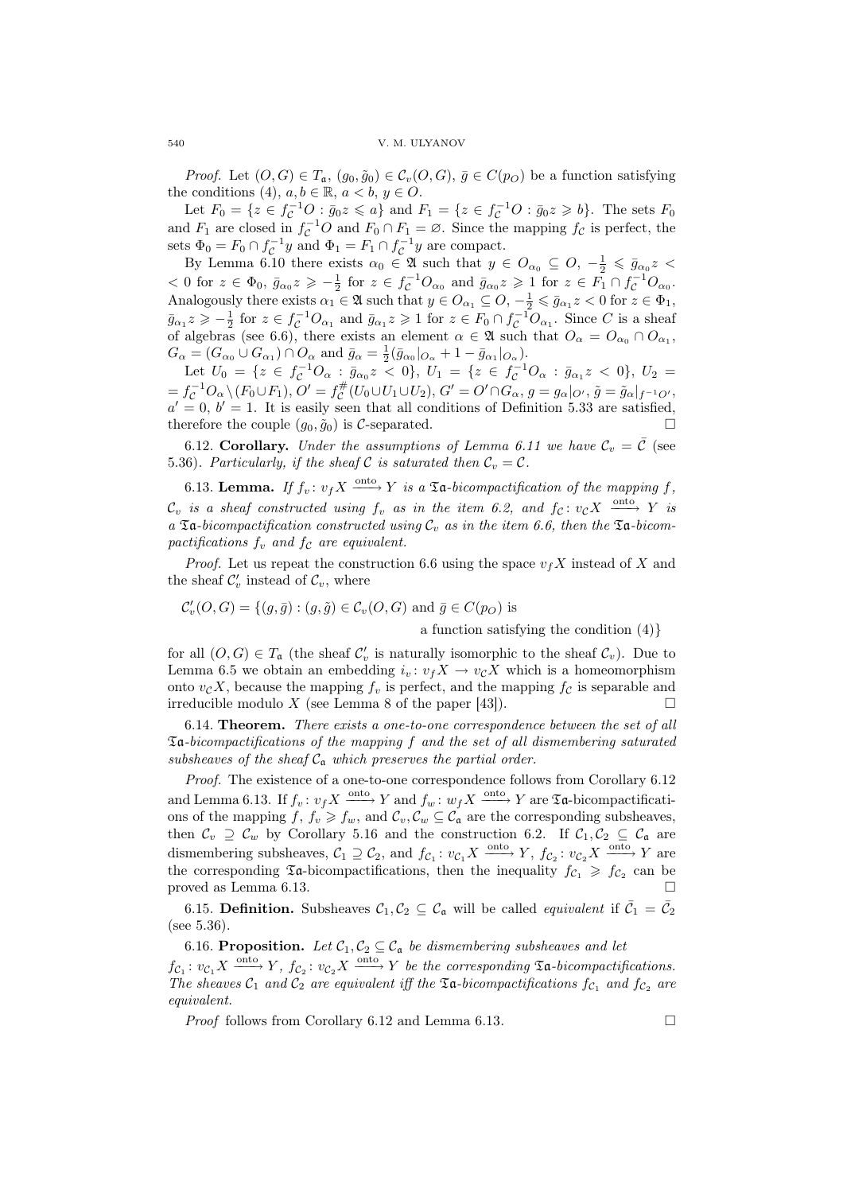*Proof.* Let $(O, G) \in T_{\mathfrak{a}}$, $(g_0, \tilde{g}_0) \in \mathcal{C}_v(O, G)$, $\bar{g} \in C(p_O)$ be a function satisfying the conditions (4), $a, b \in \mathbb{R}$, $a < b$, $y \in O$.

Let $F_0 = \{z \in f_{\mathcal{C}}^{-1}O : \bar{g}_0 z \leqslant a\}$ and $F_1 = \{z \in f_{\mathcal{C}}^{-1}O : \bar{g}_0 z \geqslant b\}$. The sets $F_0$ and $F_1$ are closed in $f_{\mathcal{C}}^{-1}O$ and $F_0 \cap F_1 = \varnothing$. Since the mapping $f_{\mathcal{C}}$ is perfect, the sets $\Phi_0 = F_0 \cap f_{\mathcal{C}}^{-1}y$ and $\Phi_1 = F_1 \cap f_{\mathcal{C}}^{-1}y$ are compact.

By Lemma 6.10 there exists $\alpha_0 \in \mathfrak{A}$ such that $y \in O_{\alpha_0} \subseteq O$, $-\frac{1}{2} \leqslant \bar{g}_{\alpha_0} z < 0$ for $z \in \Phi_0$, $\bar{g}_{\alpha_0} z \geqslant -\frac{1}{2}$ for $z \in f_{\mathcal{C}}^{-1}O_{\alpha_0}$ and $\bar{g}_{\alpha_0} z \geqslant 1$ for $z \in F_1 \cap f_{\mathcal{C}}^{-1}O_{\alpha_0}$. Analogously there exists $\alpha_1 \in \mathfrak{A}$ such that $y \in O_{\alpha_1} \subseteq O$, $-\frac{1}{2} \leqslant \bar{g}_{\alpha_1} z < 0$ for $z \in \Phi_1$, $\bar{g}_{\alpha_1} z \geqslant -\frac{1}{2}$ for $z \in f_{\mathcal{C}}^{-1}O_{\alpha_1}$ and $\bar{g}_{\alpha_1} z \geqslant 1$ for $z \in F_0 \cap f_{\mathcal{C}}^{-1}O_{\alpha_1}$. Since $C$ is a sheaf of algebras (see 6.6), there exists an element $\alpha \in \mathfrak{A}$ such that $O_\alpha = O_{\alpha_0} \cap O_{\alpha_1}$, $G_\alpha = (G_{\alpha_0} \cup G_{\alpha_1}) \cap O_\alpha$ and $\bar{g}_\alpha = \frac{1}{2}(\bar{g}_{\alpha_0}|_{O_\alpha} + 1 - \bar{g}_{\alpha_1}|_{O_\alpha})$.

Let $U_0 = \{z \in f_{\mathcal{C}}^{-1}O_\alpha : \bar{g}_{\alpha_0} z < 0\}$, $U_1 = \{z \in f_{\mathcal{C}}^{-1}O_\alpha : \bar{g}_{\alpha_1} z < 0\}$, $U_2 = f_{\mathcal{C}}^{-1}O_\alpha \setminus (F_0 \cup F_1)$, $O' = f_{\mathcal{C}}^{\#}(U_0 \cup U_1 \cup U_2)$, $G' = O' \cap G_\alpha$, $g = g_\alpha|_{O'}$, $\tilde{g} = \tilde{g}_\alpha|_{f^{-1}O'}$, $a' = 0$, $b' = 1$. It is easily seen that all conditions of Definition 5.33 are satisfied, therefore the couple $(g_0, \tilde{g}_0)$ is $\mathcal{C}$-separated. $\square$

6.12. **Corollary.** *Under the assumptions of Lemma 6.11 we have $\mathcal{C}_v = \bar{\mathcal{C}}$ (see 5.36). Particularly, if the sheaf $\mathcal{C}$ is saturated then $\mathcal{C}_v = \mathcal{C}$.*

6.13. **Lemma.** *If $f_v : v_f X \xrightarrow{\text{onto}} Y$ is a $\mathfrak{Ta}$-bicompactification of the mapping $f$, $\mathcal{C}_v$ is a sheaf constructed using $f_v$ as in the item 6.2, and $f_{\mathcal{C}} : v_{\mathcal{C}} X \xrightarrow{\text{onto}} Y$ is a $\mathfrak{Ta}$-bicompactification constructed using $\mathcal{C}_v$ as in the item 6.6, then the $\mathfrak{Ta}$-bicompactifications $f_v$ and $f_{\mathcal{C}}$ are equivalent.*

*Proof.* Let us repeat the construction 6.6 using the space $v_f X$ instead of $X$ and the sheaf $\mathcal{C}'_v$ instead of $\mathcal{C}_v$, where

$$\mathcal{C}'_v(O, G) = \{(g, \bar{g}) : (g, \tilde{g}) \in \mathcal{C}_v(O, G) \text{ and } \bar{g} \in C(p_O) \text{ is a function satisfying the condition (4)}\}$$

for all $(O, G) \in T_{\mathfrak{a}}$ (the sheaf $\mathcal{C}'_v$ is naturally isomorphic to the sheaf $\mathcal{C}_v$). Due to Lemma 6.5 we obtain an embedding $i_v : v_f X \to v_{\mathcal{C}} X$ which is a homeomorphism onto $v_{\mathcal{C}} X$, because the mapping $f_v$ is perfect, and the mapping $f_{\mathcal{C}}$ is separable and irreducible modulo $X$ (see Lemma 8 of the paper [43]). $\square$

6.14. **Theorem.** *There exists a one-to-one correspondence between the set of all $\mathfrak{Ta}$-bicompactifications of the mapping $f$ and the set of all dismembering saturated subsheaves of the sheaf $\mathcal{C}_{\mathfrak{a}}$ which preserves the partial order.*

*Proof.* The existence of a one-to-one correspondence follows from Corollary 6.12 and Lemma 6.13. If $f_v : v_f X \xrightarrow{\text{onto}} Y$ and $f_w : w_f X \xrightarrow{\text{onto}} Y$ are $\mathfrak{Ta}$-bicompactifications of the mapping $f$, $f_v \geqslant f_w$, and $\mathcal{C}_v, \mathcal{C}_w \subseteq \mathcal{C}_{\mathfrak{a}}$ are the corresponding subsheaves, then $\mathcal{C}_v \supseteq \mathcal{C}_w$ by Corollary 5.16 and the construction 6.2. If $\mathcal{C}_1, \mathcal{C}_2 \subseteq \mathcal{C}_{\mathfrak{a}}$ are dismembering subsheaves, $\mathcal{C}_1 \supseteq \mathcal{C}_2$, and $f_{\mathcal{C}_1} : v_{\mathcal{C}_1} X \xrightarrow{\text{onto}} Y$, $f_{\mathcal{C}_2} : v_{\mathcal{C}_2} X \xrightarrow{\text{onto}} Y$ are the corresponding $\mathfrak{Ta}$-bicompactifications, then the inequality $f_{\mathcal{C}_1} \geqslant f_{\mathcal{C}_2}$ can be proved as Lemma 6.13. $\square$

6.15. **Definition.** Subsheaves $\mathcal{C}_1, \mathcal{C}_2 \subseteq \mathcal{C}_{\mathfrak{a}}$ will be called *equivalent* if $\bar{\mathcal{C}}_1 = \bar{\mathcal{C}}_2$ (see 5.36).

6.16. **Proposition.** *Let $\mathcal{C}_1, \mathcal{C}_2 \subseteq \mathcal{C}_{\mathfrak{a}}$ be dismembering subsheaves and let $f_{\mathcal{C}_1} : v_{\mathcal{C}_1} X \xrightarrow{\text{onto}} Y$, $f_{\mathcal{C}_2} : v_{\mathcal{C}_2} X \xrightarrow{\text{onto}} Y$ be the corresponding $\mathfrak{Ta}$-bicompactifications. The sheaves $\mathcal{C}_1$ and $\mathcal{C}_2$ are equivalent iff the $\mathfrak{Ta}$-bicompactifications $f_{\mathcal{C}_1}$ and $f_{\mathcal{C}_2}$ are equivalent.*

*Proof* follows from Corollary 6.12 and Lemma 6.13. $\square$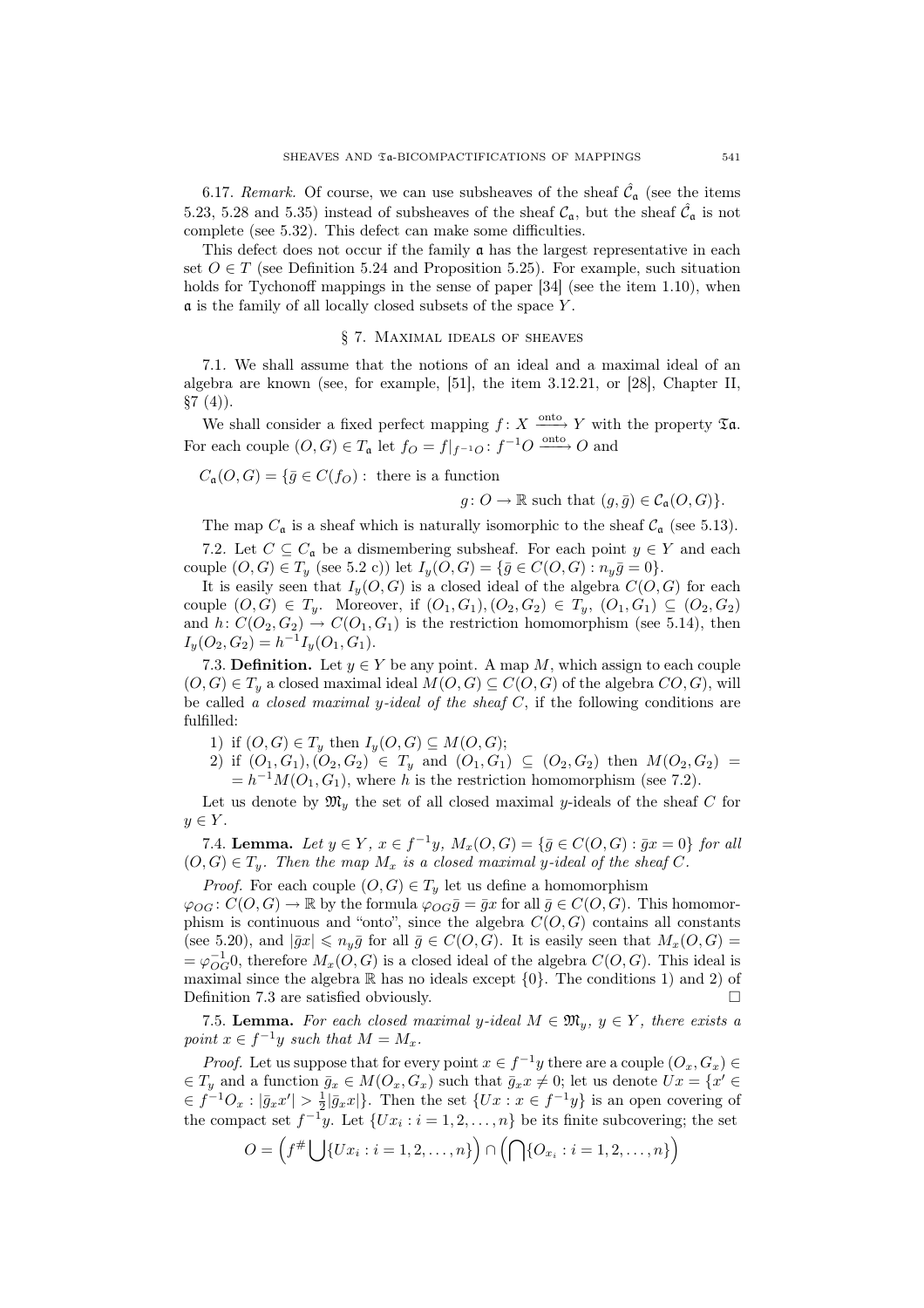6.17. *Remark.* Of course, we can use subsheaves of the sheaf $\hat{\mathcal{C}}_\mathfrak{a}$ (see the items 5.23, 5.28 and 5.35) instead of subsheaves of the sheaf $\mathcal{C}_\mathfrak{a}$, but the sheaf $\hat{\mathcal{C}}_\mathfrak{a}$ is not complete (see 5.32). This defect can make some difficulties.

This defect does not occur if the family $\mathfrak{a}$ has the largest representative in each set $O \in T$ (see Definition 5.24 and Proposition 5.25). For example, such situation holds for Tychonoff mappings in the sense of paper [34] (see the item 1.10), when $\mathfrak{a}$ is the family of all locally closed subsets of the space $Y$.

## § 7. Maximal ideals of sheaves

7.1. We shall assume that the notions of an ideal and a maximal ideal of an algebra are known (see, for example, [51], the item 3.12.21, or [28], Chapter II, §7 (4)).

We shall consider a fixed perfect mapping $f\colon X \xrightarrow{\text{onto}} Y$ with the property $\mathfrak{Ta}$. For each couple $(O, G) \in T_\mathfrak{a}$ let $f_O = f|_{f^{-1}O}\colon f^{-1}O \xrightarrow{\text{onto}} O$ and

$$C_\mathfrak{a}(O, G) = \{\bar{g} \in C(f_O) : \text{ there is a function } g\colon O \to \mathbb{R} \text{ such that } (g, \bar{g}) \in \mathcal{C}_\mathfrak{a}(O, G)\}.$$

The map $C_\mathfrak{a}$ is a sheaf which is naturally isomorphic to the sheaf $\mathcal{C}_\mathfrak{a}$ (see 5.13).

7.2. Let $C \subseteq C_\mathfrak{a}$ be a dismembering subsheaf. For each point $y \in Y$ and each couple $(O, G) \in T_y$ (see 5.2 c)) let $I_y(O, G) = \{\bar{g} \in C(O, G) : n_y \bar{g} = 0\}$.

It is easily seen that $I_y(O, G)$ is a closed ideal of the algebra $C(O, G)$ for each couple $(O, G) \in T_y$. Moreover, if $(O_1, G_1), (O_2, G_2) \in T_y$, $(O_1, G_1) \subseteq (O_2, G_2)$ and $h\colon C(O_2, G_2) \to C(O_1, G_1)$ is the restriction homomorphism (see 5.14), then $I_y(O_2, G_2) = h^{-1} I_y(O_1, G_1)$.

7.3. **Definition.** Let $y \in Y$ be any point. A map $M$, which assign to each couple $(O, G) \in T_y$ a closed maximal ideal $M(O, G) \subseteq C(O, G)$ of the algebra $CO, G)$, will be called *a closed maximal $y$-ideal of the sheaf $C$*, if the following conditions are fulfilled:

1) if $(O, G) \in T_y$ then $I_y(O, G) \subseteq M(O, G)$;
2) if $(O_1, G_1), (O_2, G_2) \in T_y$ and $(O_1, G_1) \subseteq (O_2, G_2)$ then $M(O_2, G_2) = h^{-1} M(O_1, G_1)$, where $h$ is the restriction homomorphism (see 7.2).

Let us denote by $\mathfrak{M}_y$ the set of all closed maximal $y$-ideals of the sheaf $C$ for $y \in Y$.

7.4. **Lemma.** *Let $y \in Y$, $x \in f^{-1}y$, $M_x(O, G) = \{\bar{g} \in C(O, G) : \bar{g}x = 0\}$ for all $(O, G) \in T_y$. Then the map $M_x$ is a closed maximal $y$-ideal of the sheaf $C$.*

*Proof.* For each couple $(O, G) \in T_y$ let us define a homomorphism $\varphi_{OG}\colon C(O, G) \to \mathbb{R}$ by the formula $\varphi_{OG}\bar{g} = \bar{g}x$ for all $\bar{g} \in C(O, G)$. This homomorphism is continuous and "onto", since the algebra $C(O, G)$ contains all constants (see 5.20), and $|\bar{g}x| \leqslant n_y \bar{g}$ for all $\bar{g} \in C(O, G)$. It is easily seen that $M_x(O, G) = \varphi_{OG}^{-1} 0$, therefore $M_x(O, G)$ is a closed ideal of the algebra $C(O, G)$. This ideal is maximal since the algebra $\mathbb{R}$ has no ideals except $\{0\}$. The conditions 1) and 2) of Definition 7.3 are satisfied obviously. $\square$

7.5. **Lemma.** *For each closed maximal $y$-ideal $M \in \mathfrak{M}_y$, $y \in Y$, there exists a point $x \in f^{-1}y$ such that $M = M_x$.*

*Proof.* Let us suppose that for every point $x \in f^{-1}y$ there are a couple $(O_x, G_x) \in T_y$ and a function $\bar{g}_x \in M(O_x, G_x)$ such that $\bar{g}_x x \neq 0$; let us denote $Ux = \{x' \in f^{-1}O_x : |\bar{g}_x x'| > \frac{1}{2}|\bar{g}_x x|\}$. Then the set $\{Ux : x \in f^{-1}y\}$ is an open covering of the compact set $f^{-1}y$. Let $\{Ux_i : i = 1, 2, \dots, n\}$ be its finite subcovering; the set

$$O = \left(f^\# \bigcup \{Ux_i : i = 1, 2, \dots, n\}\right) \cap \left(\bigcap \{O_{x_i} : i = 1, 2, \dots, n\}\right)$$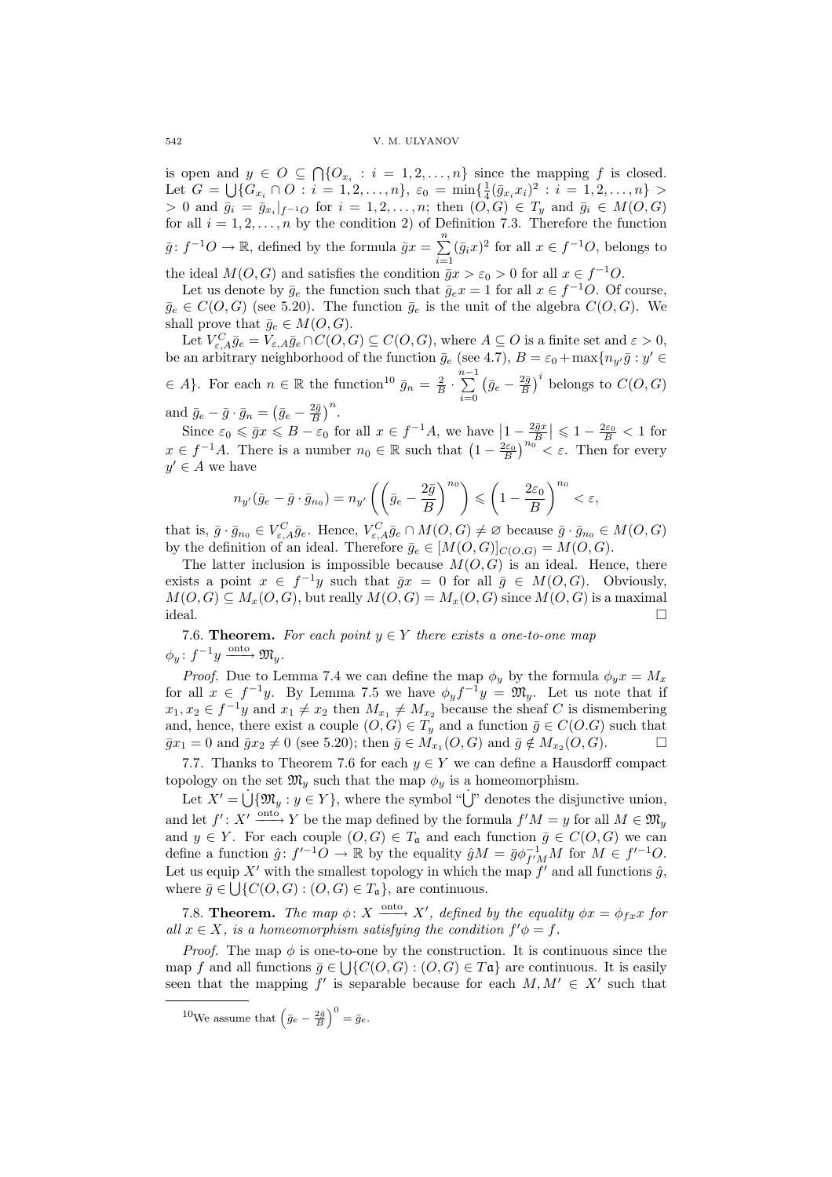is open and $y \in O \subseteq \bigcap\{O_{x_i} : i = 1, 2, \ldots, n\}$ since the mapping $f$ is closed. Let $G = \bigcup\{G_{x_i} \cap O : i = 1, 2, \ldots, n\}$, $\varepsilon_0 = \min\{\frac{1}{4}(\bar{g}_{x_i} x_i)^2 : i = 1, 2, \ldots, n\} > 0$ and $\bar{g}_i = \bar{g}_{x_i}|_{f^{-1}O}$ for $i = 1, 2, \ldots, n$; then $(O, G) \in T_y$ and $\bar{g}_i \in M(O, G)$ for all $i = 1, 2, \ldots, n$ by the condition 2) of Definition 7.3. Therefore the function $\bar{g} \colon f^{-1}O \to \mathbb{R}$, defined by the formula $\bar{g}x = \sum_{i=1}^{n} (\bar{g}_i x)^2$ for all $x \in f^{-1}O$, belongs to the ideal $M(O, G)$ and satisfies the condition $\bar{g}x > \varepsilon_0 > 0$ for all $x \in f^{-1}O$.

Let us denote by $\bar{g}_e$ the function such that $\bar{g}_e x = 1$ for all $x \in f^{-1}O$. Of course, $\bar{g}_e \in C(O, G)$ (see 5.20). The function $\bar{g}_e$ is the unit of the algebra $C(O, G)$. We shall prove that $\bar{g}_e \in M(O, G)$.

Let $V^C_{\varepsilon,A}\bar{g}_e = V_{\varepsilon,A}\bar{g}_e \cap C(O, G) \subseteq C(O, G)$, where $A \subseteq O$ is a finite set and $\varepsilon > 0$, be an arbitrary neighborhood of the function $\bar{g}_e$ (see 4.7), $B = \varepsilon_0 + \max\{n_{y'}\bar{g} : y' \in A\}$. For each $n \in \mathbb{R}$ the function[10] $\bar{g}_n = \frac{2}{B} \cdot \sum_{i=0}^{n-1} \left(\bar{g}_e - \frac{2\bar{g}}{B}\right)^i$ belongs to $C(O, G)$ and $\bar{g}_e - \bar{g} \cdot \bar{g}_n = \left(\bar{g}_e - \frac{2\bar{g}}{B}\right)^n$.

Since $\varepsilon_0 \leqslant \bar{g}x \leqslant B - \varepsilon_0$ for all $x \in f^{-1}A$, we have $\left|1 - \frac{2\bar{g}x}{B}\right| \leqslant 1 - \frac{2\varepsilon_0}{B} < 1$ for $x \in f^{-1}A$. There is a number $n_0 \in \mathbb{R}$ such that $\left(1 - \frac{2\varepsilon_0}{B}\right)^{n_0} < \varepsilon$. Then for every $y' \in A$ we have

$$n_{y'}(\bar{g}_e - \bar{g} \cdot \bar{g}_{n_0}) = n_{y'}\left(\left(\bar{g}_e - \frac{2\bar{g}}{B}\right)^{n_0}\right) \leqslant \left(1 - \frac{2\varepsilon_0}{B}\right)^{n_0} < \varepsilon,$$

that is, $\bar{g} \cdot \bar{g}_{n_0} \in V^C_{\varepsilon,A}\bar{g}_e$. Hence, $V^C_{\varepsilon,A}\bar{g}_e \cap M(O, G) \neq \varnothing$ because $\bar{g} \cdot \bar{g}_{n_0} \in M(O, G)$ by the definition of an ideal. Therefore $\bar{g}_e \in [M(O, G)]_{C(O,G)} = M(O, G)$.

The latter inclusion is impossible because $M(O, G)$ is an ideal. Hence, there exists a point $x \in f^{-1}y$ such that $\bar{g}x = 0$ for all $\bar{g} \in M(O, G)$. Obviously, $M(O, G) \subseteq M_x(O, G)$, but really $M(O, G) = M_x(O, G)$ since $M(O, G)$ is a maximal ideal. □

7.6. **Theorem.** *For each point $y \in Y$ there exists a one-to-one map $\phi_y \colon f^{-1}y \xrightarrow{\text{onto}} \mathfrak{M}_y$.*

*Proof.* Due to Lemma 7.4 we can define the map $\phi_y$ by the formula $\phi_y x = M_x$ for all $x \in f^{-1}y$. By Lemma 7.5 we have $\phi_y f^{-1}y = \mathfrak{M}_y$. Let us note that if $x_1, x_2 \in f^{-1}y$ and $x_1 \neq x_2$ then $M_{x_1} \neq M_{x_2}$ because the sheaf $C$ is dismembering and, hence, there exist a couple $(O, G) \in T_y$ and a function $\bar{g} \in C(O.G)$ such that $\bar{g}x_1 = 0$ and $\bar{g}x_2 \neq 0$ (see 5.20); then $\bar{g} \in M_{x_1}(O, G)$ and $\bar{g} \notin M_{x_2}(O, G)$. □

7.7. Thanks to Theorem 7.6 for each $y \in Y$ we can define a Hausdorff compact topology on the set $\mathfrak{M}_y$ such that the map $\phi_y$ is a homeomorphism.

Let $X' = \dot{\bigcup}\{\mathfrak{M}_y : y \in Y\}$, where the symbol "$\dot{\bigcup}$" denotes the disjunctive union, and let $f' \colon X' \xrightarrow{\text{onto}} Y$ be the map defined by the formula $f'M = y$ for all $M \in \mathfrak{M}_y$ and $y \in Y$. For each couple $(O, G) \in T_\mathfrak{a}$ and each function $\bar{g} \in C(O, G)$ we can define a function $\hat{g} \colon f'^{-1}O \to \mathbb{R}$ by the equality $\hat{g}M = \bar{g}\phi^{-1}_{f'M}M$ for $M \in f'^{-1}O$. Let us equip $X'$ with the smallest topology in which the map $f'$ and all functions $\hat{g}$, where $\bar{g} \in \bigcup\{C(O, G) : (O, G) \in T_\mathfrak{a}\}$, are continuous.

7.8. **Theorem.** *The map $\phi \colon X \xrightarrow{\text{onto}} X'$, defined by the equality $\phi x = \phi_{fx} x$ for all $x \in X$, is a homeomorphism satisfying the condition $f'\phi = f$.*

*Proof.* The map $\phi$ is one-to-one by the construction. It is continuous since the map $f$ and all functions $\bar{g} \in \bigcup\{C(O, G) : (O, G) \in T\mathfrak{a}\}$ are continuous. It is easily seen that the mapping $f'$ is separable because for each $M, M' \in X'$ such that

[10] We assume that $\left(\bar{g}_e - \frac{2\bar{g}}{B}\right)^0 = \bar{g}_e$.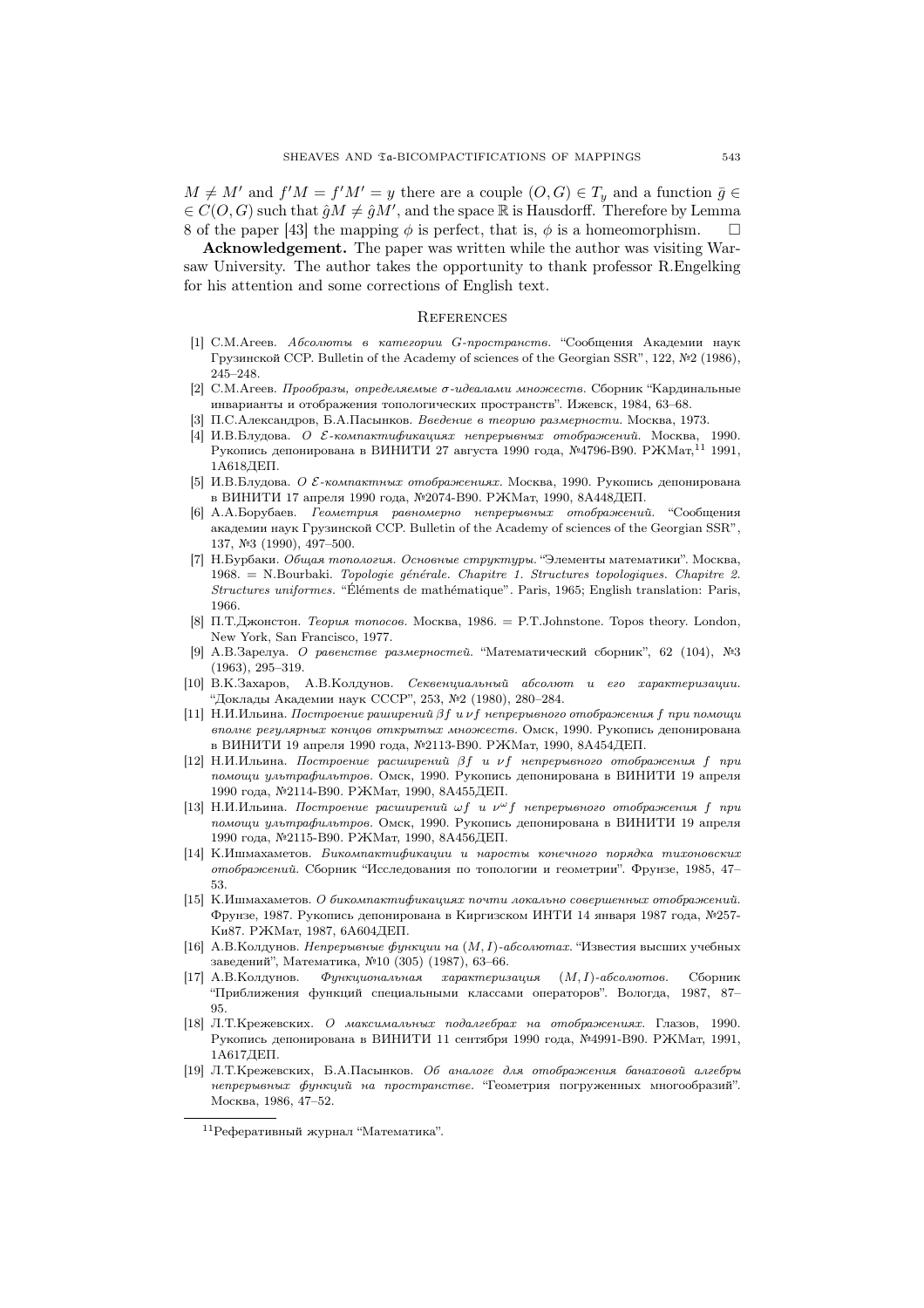$M \neq M'$ and $f'M = f'M' = y$ there are a couple $(O, G) \in T_y$ and a function $\bar{g} \in \in C(O, G)$ such that $\hat{g}M \neq \hat{g}M'$, and the space $\mathbb{R}$ is Hausdorff. Therefore by Lemma 8 of the paper [43] the mapping $\phi$ is perfect, that is, $\phi$ is a homeomorphism. $\square$

**Acknowledgement.** The paper was written while the author was visiting Warsaw University. The author takes the opportunity to thank professor R.Engelking for his attention and some corrections of English text.

## References

[1] С.М.Агеев. *Абсолюты в категории G-пространств.* "Сообщения Академии наук Грузинской ССР. Bulletin of the Academy of sciences of the Georgian SSR", 122, №2 (1986), 245–248.

[2] С.М.Агеев. *Прообразы, определяемые σ-идеалами множеств.* Сборник "Кардинальные инварианты и отображения топологических пространств". Ижевск, 1984, 63–68.

[3] П.С.Александров, Б.А.Пасынков. *Введение в теорию размерности.* Москва, 1973.

[4] И.В.Блудова. *О $\mathcal{E}$-компактификациях непрерывных отображений.* Москва, 1990. Рукопись депонирована в ВИНИТИ 27 августа 1990 года, №4796-В90. РЖМат,[11] 1991, 1А618ДЕП.

[5] И.В.Блудова. *О $\mathcal{E}$-компактных отображениях.* Москва, 1990. Рукопись депонирована в ВИНИТИ 17 апреля 1990 года, №2074-В90. РЖМат, 1990, 8А448ДЕП.

[6] А.А.Борубаев. *Геометрия равномерно непрерывных отображений.* "Сообщения академии наук Грузинской ССР. Bulletin of the Academy of sciences of the Georgian SSR", 137, №3 (1990), 497–500.

[7] Н.Бурбаки. *Общая топология. Основные структуры.* "Элементы математики". Москва, 1968. = N.Bourbaki. *Topologie générale. Chapitre 1. Structures topologiques. Chapitre 2. Structures uniformes.* "Éléments de mathématique". Paris, 1965; English translation: Paris, 1966.

[8] П.Т.Джонстон. *Теория топосов.* Москва, 1986. = P.T.Johnstone. Topos theory. London, New York, San Francisco, 1977.

[9] А.В.Зарелуа. *О равенстве размерностей.* "Математический сборник", 62 (104), №3 (1963), 295–319.

[10] В.К.Захаров, А.В.Колдунов. *Секвенциальный абсолют и его характеризации.* "Доклады Академии наук СССР", 253, №2 (1980), 280–284.

[11] Н.И.Ильина. *Построение расширений $\beta f$ и $\nu f$ непрерывного отображения $f$ при помощи вполне регулярных концов открытых множеств.* Омск, 1990. Рукопись депонирована в ВИНИТИ 19 апреля 1990 года, №2113-В90. РЖМат, 1990, 8А454ДЕП.

[12] Н.И.Ильина. *Построение расширений $\beta f$ и $\nu f$ непрерывного отображения $f$ при помощи ультрафильтров.* Омск, 1990. Рукопись депонирована в ВИНИТИ 19 апреля 1990 года, №2114-В90. РЖМат, 1990, 8А455ДЕП.

[13] Н.И.Ильина. *Построение расширений $\omega f$ и $\nu^\omega f$ непрерывного отображения $f$ при помощи ультрафильтров.* Омск, 1990. Рукопись депонирована в ВИНИТИ 19 апреля 1990 года, №2115-В90. РЖМат, 1990, 8А456ДЕП.

[14] К.Ишмахаметов. *Бикомпактификации и наросты конечного порядка тихоновских отображений.* Сборник "Исследования по топологии и геометрии". Фрунзе, 1985, 47–53.

[15] К.Ишмахаметов. *О бикомпактификациях почти локально совершенных отображений.* Фрунзе, 1987. Рукопись депонирована в Киргизском ИНТИ 14 января 1987 года, №257-Ки87. РЖМат, 1987, 6А604ДЕП.

[16] А.В.Колдунов. *Непрерывные функции на $(M, I)$-абсолютах.* "Известия высших учебных заведений", Математика, №10 (305) (1987), 63–66.

[17] А.В.Колдунов. *Функциональная характеризация $(M, I)$-абсолютов.* Сборник "Приближения функций специальными классами операторов". Вологда, 1987, 87–95.

[18] Л.Т.Крежевских. *О максимальных подалгебрах на отображениях.* Глазов, 1990. Рукопись депонирована в ВИНИТИ 11 сентября 1990 года, №4991-В90. РЖМат, 1991, 1А617ДЕП.

[19] Л.Т.Крежевских, Б.А.Пасынков. *Об аналоге для отображения банаховой алгебры непрерывных функций на пространстве.* "Геометрия погруженных многообразий". Москва, 1986, 47–52.

---

[11] Реферативный журнал "Математика".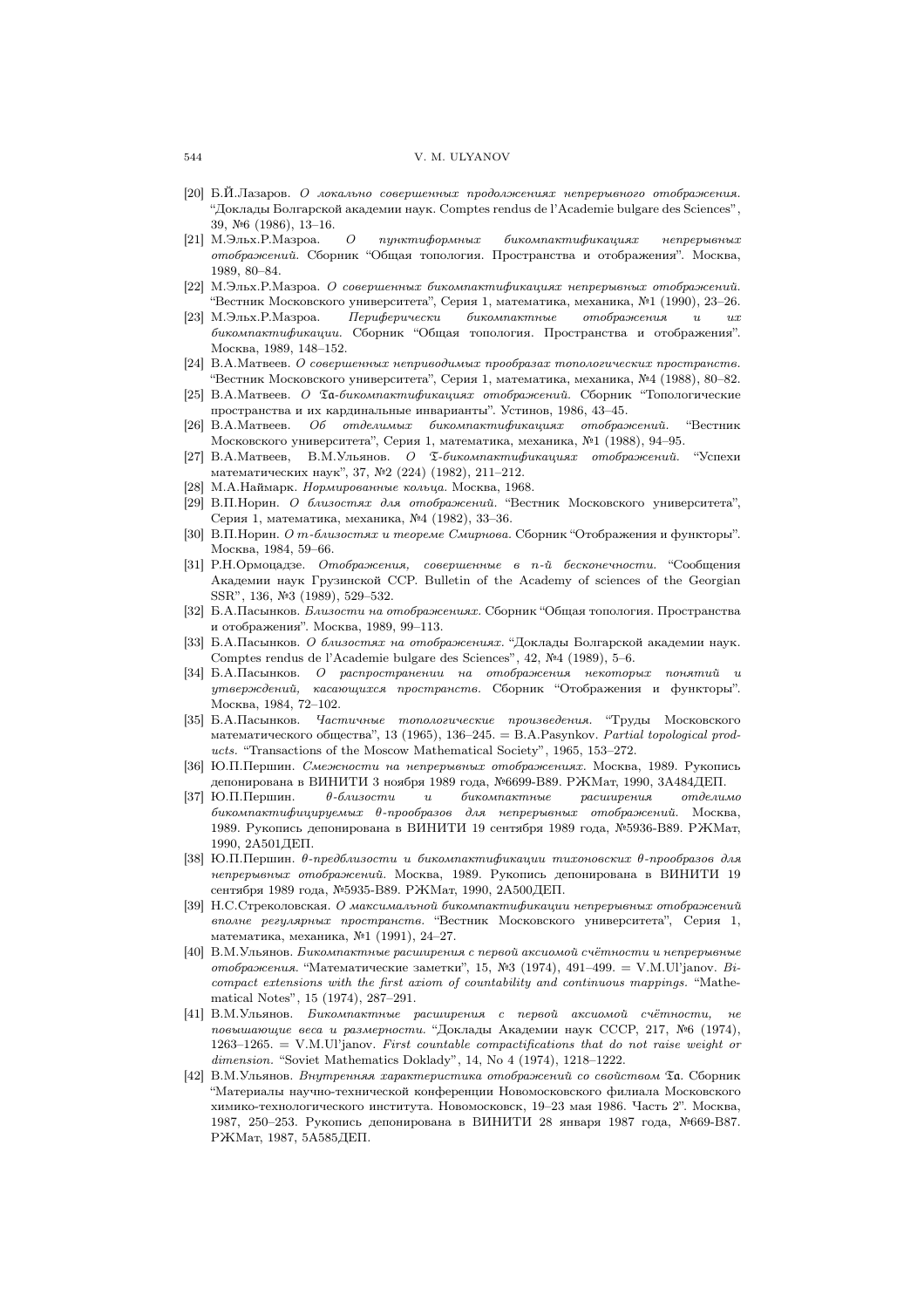[20] Б.Й.Лазаров. *О локально совершенных продолжениях непрерывного отображения.* "Доклады Болгарской академии наук. Comptes rendus de l'Academie bulgare des Sciences", 39, №6 (1986), 13–16.

[21] М.Эльх.Р.Мазроа. *О пунктиформных бикомпактификациях непрерывных отображений.* Сборник "Общая топология. Пространства и отображения". Москва, 1989, 80–84.

[22] М.Эльх.Р.Мазроа. *О совершенных бикомпактификациях непрерывных отображений.* "Вестник Московского университета", Серия 1, математика, механика, №1 (1990), 23–26.

[23] М.Эльх.Р.Мазроа. *Периферически бикомпактные отображения и их бикомпактификации.* Сборник "Общая топология. Пространства и отображения". Москва, 1989, 148–152.

[24] В.А.Матвеев. *О совершенных неприводимых прообразах топологических пространств.* "Вестник Московского университета", Серия 1, математика, механика, №4 (1988), 80–82.

[25] В.А.Матвеев. *О $\mathfrak{Ta}$-бикомпактификациях отображений.* Сборник "Топологические пространства и их кардинальные инварианты". Устинов, 1986, 43–45.

[26] В.А.Матвеев. *Об отделимых бикомпактификациях отображений.* "Вестник Московского университета", Серия 1, математика, механика, №1 (1988), 94–95.

[27] В.А.Матвеев, В.М.Ульянов. *О $\mathfrak{T}$-бикомпактификациях отображений.* "Успехи математических наук", 37, №2 (224) (1982), 211–212.

[28] М.А.Наймарк. *Нормированные кольца.* Москва, 1968.

[29] В.П.Норин. *О близостях для отображений.* "Вестник Московского университета", Серия 1, математика, механика, №4 (1982), 33–36.

[30] В.П.Норин. *О $m$-близостях и теореме Смирнова.* Сборник "Отображения и функторы". Москва, 1984, 59–66.

[31] Р.Н.Ормоцадзе. *Отображения, совершенные в $n$-й бесконечности.* "Сообщения Академии наук Грузинской ССР. Bulletin of the Academy of sciences of the Georgian SSR", 136, №3 (1989), 529–532.

[32] Б.А.Пасынков. *Близости на отображениях.* Сборник "Общая топология. Пространства и отображения". Москва, 1989, 99–113.

[33] Б.А.Пасынков. *О близостях на отображениях.* "Доклады Болгарской академии наук. Comptes rendus de l'Academie bulgare des Sciences", 42, №4 (1989), 5–6.

[34] Б.А.Пасынков. *О распространении на отображения некоторых понятий и утверждений, касающихся пространств.* Сборник "Отображения и функторы". Москва, 1984, 72–102.

[35] Б.А.Пасынков. *Частичные топологические произведения.* "Труды Московского математического общества", 13 (1965), 136–245. = B.A.Pasynkov. *Partial topological products.* "Transactions of the Moscow Mathematical Society", 1965, 153–272.

[36] Ю.П.Першин. *Смежности на непрерывных отображениях.* Москва, 1989. Рукопись депонирована в ВИНИТИ 3 ноября 1989 года, №6699-В89. РЖМат, 1990, 3А484ДЕП.

[37] Ю.П.Першин. *$\theta$-близости и бикомпактные расширения отделимо бикомпактифицируемых $\theta$-прообразов для непрерывных отображений.* Москва, 1989. Рукопись депонирована в ВИНИТИ 19 сентября 1989 года, №5936-В89. РЖМат, 1990, 2А501ДЕП.

[38] Ю.П.Першин. *$\theta$-предблизости и бикомпактификации тихоновских $\theta$-прообразов для непрерывных отображений.* Москва, 1989. Рукопись депонирована в ВИНИТИ 19 сентября 1989 года, №5935-В89. РЖМат, 1990, 2А500ДЕП.

[39] Н.С.Стреколовская. *О максимальной бикомпактификации непрерывных отображений вполне регулярных пространств.* "Вестник Московского университета", Серия 1, математика, механика, №1 (1991), 24–27.

[40] В.М.Ульянов. *Бикомпактные расширения с первой аксиомой счётности и непрерывные отображения.* "Математические заметки", 15, №3 (1974), 491–499. = V.M.Ul'janov. *Bicompact extensions with the first axiom of countability and continuous mappings.* "Mathematical Notes", 15 (1974), 287–291.

[41] В.М.Ульянов. *Бикомпактные расширения с первой аксиомой счётности, не повышающие веса и размерности.* "Доклады Академии наук СССР, 217, №6 (1974), 1263–1265. = V.M.Ul'janov. *First countable compactifications that do not raise weight or dimension.* "Soviet Mathematics Doklady", 14, No 4 (1974), 1218–1222.

[42] В.М.Ульянов. *Внутренняя характеристика отображений со свойством $\mathfrak{Ta}$.* Сборник "Материалы научно-технической конференции Новомосковского филиала Московского химико-технологического института. Новомосковск, 19–23 мая 1986. Часть 2". Москва, 1987, 250–253. Рукопись депонирована в ВИНИТИ 28 января 1987 года, №669-В87. РЖМат, 1987, 5А585ДЕП.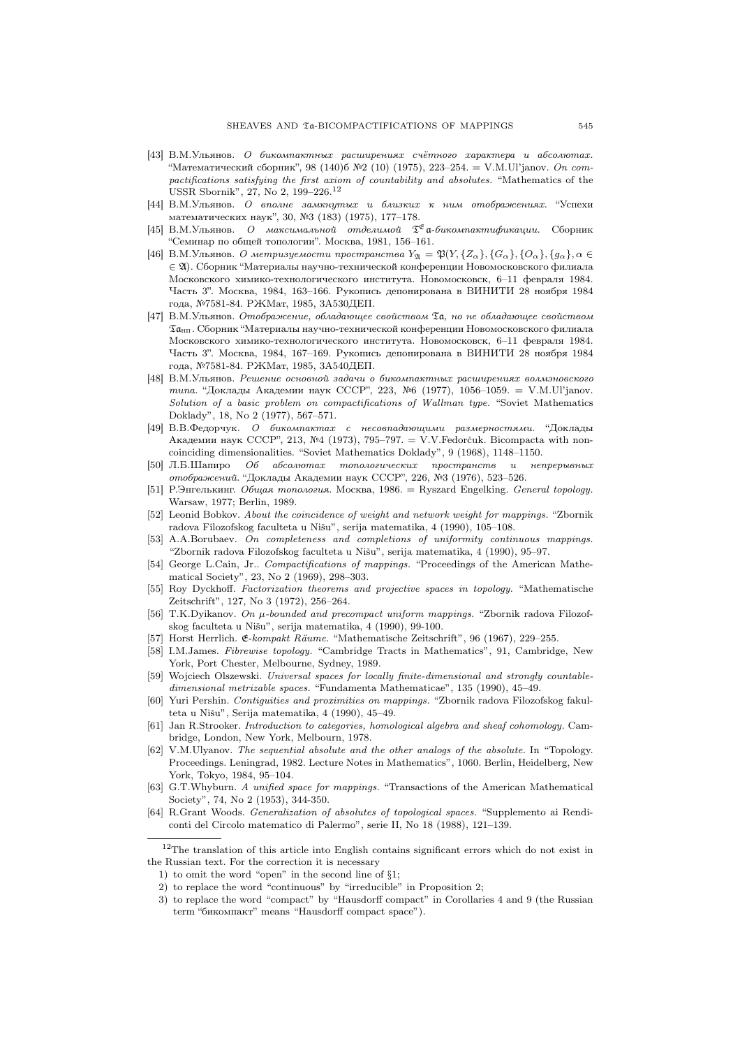[43] В.М.Ульянов. *О бикомпактных расширениях счётного характера и абсолютах.* "Математический сборник", 98 (140)б №2 (10) (1975), 223–254. = V.M.Ul'janov. *On compactifications satisfying the first axiom of countability and absolutes.* "Mathematics of the USSR Sbornik", 27, No 2, 199–226.[12]

[44] В.М.Ульянов. *О вполне замкнутых и близких к ним отображениях.* "Успехи математических наук", 30, №3 (183) (1975), 177–178.

[45] В.М.Ульянов. *О максимальной отделимой $\mathfrak{T}^{\mathfrak{C}}\mathfrak{a}$-бикомпактификации.* Сборник "Семинар по общей топологии". Москва, 1981, 156–161.

[46] В.М.Ульянов. *О метризуемости пространства $Y_{\mathfrak{A}} = \mathfrak{P}(Y, \{Z_\alpha\}, \{G_\alpha\}, \{O_\alpha\}, \{g_\alpha\}, \alpha \in \in \mathfrak{A})$.* Сборник "Материалы научно-технической конференции Новомосковского филиала Московского химико-технологического института. Новомосковск, 6–11 февраля 1984. Часть 3". Москва, 1984, 163–166. Рукопись депонирована в ВИНИТИ 28 ноября 1984 года, №7581-84. РЖМат, 1985, 3А530ДЕП.

[47] В.М.Ульянов. *Отображение, обладающее свойством $\mathfrak{Ta}$, но не обладающее свойством $\mathfrak{Ta}_{\text{нп}}$.* Сборник "Материалы научно-технической конференции Новомосковского филиала Московского химико-технологического института. Новомосковск, 6–11 февраля 1984. Часть 3". Москва, 1984, 167–169. Рукопись депонирована в ВИНИТИ 28 ноября 1984 года, №7581-84. РЖМат, 1985, 3А540ДЕП.

[48] В.М.Ульянов. *Решение основной задачи о бикомпактных расширениях волмэновского типа.* "Доклады Академии наук СССР", 223, №6 (1977), 1056–1059. = V.M.Ul'janov. *Solution of a basic problem on compactifications of Wallman type.* "Soviet Mathematics Doklady", 18, No 2 (1977), 567–571.

[49] В.В.Федорчук. *О бикомпактах с несовпадающими размерностями.* "Доклады Академии наук СССР", 213, №4 (1973), 795–797. = V.V.Fedorčuk. Bicompacta with noncoinciding dimensionalities. "Soviet Mathematics Doklady", 9 (1968), 1148–1150.

[50] Л.Б.Шапиро *Об абсолютах топологических пространств и непрерывных отображений.* "Доклады Академии наук СССР", 226, №3 (1976), 523–526.

[51] Р.Энгелькинг. *Общая топология.* Москва, 1986. = Ryszard Engelking. *General topology.* Warsaw, 1977; Berlin, 1989.

[52] Leonid Bobkov. *About the coincidence of weight and network weight for mappings.* "Zbornik radova Filozofskog faculteta u Nišu", serija matematika, 4 (1990), 105–108.

[53] A.A.Borubaev. *On completeness and completions of uniformity continuous mappings.* "Zbornik radova Filozofskog faculteta u Nišu", serija matematika, 4 (1990), 95–97.

[54] George L.Cain, Jr.. *Compactifications of mappings.* "Proceedings of the American Mathematical Society", 23, No 2 (1969), 298–303.

[55] Roy Dyckhoff. *Factorization theorems and projective spaces in topology.* "Mathematische Zeitschrift", 127, No 3 (1972), 256–264.

[56] T.K.Dyikanov. *On μ-bounded and precompact uniform mappings.* "Zbornik radova Filozofskog faculteta u Nišu", serija matematika, 4 (1990), 99-100.

[57] Horst Herrlich. *$\mathfrak{E}$-kompakt Räume.* "Mathematische Zeitschrift", 96 (1967), 229–255.

[58] I.M.James. *Fibrewise topology.* "Cambridge Tracts in Mathematics", 91, Cambridge, New York, Port Chester, Melbourne, Sydney, 1989.

[59] Wojciech Olszewski. *Universal spaces for locally finite-dimensional and strongly countable-dimensional metrizable spaces.* "Fundamenta Mathematicae", 135 (1990), 45–49.

[60] Yuri Pershin. *Contiguities and proximities on mappings.* "Zbornik radova Filozofskog fakulteta u Nišu", Serija matematika, 4 (1990), 45–49.

[61] Jan R.Strooker. *Introduction to categories, homological algebra and sheaf cohomology.* Cambridge, London, New York, Melbourn, 1978.

[62] V.M.Ulyanov. *The sequential absolute and the other analogs of the absolute.* In "Topology. Proceedings. Leningrad, 1982. Lecture Notes in Mathematics", 1060. Berlin, Heidelberg, New York, Tokyo, 1984, 95–104.

[63] G.T.Whyburn. *A unified space for mappings.* "Transactions of the American Mathematical Society", 74, No 2 (1953), 344-350.

[64] R.Grant Woods. *Generalization of absolutes of topological spaces.* "Supplemento ai Rendiconti del Circolo matematico di Palermo", serie II, No 18 (1988), 121–139.

---

[12] The translation of this article into English contains significant errors which do not exist in the Russian text. For the correction it is necessary

1) to omit the word "open" in the second line of §1;
2) to replace the word "continuous" by "irreducible" in Proposition 2;
3) to replace the word "compact" by "Hausdorff compact" in Corollaries 4 and 9 (the Russian term "бикомпакт" means "Hausdorff compact space").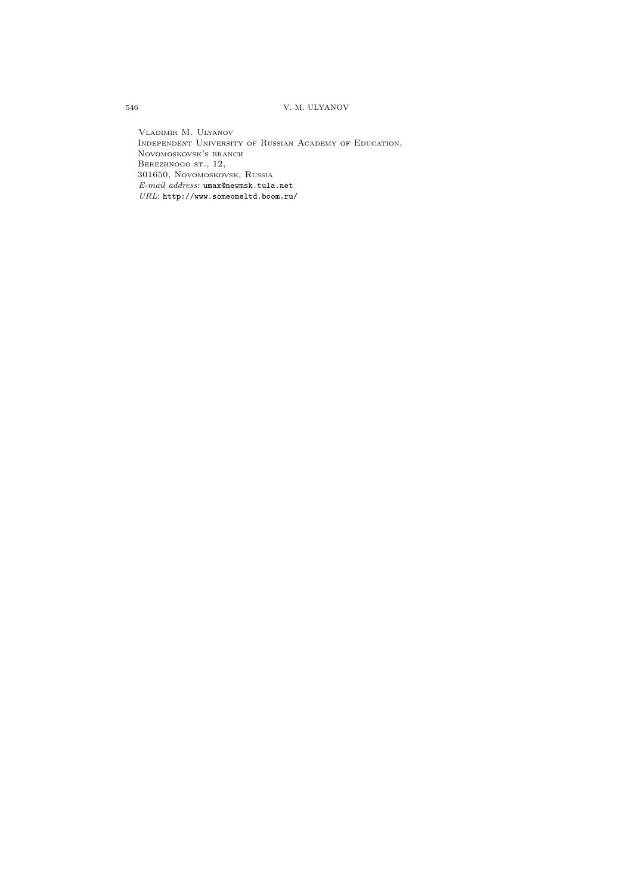Vladimir M. Ulyanov
Independent University of Russian Academy of Education,
Novomoskovsk's branch
Berezhnogo st., 12,
301650, Novomoskovsk, Russia
*E-mail address*: umax@newmsk.tula.net
*URL*: http://www.someoneltd.boom.ru/